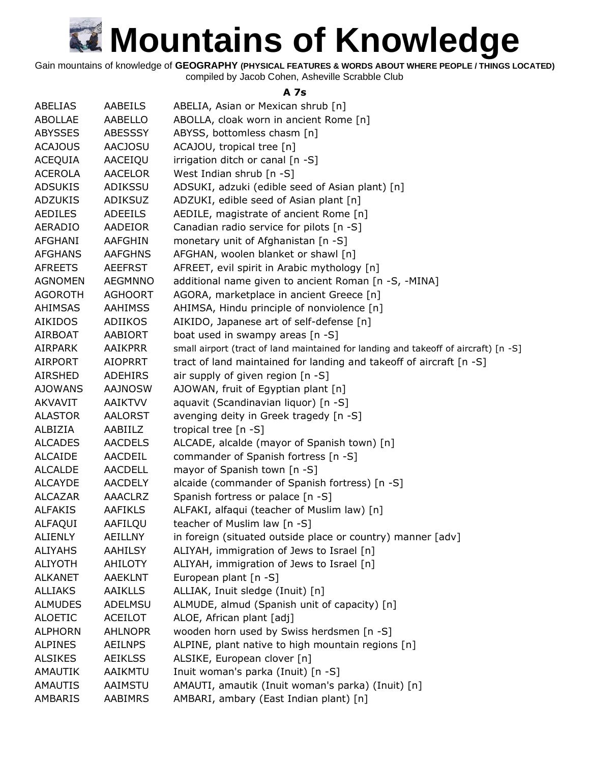# Mountains of Knowledge

Gain mountains of knowledge of **GEOGRAPHY (PHYSICAL FEATURES & WORDS ABOUT WHERE PEOPLE / THINGS LOCATED)**
compiled by Jacob Cohen, Asheville Scrabble Club

### A 7s

| | | |
|---|---|---|
| ABELIAS | AABEILS | ABELIA, Asian or Mexican shrub [n] |
| ABOLLAE | AABELLO | ABOLLA, cloak worn in ancient Rome [n] |
| ABYSSES | ABESSSY | ABYSS, bottomless chasm [n] |
| ACAJOUS | AACJOSU | ACAJOU, tropical tree [n] |
| ACEQUIA | AACEIQU | irrigation ditch or canal [n -S] |
| ACEROLA | AACELOR | West Indian shrub [n -S] |
| ADSUKIS | ADIKSSU | ADSUKI, adzuki (edible seed of Asian plant) [n] |
| ADZUKIS | ADIKSUZ | ADZUKI, edible seed of Asian plant [n] |
| AEDILES | ADEEILS | AEDILE, magistrate of ancient Rome [n] |
| AERADIO | AADEIOR | Canadian radio service for pilots [n -S] |
| AFGHANI | AAFGHIN | monetary unit of Afghanistan [n -S] |
| AFGHANS | AAFGHNS | AFGHAN, woolen blanket or shawl [n] |
| AFREETS | AEEFRST | AFREET, evil spirit in Arabic mythology [n] |
| AGNOMEN | AEGMNNO | additional name given to ancient Roman [n -S, -MINA] |
| AGOROTH | AGHOORT | AGORA, marketplace in ancient Greece [n] |
| AHIMSAS | AAHIMSS | AHIMSA, Hindu principle of nonviolence [n] |
| AIKIDOS | ADIIKOS | AIKIDO, Japanese art of self-defense [n] |
| AIRBOAT | AABIORT | boat used in swampy areas [n -S] |
| AIRPARK | AAIKPRR | small airport (tract of land maintained for landing and takeoff of aircraft) [n -S] |
| AIRPORT | AIOPRRT | tract of land maintained for landing and takeoff of aircraft [n -S] |
| AIRSHED | ADEHIRS | air supply of given region [n -S] |
| AJOWANS | AAJNOSW | AJOWAN, fruit of Egyptian plant [n] |
| AKVAVIT | AAIKTVV | aquavit (Scandinavian liquor) [n -S] |
| ALASTOR | AALORST | avenging deity in Greek tragedy [n -S] |
| ALBIZIA | AABIILZ | tropical tree [n -S] |
| ALCADES | AACDELS | ALCADE, alcalde (mayor of Spanish town) [n] |
| ALCAIDE | AACDEIL | commander of Spanish fortress [n -S] |
| ALCALDE | AACDELL | mayor of Spanish town [n -S] |
| ALCAYDE | AACDELY | alcaide (commander of Spanish fortress) [n -S] |
| ALCAZAR | AAACLRZ | Spanish fortress or palace [n -S] |
| ALFAKIS | AAFIKLS | ALFAKI, alfaqui (teacher of Muslim law) [n] |
| ALFAQUI | AAFILQU | teacher of Muslim law [n -S] |
| ALIENLY | AEILLNY | in foreign (situated outside place or country) manner [adv] |
| ALIYAHS | AAHILSY | ALIYAH, immigration of Jews to Israel [n] |
| ALIYOTH | AHILOTY | ALIYAH, immigration of Jews to Israel [n] |
| ALKANET | AAEKLNT | European plant [n -S] |
| ALLIAKS | AAIKLLS | ALLIAK, Inuit sledge (Inuit) [n] |
| ALMUDES | ADELMSU | ALMUDE, almud (Spanish unit of capacity) [n] |
| ALOETIC | ACEILOT | ALOE, African plant [adj] |
| ALPHORN | AHLNOPR | wooden horn used by Swiss herdsmen [n -S] |
| ALPINES | AEILNPS | ALPINE, plant native to high mountain regions [n] |
| ALSIKES | AEIKLSS | ALSIKE, European clover [n] |
| AMAUTIK | AAIKMTU | Inuit woman's parka (Inuit) [n -S] |
| AMAUTIS | AAIMSTU | AMAUTI, amautik (Inuit woman's parka) (Inuit) [n] |
| AMBARIS | AABIMRS | AMBARI, ambary (East Indian plant) [n] |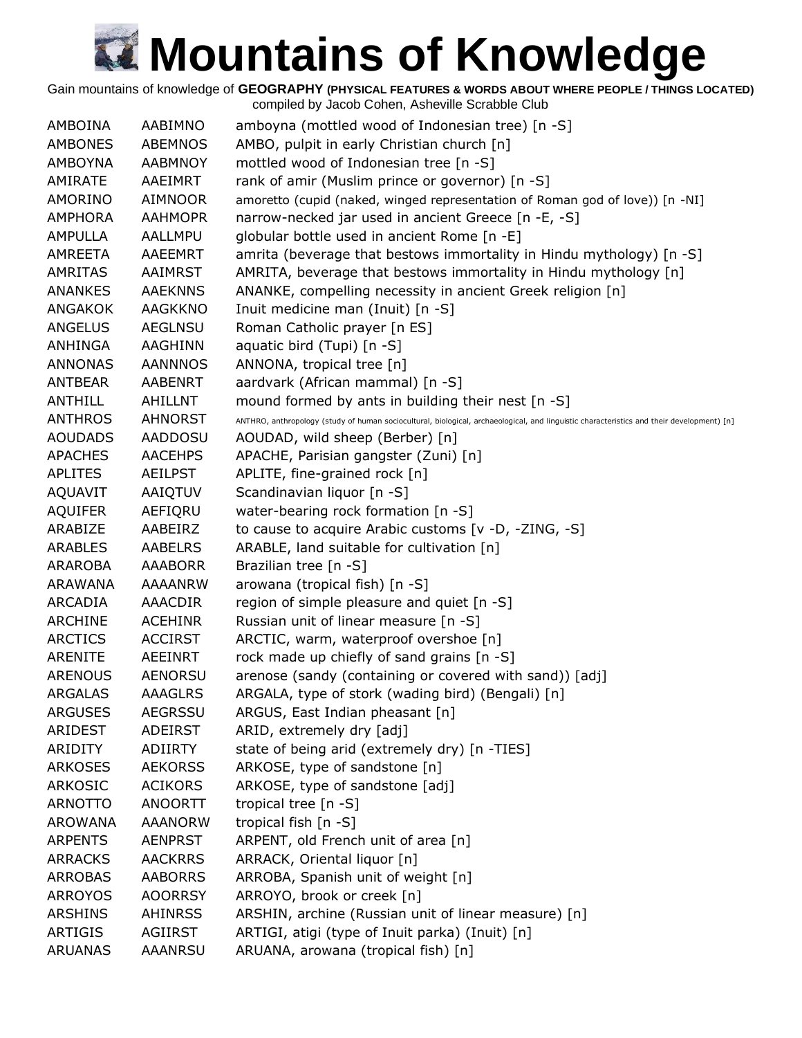# Mountains of Knowledge

Gain mountains of knowledge of **GEOGRAPHY (PHYSICAL FEATURES & WORDS ABOUT WHERE PEOPLE / THINGS LOCATED)** compiled by Jacob Cohen, Asheville Scrabble Club

| | | |
|---|---|---|
| AMBOINA | AABIMNO | amboyna (mottled wood of Indonesian tree) [n -S] |
| AMBONES | ABEMNOS | AMBO, pulpit in early Christian church [n] |
| AMBOYNA | AABMNOY | mottled wood of Indonesian tree [n -S] |
| AMIRATE | AAEIMRT | rank of amir (Muslim prince or governor) [n -S] |
| AMORINO | AIMNOOR | amoretto (cupid (naked, winged representation of Roman god of love)) [n -NI] |
| AMPHORA | AAHMOPR | narrow-necked jar used in ancient Greece [n -E, -S] |
| AMPULLA | AALLMPU | globular bottle used in ancient Rome [n -E] |
| AMREETA | AAEEMRT | amrita (beverage that bestows immortality in Hindu mythology) [n -S] |
| AMRITAS | AAIMRST | AMRITA, beverage that bestows immortality in Hindu mythology [n] |
| ANANKES | AAEKNNS | ANANKE, compelling necessity in ancient Greek religion [n] |
| ANGAKOK | AAGKKNO | Inuit medicine man (Inuit) [n -S] |
| ANGELUS | AEGLNSU | Roman Catholic prayer [n ES] |
| ANHINGA | AAGHINN | aquatic bird (Tupi) [n -S] |
| ANNONAS | AANNNOS | ANNONA, tropical tree [n] |
| ANTBEAR | AABENRT | aardvark (African mammal) [n -S] |
| ANTHILL | AHILLNT | mound formed by ants in building their nest [n -S] |
| ANTHROS | AHNORST | ANTHRO, anthropology (study of human sociocultural, biological, archaeological, and linguistic characteristics and their development) [n] |
| AOUDADS | AADDOSU | AOUDAD, wild sheep (Berber) [n] |
| APACHES | AACEHPS | APACHE, Parisian gangster (Zuni) [n] |
| APLITES | AEILPST | APLITE, fine-grained rock [n] |
| AQUAVIT | AAIQTUV | Scandinavian liquor [n -S] |
| AQUIFER | AEFIQRU | water-bearing rock formation [n -S] |
| ARABIZE | AABEIRZ | to cause to acquire Arabic customs [v -D, -ZING, -S] |
| ARABLES | AABELRS | ARABLE, land suitable for cultivation [n] |
| ARAROBA | AAABORR | Brazilian tree [n -S] |
| ARAWANA | AAAANRW | arowana (tropical fish) [n -S] |
| ARCADIA | AAACDIR | region of simple pleasure and quiet [n -S] |
| ARCHINE | ACEHINR | Russian unit of linear measure [n -S] |
| ARCTICS | ACCIRST | ARCTIC, warm, waterproof overshoe [n] |
| ARENITE | AEEINRT | rock made up chiefly of sand grains [n -S] |
| ARENOUS | AENORSU | arenose (sandy (containing or covered with sand)) [adj] |
| ARGALAS | AAAGLRS | ARGALA, type of stork (wading bird) (Bengali) [n] |
| ARGUSES | AEGRSSU | ARGUS, East Indian pheasant [n] |
| ARIDEST | ADEIRST | ARID, extremely dry [adj] |
| ARIDITY | ADIIRTY | state of being arid (extremely dry) [n -TIES] |
| ARKOSES | AEKORSS | ARKOSE, type of sandstone [n] |
| ARKOSIC | ACIKORS | ARKOSE, type of sandstone [adj] |
| ARNOTTO | ANOORTT | tropical tree [n -S] |
| AROWANA | AAANORW | tropical fish [n -S] |
| ARPENTS | AENPRST | ARPENT, old French unit of area [n] |
| ARRACKS | AACKRRS | ARRACK, Oriental liquor [n] |
| ARROBAS | AABORRS | ARROBA, Spanish unit of weight [n] |
| ARROYOS | AOORRSY | ARROYO, brook or creek [n] |
| ARSHINS | AHINRSS | ARSHIN, archine (Russian unit of linear measure) [n] |
| ARTIGIS | AGIIRST | ARTIGI, atigi (type of Inuit parka) (Inuit) [n] |
| ARUANAS | AAANRSU | ARUANA, arowana (tropical fish) [n] |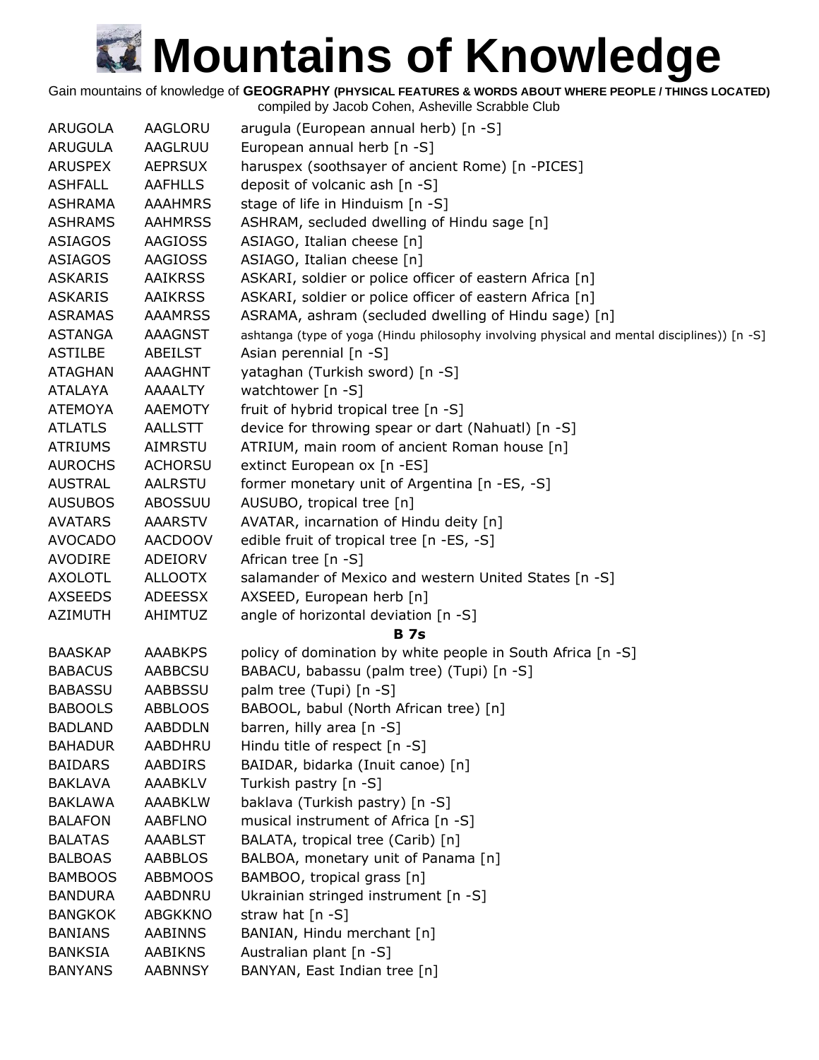# Mountains of Knowledge

Gain mountains of knowledge of **GEOGRAPHY (PHYSICAL FEATURES & WORDS ABOUT WHERE PEOPLE / THINGS LOCATED)**
compiled by Jacob Cohen, Asheville Scrabble Club

| | | |
|---|---|---|
| ARUGOLA | AAGLORU | arugula (European annual herb) [n -S] |
| ARUGULA | AAGLRUU | European annual herb [n -S] |
| ARUSPEX | AEPRSUX | haruspex (soothsayer of ancient Rome) [n -PICES] |
| ASHFALL | AAFHLLS | deposit of volcanic ash [n -S] |
| ASHRAMA | AAAHMRS | stage of life in Hinduism [n -S] |
| ASHRAMS | AAHMRSS | ASHRAM, secluded dwelling of Hindu sage [n] |
| ASIAGOS | AAGIOSS | ASIAGO, Italian cheese [n] |
| ASIAGOS | AAGIOSS | ASIAGO, Italian cheese [n] |
| ASKARIS | AAIKRSS | ASKARI, soldier or police officer of eastern Africa [n] |
| ASKARIS | AAIKRSS | ASKARI, soldier or police officer of eastern Africa [n] |
| ASRAMAS | AAAMRSS | ASRAMA, ashram (secluded dwelling of Hindu sage) [n] |
| ASTANGA | AAAGNST | ashtanga (type of yoga (Hindu philosophy involving physical and mental disciplines)) [n -S] |
| ASTILBE | ABEILST | Asian perennial [n -S] |
| ATAGHAN | AAAGHNT | yataghan (Turkish sword) [n -S] |
| ATALAYA | AAAALTY | watchtower [n -S] |
| ATEMOYA | AAEMOTY | fruit of hybrid tropical tree [n -S] |
| ATLATLS | AALLSTT | device for throwing spear or dart (Nahuatl) [n -S] |
| ATRIUMS | AIMRSTU | ATRIUM, main room of ancient Roman house [n] |
| AUROCHS | ACHORSU | extinct European ox [n -ES] |
| AUSTRAL | AALRSTU | former monetary unit of Argentina [n -ES, -S] |
| AUSUBOS | ABOSSUU | AUSUBO, tropical tree [n] |
| AVATARS | AAARSTV | AVATAR, incarnation of Hindu deity [n] |
| AVOCADO | AACDOOV | edible fruit of tropical tree [n -ES, -S] |
| AVODIRE | ADEIORV | African tree [n -S] |
| AXOLOTL | ALLOOTX | salamander of Mexico and western United States [n -S] |
| AXSEEDS | ADEESSX | AXSEED, European herb [n] |
| AZIMUTH | AHIMTUZ | angle of horizontal deviation [n -S] |
| | | **B 7s** |
| BAASKAP | AAABKPS | policy of domination by white people in South Africa [n -S] |
| BABACUS | AABBCSU | BABACU, babassu (palm tree) (Tupi) [n -S] |
| BABASSU | AABBSSU | palm tree (Tupi) [n -S] |
| BABOOLS | ABBLOOS | BABOOL, babul (North African tree) [n] |
| BADLAND | AABDDLN | barren, hilly area [n -S] |
| BAHADUR | AABDHRU | Hindu title of respect [n -S] |
| BAIDARS | AABDIRS | BAIDAR, bidarka (Inuit canoe) [n] |
| BAKLAVA | AAABKLV | Turkish pastry [n -S] |
| BAKLAWA | AAABKLW | baklava (Turkish pastry) [n -S] |
| BALAFON | AABFLNO | musical instrument of Africa [n -S] |
| BALATAS | AAABLST | BALATA, tropical tree (Carib) [n] |
| BALBOAS | AABBLOS | BALBOA, monetary unit of Panama [n] |
| BAMBOOS | ABBMOOS | BAMBOO, tropical grass [n] |
| BANDURA | AABDNRU | Ukrainian stringed instrument [n -S] |
| BANGKOK | ABGKKNO | straw hat [n -S] |
| BANIANS | AABINNS | BANIAN, Hindu merchant [n] |
| BANKSIA | AABIKNS | Australian plant [n -S] |
| BANYANS | AABNNSY | BANYAN, East Indian tree [n] |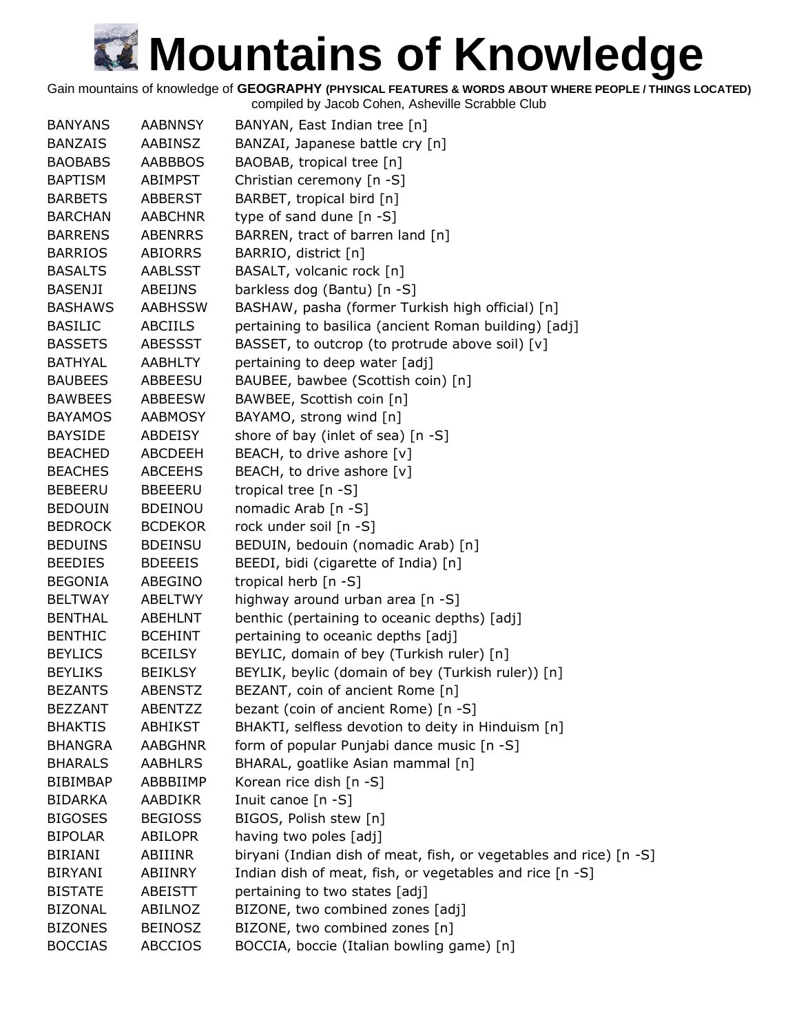# Mountains of Knowledge

Gain mountains of knowledge of **GEOGRAPHY (PHYSICAL FEATURES & WORDS ABOUT WHERE PEOPLE / THINGS LOCATED)**
compiled by Jacob Cohen, Asheville Scrabble Club

| | | |
|---|---|---|
| BANYANS | AABNNSY | BANYAN, East Indian tree [n] |
| BANZAIS | AABINSZ | BANZAI, Japanese battle cry [n] |
| BAOBABS | AABBBOS | BAOBAB, tropical tree [n] |
| BAPTISM | ABIMPST | Christian ceremony [n -S] |
| BARBETS | ABBERST | BARBET, tropical bird [n] |
| BARCHAN | AABCHNR | type of sand dune [n -S] |
| BARRENS | ABENRRS | BARREN, tract of barren land [n] |
| BARRIOS | ABIORRS | BARRIO, district [n] |
| BASALTS | AABLSST | BASALT, volcanic rock [n] |
| BASENJI | ABEIJNS | barkless dog (Bantu) [n -S] |
| BASHAWS | AABHSSW | BASHAW, pasha (former Turkish high official) [n] |
| BASILIC | ABCIILS | pertaining to basilica (ancient Roman building) [adj] |
| BASSETS | ABESSST | BASSET, to outcrop (to protrude above soil) [v] |
| BATHYAL | AABHLTY | pertaining to deep water [adj] |
| BAUBEES | ABBEESU | BAUBEE, bawbee (Scottish coin) [n] |
| BAWBEES | ABBEESW | BAWBEE, Scottish coin [n] |
| BAYAMOS | AABMOSY | BAYAMO, strong wind [n] |
| BAYSIDE | ABDEISY | shore of bay (inlet of sea) [n -S] |
| BEACHED | ABCDEEH | BEACH, to drive ashore [v] |
| BEACHES | ABCEEHS | BEACH, to drive ashore [v] |
| BEBEERU | BBEEERU | tropical tree [n -S] |
| BEDOUIN | BDEINOU | nomadic Arab [n -S] |
| BEDROCK | BCDEKOR | rock under soil [n -S] |
| BEDUINS | BDEINSU | BEDUIN, bedouin (nomadic Arab) [n] |
| BEEDIES | BDEEEIS | BEEDI, bidi (cigarette of India) [n] |
| BEGONIA | ABEGINO | tropical herb [n -S] |
| BELTWAY | ABELTWY | highway around urban area [n -S] |
| BENTHAL | ABEHLNT | benthic (pertaining to oceanic depths) [adj] |
| BENTHIC | BCEHINT | pertaining to oceanic depths [adj] |
| BEYLICS | BCEILSY | BEYLIC, domain of bey (Turkish ruler) [n] |
| BEYLIKS | BEIKLSY | BEYLIK, beylic (domain of bey (Turkish ruler)) [n] |
| BEZANTS | ABENSTZ | BEZANT, coin of ancient Rome [n] |
| BEZZANT | ABENTZZ | bezant (coin of ancient Rome) [n -S] |
| BHAKTIS | ABHIKST | BHAKTI, selfless devotion to deity in Hinduism [n] |
| BHANGRA | AABGHNR | form of popular Punjabi dance music [n -S] |
| BHARALS | AABHLRS | BHARAL, goatlike Asian mammal [n] |
| BIBIMBAP | ABBBIIMP | Korean rice dish [n -S] |
| BIDARKA | AABDIKR | Inuit canoe [n -S] |
| BIGOSES | BEGIOSS | BIGOS, Polish stew [n] |
| BIPOLAR | ABILOPR | having two poles [adj] |
| BIRIANI | ABIIINR | biryani (Indian dish of meat, fish, or vegetables and rice) [n -S] |
| BIRYANI | ABIINRY | Indian dish of meat, fish, or vegetables and rice [n -S] |
| BISTATE | ABEISTT | pertaining to two states [adj] |
| BIZONAL | ABILNOZ | BIZONE, two combined zones [adj] |
| BIZONES | BEINOSZ | BIZONE, two combined zones [n] |
| BOCCIAS | ABCCIOS | BOCCIA, boccie (Italian bowling game) [n] |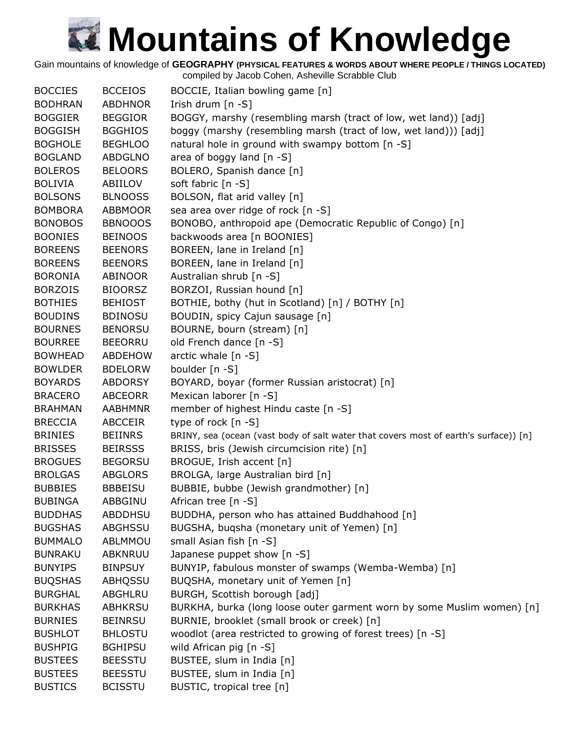# Mountains of Knowledge

Gain mountains of knowledge of **GEOGRAPHY (PHYSICAL FEATURES & WORDS ABOUT WHERE PEOPLE / THINGS LOCATED)**
compiled by Jacob Cohen, Asheville Scrabble Club

| | | |
|---|---|---|
| BOCCIES | BCCEIOS | BOCCIE, Italian bowling game [n] |
| BODHRAN | ABDHNOR | Irish drum [n -S] |
| BOGGIER | BEGGIOR | BOGGY, marshy (resembling marsh (tract of low, wet land)) [adj] |
| BOGGISH | BGGHIOS | boggy (marshy (resembling marsh (tract of low, wet land))) [adj] |
| BOGHOLE | BEGHLOO | natural hole in ground with swampy bottom [n -S] |
| BOGLAND | ABDGLNO | area of boggy land [n -S] |
| BOLEROS | BELOORS | BOLERO, Spanish dance [n] |
| BOLIVIA | ABIILOV | soft fabric [n -S] |
| BOLSONS | BLNOOSS | BOLSON, flat arid valley [n] |
| BOMBORA | ABBMOOR | sea area over ridge of rock [n -S] |
| BONOBOS | BBNOOOS | BONOBO, anthropoid ape (Democratic Republic of Congo) [n] |
| BOONIES | BEINOOS | backwoods area [n BOONIES] |
| BOREENS | BEENORS | BOREEN, lane in Ireland [n] |
| BOREENS | BEENORS | BOREEN, lane in Ireland [n] |
| BORONIA | ABINOOR | Australian shrub [n -S] |
| BORZOIS | BIOORSZ | BORZOI, Russian hound [n] |
| BOTHIES | BEHIOST | BOTHIE, bothy (hut in Scotland) [n] / BOTHY [n] |
| BOUDINS | BDINOSU | BOUDIN, spicy Cajun sausage [n] |
| BOURNES | BENORSU | BOURNE, bourn (stream) [n] |
| BOURREE | BEEORRU | old French dance [n -S] |
| BOWHEAD | ABDEHOW | arctic whale [n -S] |
| BOWLDER | BDELORW | boulder [n -S] |
| BOYARDS | ABDORSY | BOYARD, boyar (former Russian aristocrat) [n] |
| BRACERO | ABCEORR | Mexican laborer [n -S] |
| BRAHMAN | AABHMNR | member of highest Hindu caste [n -S] |
| BRECCIA | ABCCEIR | type of rock [n -S] |
| BRINIES | BEIINRS | BRINY, sea (ocean (vast body of salt water that covers most of earth's surface)) [n] |
| BRISSES | BEIRSSS | BRISS, bris (Jewish circumcision rite) [n] |
| BROGUES | BEGORSU | BROGUE, Irish accent [n] |
| BROLGAS | ABGLORS | BROLGA, large Australian bird [n] |
| BUBBIES | BBBEISU | BUBBIE, bubbe (Jewish grandmother) [n] |
| BUBINGA | ABBGINU | African tree [n -S] |
| BUDDHAS | ABDDHSU | BUDDHA, person who has attained Buddhahood [n] |
| BUGSHAS | ABGHSSU | BUGSHA, buqsha (monetary unit of Yemen) [n] |
| BUMMALO | ABLMMOU | small Asian fish [n -S] |
| BUNRAKU | ABKNRUU | Japanese puppet show [n -S] |
| BUNYIPS | BINPSUY | BUNYIP, fabulous monster of swamps (Wemba-Wemba) [n] |
| BUQSHAS | ABHQSSU | BUQSHA, monetary unit of Yemen [n] |
| BURGHAL | ABGHLRU | BURGH, Scottish borough [adj] |
| BURKHAS | ABHKRSU | BURKHA, burka (long loose outer garment worn by some Muslim women) [n] |
| BURNIES | BEINRSU | BURNIE, brooklet (small brook or creek) [n] |
| BUSHLOT | BHLOSTU | woodlot (area restricted to growing of forest trees) [n -S] |
| BUSHPIG | BGHIPSU | wild African pig [n -S] |
| BUSTEES | BEESSTU | BUSTEE, slum in India [n] |
| BUSTEES | BEESSTU | BUSTEE, slum in India [n] |
| BUSTICS | BCISSTU | BUSTIC, tropical tree [n] |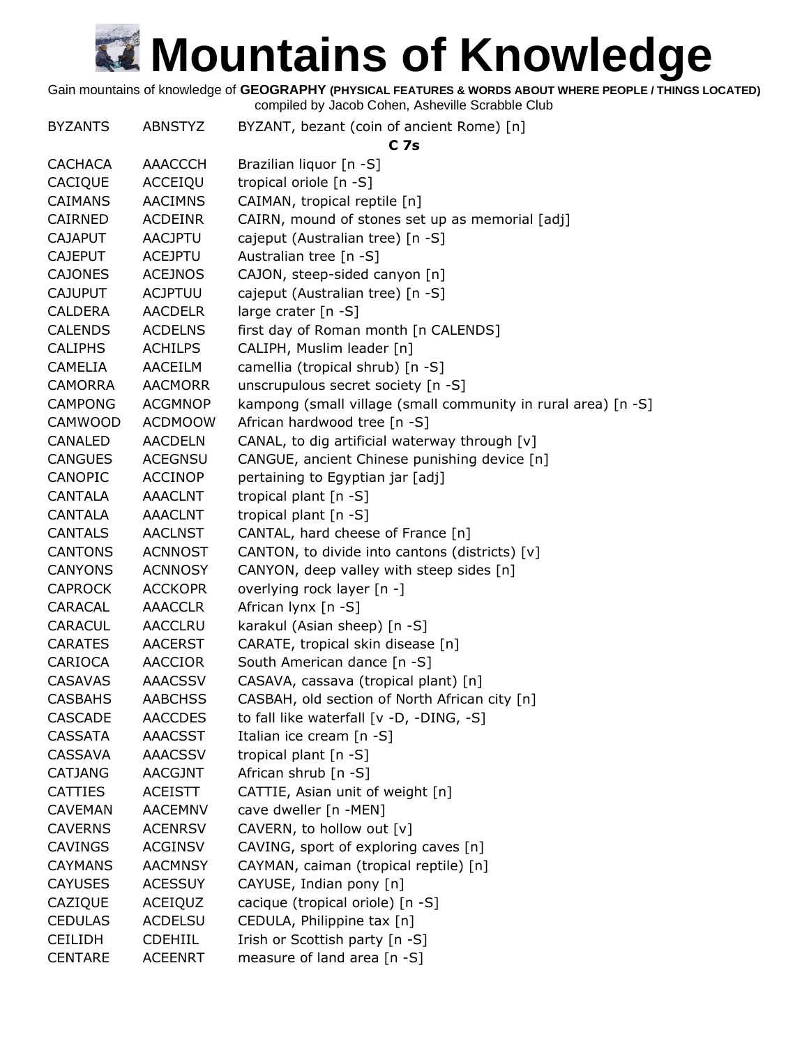# Mountains of Knowledge

Gain mountains of knowledge of **GEOGRAPHY (PHYSICAL FEATURES & WORDS ABOUT WHERE PEOPLE / THINGS LOCATED)**
compiled by Jacob Cohen, Asheville Scrabble Club

| | | |
|---|---|---|
| BYZANTS | ABNSTYZ | BYZANT, bezant (coin of ancient Rome) [n] |

### C 7s

| | | |
|---|---|---|
| CACHACA | AAACCCH | Brazilian liquor [n -S] |
| CACIQUE | ACCEIQU | tropical oriole [n -S] |
| CAIMANS | AACIMNS | CAIMAN, tropical reptile [n] |
| CAIRNED | ACDEINR | CAIRN, mound of stones set up as memorial [adj] |
| CAJAPUT | AACJPTU | cajeput (Australian tree) [n -S] |
| CAJEPUT | ACEJPTU | Australian tree [n -S] |
| CAJONES | ACEJNOS | CAJON, steep-sided canyon [n] |
| CAJUPUT | ACJPTUU | cajeput (Australian tree) [n -S] |
| CALDERA | AACDELR | large crater [n -S] |
| CALENDS | ACDELNS | first day of Roman month [n CALENDS] |
| CALIPHS | ACHILPS | CALIPH, Muslim leader [n] |
| CAMELIA | AACEILM | camellia (tropical shrub) [n -S] |
| CAMORRA | AACMORR | unscrupulous secret society [n -S] |
| CAMPONG | ACGMNOP | kampong (small village (small community in rural area) [n -S] |
| CAMWOOD | ACDMOOW | African hardwood tree [n -S] |
| CANALED | AACDELN | CANAL, to dig artificial waterway through [v] |
| CANGUES | ACEGNSU | CANGUE, ancient Chinese punishing device [n] |
| CANOPIC | ACCINOP | pertaining to Egyptian jar [adj] |
| CANTALA | AAACLNT | tropical plant [n -S] |
| CANTALA | AAACLNT | tropical plant [n -S] |
| CANTALS | AACLNST | CANTAL, hard cheese of France [n] |
| CANTONS | ACNNOST | CANTON, to divide into cantons (districts) [v] |
| CANYONS | ACNNOSY | CANYON, deep valley with steep sides [n] |
| CAPROCK | ACCKOPR | overlying rock layer [n -] |
| CARACAL | AAACCLR | African lynx [n -S] |
| CARACUL | AACCLRU | karakul (Asian sheep) [n -S] |
| CARATES | AACERST | CARATE, tropical skin disease [n] |
| CARIOCA | AACCIOR | South American dance [n -S] |
| CASAVAS | AAACSSV | CASAVA, cassava (tropical plant) [n] |
| CASBAHS | AABCHSS | CASBAH, old section of North African city [n] |
| CASCADE | AACCDES | to fall like waterfall [v -D, -DING, -S] |
| CASSATA | AAACSST | Italian ice cream [n -S] |
| CASSAVA | AAACSSV | tropical plant [n -S] |
| CATJANG | AACGJNT | African shrub [n -S] |
| CATTIES | ACEISTT | CATTIE, Asian unit of weight [n] |
| CAVEMAN | AACEMNV | cave dweller [n -MEN] |
| CAVERNS | ACENRSV | CAVERN, to hollow out [v] |
| CAVINGS | ACGINSV | CAVING, sport of exploring caves [n] |
| CAYMANS | AACMNSY | CAYMAN, caiman (tropical reptile) [n] |
| CAYUSES | ACESSUY | CAYUSE, Indian pony [n] |
| CAZIQUE | ACEIQUZ | cacique (tropical oriole) [n -S] |
| CEDULAS | ACDELSU | CEDULA, Philippine tax [n] |
| CEILIDH | CDEHIIL | Irish or Scottish party [n -S] |
| CENTARE | ACEENRT | measure of land area [n -S] |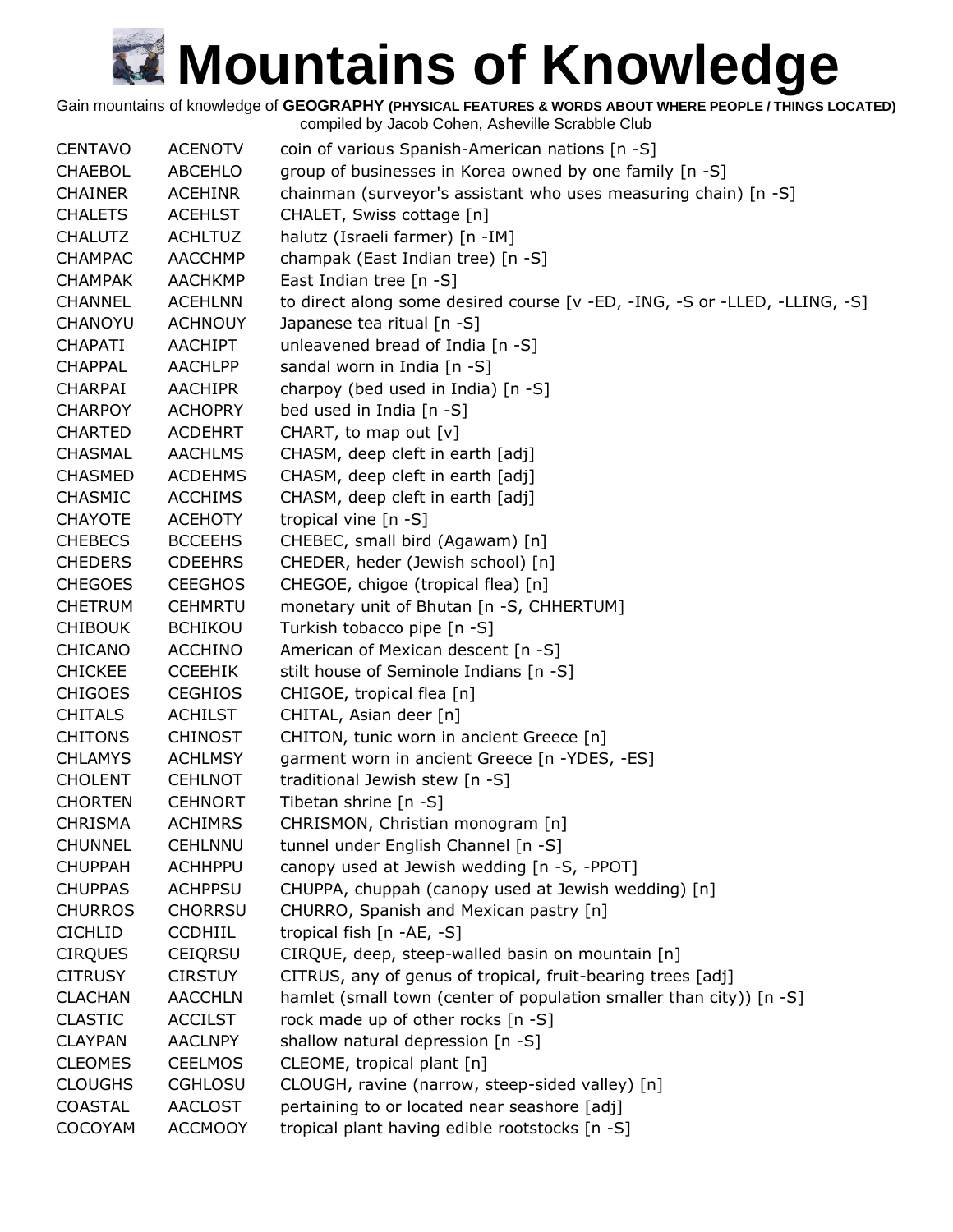# Mountains of Knowledge

Gain mountains of knowledge of **GEOGRAPHY (PHYSICAL FEATURES & WORDS ABOUT WHERE PEOPLE / THINGS LOCATED)**
compiled by Jacob Cohen, Asheville Scrabble Club

| | | |
|---|---|---|
| CENTAVO | ACENOTV | coin of various Spanish-American nations [n -S] |
| CHAEBOL | ABCEHLO | group of businesses in Korea owned by one family [n -S] |
| CHAINER | ACEHINR | chainman (surveyor's assistant who uses measuring chain) [n -S] |
| CHALETS | ACEHLST | CHALET, Swiss cottage [n] |
| CHALUTZ | ACHLTUZ | halutz (Israeli farmer) [n -IM] |
| CHAMPAC | AACCHMP | champak (East Indian tree) [n -S] |
| CHAMPAK | AACHKMP | East Indian tree [n -S] |
| CHANNEL | ACEHLNN | to direct along some desired course [v -ED, -ING, -S or -LLED, -LLING, -S] |
| CHANOYU | ACHNOUY | Japanese tea ritual [n -S] |
| CHAPATI | AACHIPT | unleavened bread of India [n -S] |
| CHAPPAL | AACHLPP | sandal worn in India [n -S] |
| CHARPAI | AACHIPR | charpoy (bed used in India) [n -S] |
| CHARPOY | ACHOPRY | bed used in India [n -S] |
| CHARTED | ACDEHRT | CHART, to map out [v] |
| CHASMAL | AACHLMS | CHASM, deep cleft in earth [adj] |
| CHASMED | ACDEHMS | CHASM, deep cleft in earth [adj] |
| CHASMIC | ACCHIMS | CHASM, deep cleft in earth [adj] |
| CHAYOTE | ACEHOTY | tropical vine [n -S] |
| CHEBECS | BCCEEHS | CHEBEC, small bird (Agawam) [n] |
| CHEDERS | CDEEHRS | CHEDER, heder (Jewish school) [n] |
| CHEGOES | CEEGHOS | CHEGOE, chigoe (tropical flea) [n] |
| CHETRUM | CEHMRTU | monetary unit of Bhutan [n -S, CHHERTUM] |
| CHIBOUK | BCHIKOU | Turkish tobacco pipe [n -S] |
| CHICANO | ACCHINO | American of Mexican descent [n -S] |
| CHICKEE | CCEEHIK | stilt house of Seminole Indians [n -S] |
| CHIGOES | CEGHIOS | CHIGOE, tropical flea [n] |
| CHITALS | ACHILST | CHITAL, Asian deer [n] |
| CHITONS | CHINOST | CHITON, tunic worn in ancient Greece [n] |
| CHLAMYS | ACHLMSY | garment worn in ancient Greece [n -YDES, -ES] |
| CHOLENT | CEHLNOT | traditional Jewish stew [n -S] |
| CHORTEN | CEHNORT | Tibetan shrine [n -S] |
| CHRISMA | ACHIMRS | CHRISMON, Christian monogram [n] |
| CHUNNEL | CEHLNNU | tunnel under English Channel [n -S] |
| CHUPPAH | ACHHPPU | canopy used at Jewish wedding [n -S, -PPOT] |
| CHUPPAS | ACHPPSU | CHUPPA, chuppah (canopy used at Jewish wedding) [n] |
| CHURROS | CHORRSU | CHURRO, Spanish and Mexican pastry [n] |
| CICHLID | CCDHIIL | tropical fish [n -AE, -S] |
| CIRQUES | CEIQRSU | CIRQUE, deep, steep-walled basin on mountain [n] |
| CITRUSY | CIRSTUY | CITRUS, any of genus of tropical, fruit-bearing trees [adj] |
| CLACHAN | AACCHLN | hamlet (small town (center of population smaller than city)) [n -S] |
| CLASTIC | ACCILST | rock made up of other rocks [n -S] |
| CLAYPAN | AACLNPY | shallow natural depression [n -S] |
| CLEOMES | CEELMOS | CLEOME, tropical plant [n] |
| CLOUGHS | CGHLOSU | CLOUGH, ravine (narrow, steep-sided valley) [n] |
| COASTAL | AACLOST | pertaining to or located near seashore [adj] |
| COCOYAM | ACCMOOY | tropical plant having edible rootstocks [n -S] |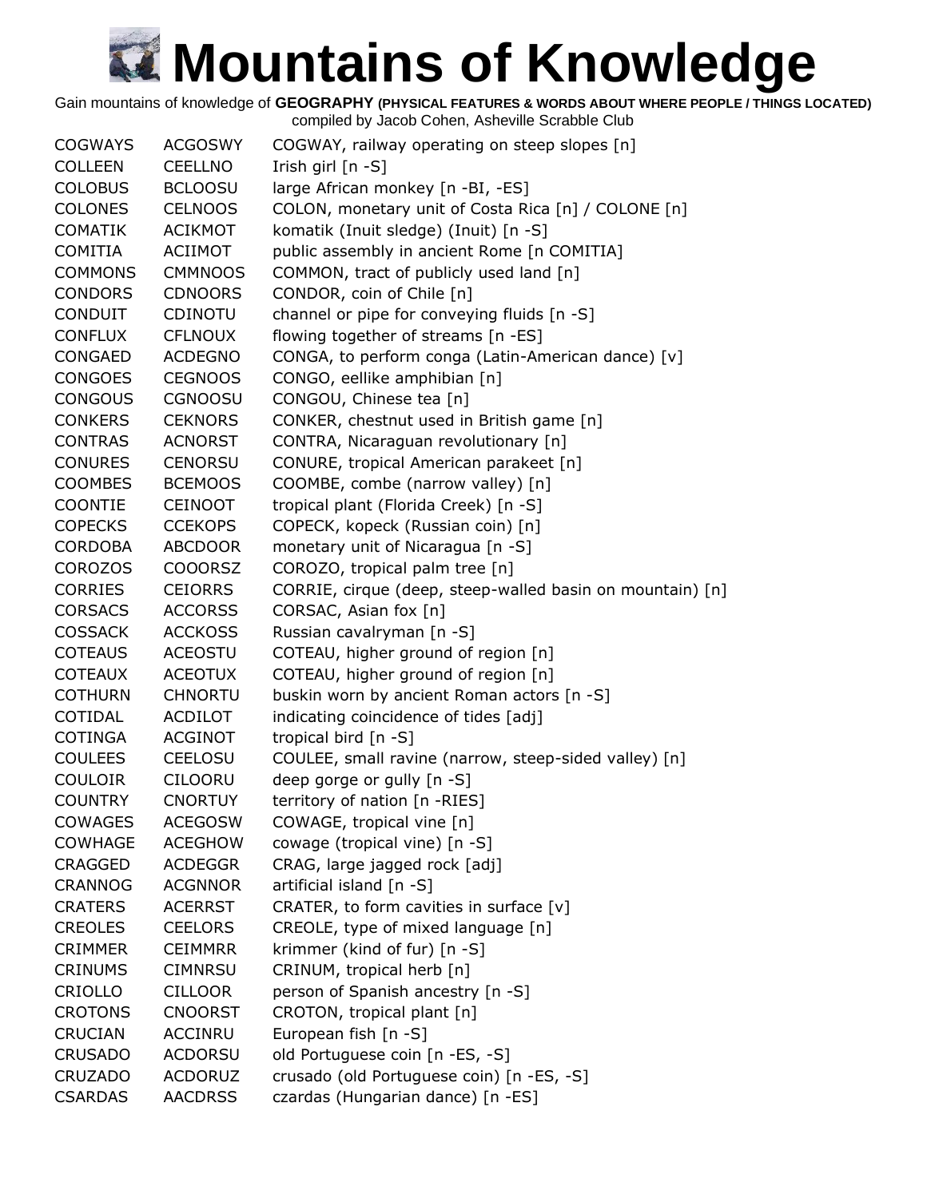# Mountains of Knowledge

Gain mountains of knowledge of **GEOGRAPHY (PHYSICAL FEATURES & WORDS ABOUT WHERE PEOPLE / THINGS LOCATED)**
compiled by Jacob Cohen, Asheville Scrabble Club

| | | |
|---|---|---|
| COGWAYS | ACGOSWY | COGWAY, railway operating on steep slopes [n] |
| COLLEEN | CEELLNO | Irish girl [n -S] |
| COLOBUS | BCLOOSU | large African monkey [n -BI, -ES] |
| COLONES | CELNOOS | COLON, monetary unit of Costa Rica [n] / COLONE [n] |
| COMATIK | ACIKMOT | komatik (Inuit sledge) (Inuit) [n -S] |
| COMITIA | ACIIMOT | public assembly in ancient Rome [n COMITIA] |
| COMMONS | CMMNOOS | COMMON, tract of publicly used land [n] |
| CONDORS | CDNOORS | CONDOR, coin of Chile [n] |
| CONDUIT | CDINOTU | channel or pipe for conveying fluids [n -S] |
| CONFLUX | CFLNOUX | flowing together of streams [n -ES] |
| CONGAED | ACDEGNO | CONGA, to perform conga (Latin-American dance) [v] |
| CONGOES | CEGNOOS | CONGO, eellike amphibian [n] |
| CONGOUS | CGNOOSU | CONGOU, Chinese tea [n] |
| CONKERS | CEKNORS | CONKER, chestnut used in British game [n] |
| CONTRAS | ACNORST | CONTRA, Nicaraguan revolutionary [n] |
| CONURES | CENORSU | CONURE, tropical American parakeet [n] |
| COOMBES | BCEMOOS | COOMBE, combe (narrow valley) [n] |
| COONTIE | CEINOOT | tropical plant (Florida Creek) [n -S] |
| COPECKS | CCEKOPS | COPECK, kopeck (Russian coin) [n] |
| CORDOBA | ABCDOOR | monetary unit of Nicaragua [n -S] |
| COROZOS | COOORSZ | COROZO, tropical palm tree [n] |
| CORRIES | CEIORRS | CORRIE, cirque (deep, steep-walled basin on mountain) [n] |
| CORSACS | ACCORSS | CORSAC, Asian fox [n] |
| COSSACK | ACCKOSS | Russian cavalryman [n -S] |
| COTEAUS | ACEOSTU | COTEAU, higher ground of region [n] |
| COTEAUX | ACEOTUX | COTEAU, higher ground of region [n] |
| COTHURN | CHNORTU | buskin worn by ancient Roman actors [n -S] |
| COTIDAL | ACDILOT | indicating coincidence of tides [adj] |
| COTINGA | ACGINOT | tropical bird [n -S] |
| COULEES | CEELOSU | COULEE, small ravine (narrow, steep-sided valley) [n] |
| COULOIR | CILOORU | deep gorge or gully [n -S] |
| COUNTRY | CNORTUY | territory of nation [n -RIES] |
| COWAGES | ACEGOSW | COWAGE, tropical vine [n] |
| COWHAGE | ACEGHOW | cowage (tropical vine) [n -S] |
| CRAGGED | ACDEGGR | CRAG, large jagged rock [adj] |
| CRANNOG | ACGNNOR | artificial island [n -S] |
| CRATERS | ACERRST | CRATER, to form cavities in surface [v] |
| CREOLES | CEELORS | CREOLE, type of mixed language [n] |
| CRIMMER | CEIMMRR | krimmer (kind of fur) [n -S] |
| CRINUMS | CIMNRSU | CRINUM, tropical herb [n] |
| CRIOLLO | CILLOOR | person of Spanish ancestry [n -S] |
| CROTONS | CNOORST | CROTON, tropical plant [n] |
| CRUCIAN | ACCINRU | European fish [n -S] |
| CRUSADO | ACDORSU | old Portuguese coin [n -ES, -S] |
| CRUZADO | ACDORUZ | crusado (old Portuguese coin) [n -ES, -S] |
| CSARDAS | AACDRSS | czardas (Hungarian dance) [n -ES] |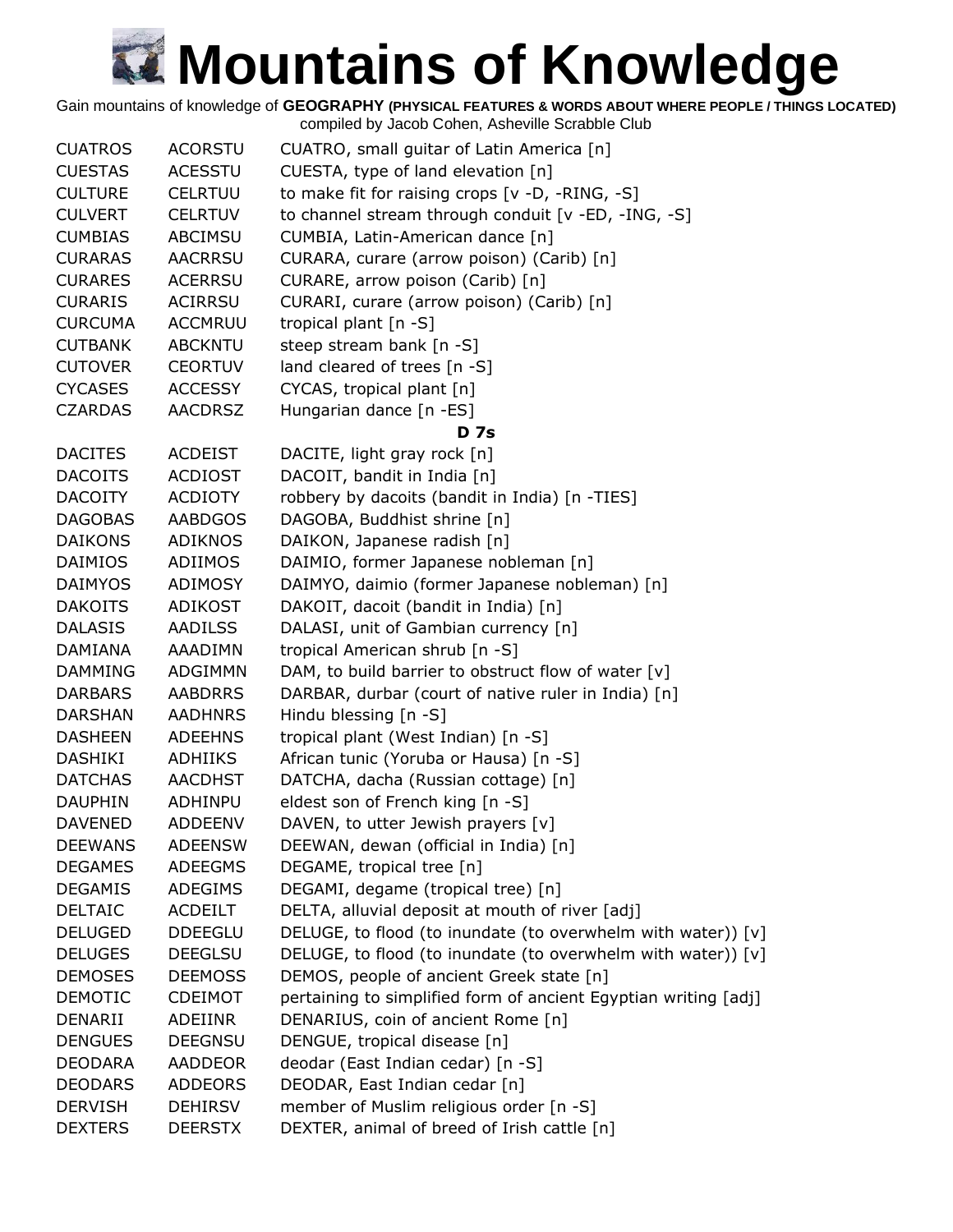# Mountains of Knowledge

Gain mountains of knowledge of **GEOGRAPHY (PHYSICAL FEATURES & WORDS ABOUT WHERE PEOPLE / THINGS LOCATED)**
compiled by Jacob Cohen, Asheville Scrabble Club

| | | |
|---|---|---|
| CUATROS | ACORSTU | CUATRO, small guitar of Latin America [n] |
| CUESTAS | ACESSTU | CUESTA, type of land elevation [n] |
| CULTURE | CELRTUU | to make fit for raising crops [v -D, -RING, -S] |
| CULVERT | CELRTUV | to channel stream through conduit [v -ED, -ING, -S] |
| CUMBIAS | ABCIMSU | CUMBIA, Latin-American dance [n] |
| CURARAS | AACRRSU | CURARA, curare (arrow poison) (Carib) [n] |
| CURARES | ACERRSU | CURARE, arrow poison (Carib) [n] |
| CURARIS | ACIRRSU | CURARI, curare (arrow poison) (Carib) [n] |
| CURCUMA | ACCMRUU | tropical plant [n -S] |
| CUTBANK | ABCKNTU | steep stream bank [n -S] |
| CUTOVER | CEORTUV | land cleared of trees [n -S] |
| CYCASES | ACCESSY | CYCAS, tropical plant [n] |
| CZARDAS | AACDRSZ | Hungarian dance [n -ES] |

**D 7s**

| | | |
|---|---|---|
| DACITES | ACDEIST | DACITE, light gray rock [n] |
| DACOITS | ACDIOST | DACOIT, bandit in India [n] |
| DACOITY | ACDIOTY | robbery by dacoits (bandit in India) [n -TIES] |
| DAGOBAS | AABDGOS | DAGOBA, Buddhist shrine [n] |
| DAIKONS | ADIKNOS | DAIKON, Japanese radish [n] |
| DAIMIOS | ADIIMOS | DAIMIO, former Japanese nobleman [n] |
| DAIMYOS | ADIMOSY | DAIMYO, daimio (former Japanese nobleman) [n] |
| DAKOITS | ADIKOST | DAKOIT, dacoit (bandit in India) [n] |
| DALASIS | AADILSS | DALASI, unit of Gambian currency [n] |
| DAMIANA | AAADIMN | tropical American shrub [n -S] |
| DAMMING | ADGIMMN | DAM, to build barrier to obstruct flow of water [v] |
| DARBARS | AABDRRS | DARBAR, durbar (court of native ruler in India) [n] |
| DARSHAN | AADHNRS | Hindu blessing [n -S] |
| DASHEEN | ADEEHNS | tropical plant (West Indian) [n -S] |
| DASHIKI | ADHIIKS | African tunic (Yoruba or Hausa) [n -S] |
| DATCHAS | AACDHST | DATCHA, dacha (Russian cottage) [n] |
| DAUPHIN | ADHINPU | eldest son of French king [n -S] |
| DAVENED | ADDEENV | DAVEN, to utter Jewish prayers [v] |
| DEEWANS | ADEENSW | DEEWAN, dewan (official in India) [n] |
| DEGAMES | ADEEGMS | DEGAME, tropical tree [n] |
| DEGAMIS | ADEGIMS | DEGAMI, degame (tropical tree) [n] |
| DELTAIC | ACDEILT | DELTA, alluvial deposit at mouth of river [adj] |
| DELUGED | DDEEGLU | DELUGE, to flood (to inundate (to overwhelm with water)) [v] |
| DELUGES | DEEGLSU | DELUGE, to flood (to inundate (to overwhelm with water)) [v] |
| DEMOSES | DEEMOSS | DEMOS, people of ancient Greek state [n] |
| DEMOTIC | CDEIMOT | pertaining to simplified form of ancient Egyptian writing [adj] |
| DENARII | ADEIINR | DENARIUS, coin of ancient Rome [n] |
| DENGUES | DEEGNSU | DENGUE, tropical disease [n] |
| DEODARA | AADDEOR | deodar (East Indian cedar) [n -S] |
| DEODARS | ADDEORS | DEODAR, East Indian cedar [n] |
| DERVISH | DEHIRSV | member of Muslim religious order [n -S] |
| DEXTERS | DEERSTX | DEXTER, animal of breed of Irish cattle [n] |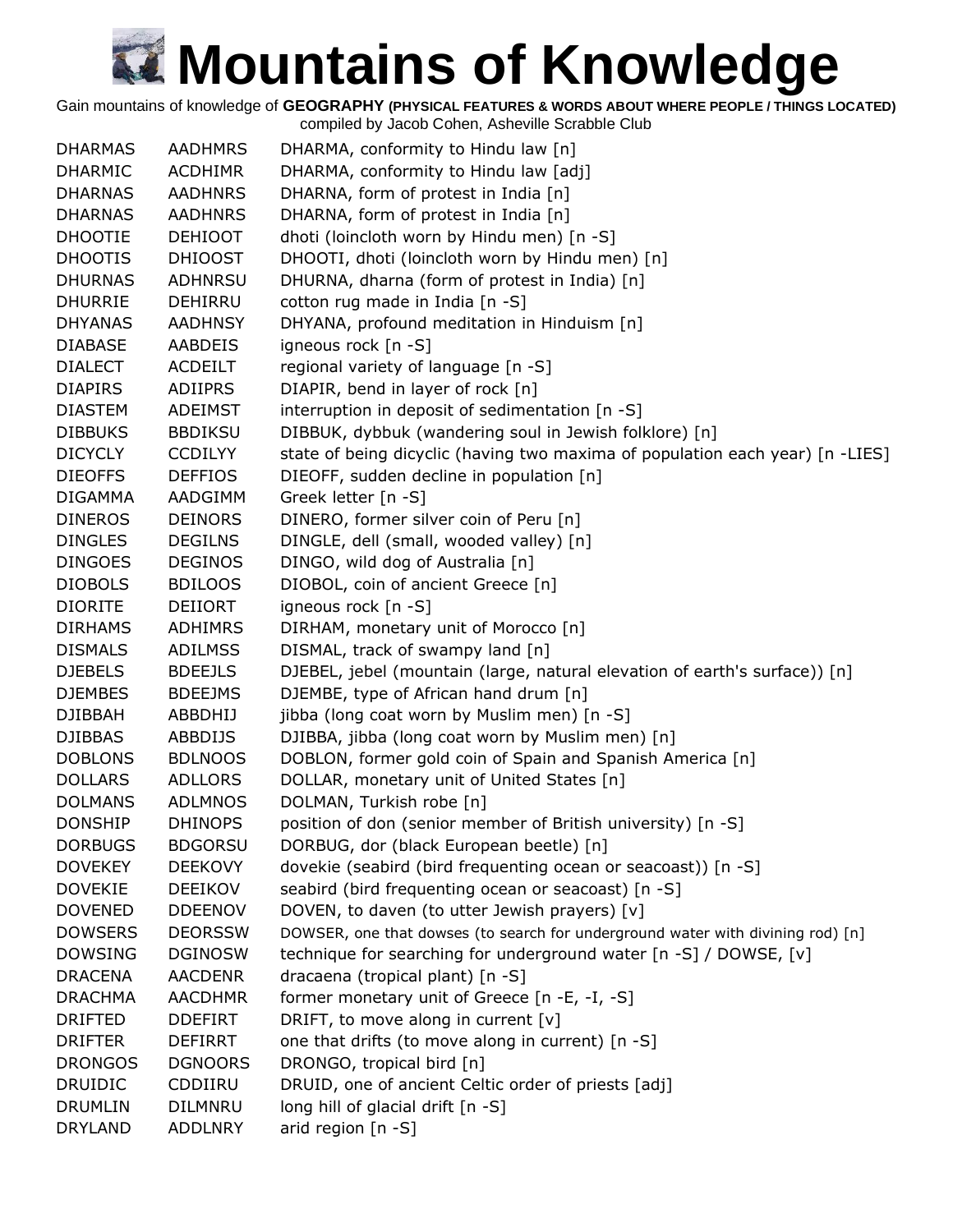# Mountains of Knowledge

Gain mountains of knowledge of **GEOGRAPHY (PHYSICAL FEATURES & WORDS ABOUT WHERE PEOPLE / THINGS LOCATED)**
compiled by Jacob Cohen, Asheville Scrabble Club

| | | |
|---|---|---|
| DHARMAS | AADHMRS | DHARMA, conformity to Hindu law [n] |
| DHARMIC | ACDHIMR | DHARMA, conformity to Hindu law [adj] |
| DHARNAS | AADHNRS | DHARNA, form of protest in India [n] |
| DHARNAS | AADHNRS | DHARNA, form of protest in India [n] |
| DHOOTIE | DEHIOOT | dhoti (loincloth worn by Hindu men) [n -S] |
| DHOOTIS | DHIOOST | DHOOTI, dhoti (loincloth worn by Hindu men) [n] |
| DHURNAS | ADHNRSU | DHURNA, dharna (form of protest in India) [n] |
| DHURRIE | DEHIRRU | cotton rug made in India [n -S] |
| DHYANAS | AADHNSY | DHYANA, profound meditation in Hinduism [n] |
| DIABASE | AABDEIS | igneous rock [n -S] |
| DIALECT | ACDEILT | regional variety of language [n -S] |
| DIAPIRS | ADIIPRS | DIAPIR, bend in layer of rock [n] |
| DIASTEM | ADEIMST | interruption in deposit of sedimentation [n -S] |
| DIBBUKS | BBDIKSU | DIBBUK, dybbuk (wandering soul in Jewish folklore) [n] |
| DICYCLY | CCDILYY | state of being dicyclic (having two maxima of population each year) [n -LIES] |
| DIEOFFS | DEFFIOS | DIEOFF, sudden decline in population [n] |
| DIGAMMA | AADGIMM | Greek letter [n -S] |
| DINEROS | DEINORS | DINERO, former silver coin of Peru [n] |
| DINGLES | DEGILNS | DINGLE, dell (small, wooded valley) [n] |
| DINGOES | DEGINOS | DINGO, wild dog of Australia [n] |
| DIOBOLS | BDILOOS | DIOBOL, coin of ancient Greece [n] |
| DIORITE | DEIIORT | igneous rock [n -S] |
| DIRHAMS | ADHIMRS | DIRHAM, monetary unit of Morocco [n] |
| DISMALS | ADILMSS | DISMAL, track of swampy land [n] |
| DJEBELS | BDEEJLS | DJEBEL, jebel (mountain (large, natural elevation of earth's surface)) [n] |
| DJEMBES | BDEEJMS | DJEMBE, type of African hand drum [n] |
| DJIBBAH | ABBDHIJ | jibba (long coat worn by Muslim men) [n -S] |
| DJIBBAS | ABBDIJS | DJIBBA, jibba (long coat worn by Muslim men) [n] |
| DOBLONS | BDLNOOS | DOBLON, former gold coin of Spain and Spanish America [n] |
| DOLLARS | ADLLORS | DOLLAR, monetary unit of United States [n] |
| DOLMANS | ADLMNOS | DOLMAN, Turkish robe [n] |
| DONSHIP | DHINOPS | position of don (senior member of British university) [n -S] |
| DORBUGS | BDGORSU | DORBUG, dor (black European beetle) [n] |
| DOVEKEY | DEEKOVY | dovekie (seabird (bird frequenting ocean or seacoast)) [n -S] |
| DOVEKIE | DEEIKOV | seabird (bird frequenting ocean or seacoast) [n -S] |
| DOVENED | DDEENOV | DOVEN, to daven (to utter Jewish prayers) [v] |
| DOWSERS | DEORSSW | DOWSER, one that dowses (to search for underground water with divining rod) [n] |
| DOWSING | DGINOSW | technique for searching for underground water [n -S] / DOWSE, [v] |
| DRACENA | AACDENR | dracaena (tropical plant) [n -S] |
| DRACHMA | AACDHMR | former monetary unit of Greece [n -E, -I, -S] |
| DRIFTED | DDEFIRT | DRIFT, to move along in current [v] |
| DRIFTER | DEFIRRT | one that drifts (to move along in current) [n -S] |
| DRONGOS | DGNOORS | DRONGO, tropical bird [n] |
| DRUIDIC | CDDIIRU | DRUID, one of ancient Celtic order of priests [adj] |
| DRUMLIN | DILMNRU | long hill of glacial drift [n -S] |
| DRYLAND | ADDLNRY | arid region [n -S] |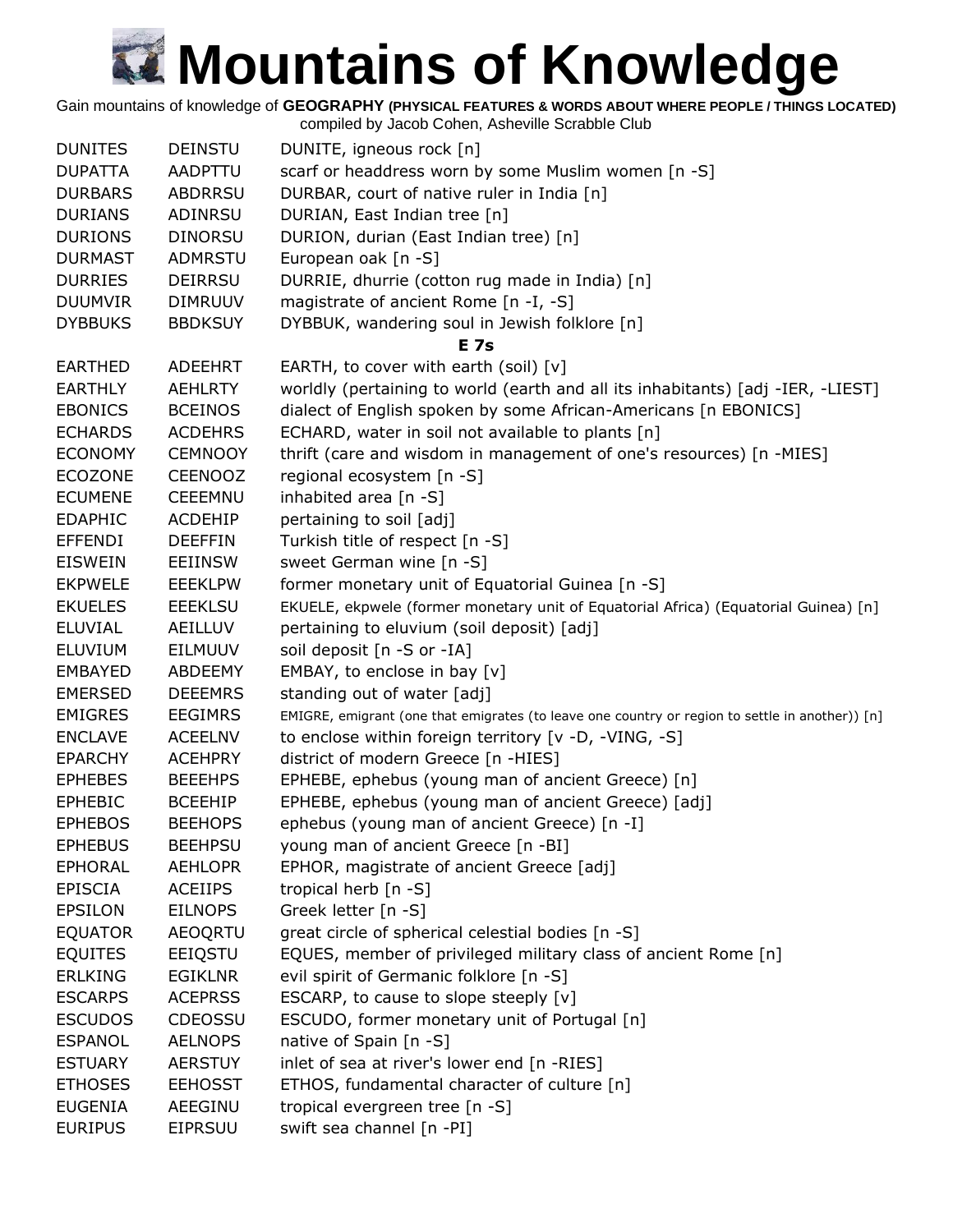# Mountains of Knowledge

Gain mountains of knowledge of **GEOGRAPHY (PHYSICAL FEATURES & WORDS ABOUT WHERE PEOPLE / THINGS LOCATED)**
compiled by Jacob Cohen, Asheville Scrabble Club

| | | |
|---|---|---|
| DUNITES | DEINSTU | DUNITE, igneous rock [n] |
| DUPATTA | AADPTTU | scarf or headdress worn by some Muslim women [n -S] |
| DURBARS | ABDRRSU | DURBAR, court of native ruler in India [n] |
| DURIANS | ADINRSU | DURIAN, East Indian tree [n] |
| DURIONS | DINORSU | DURION, durian (East Indian tree) [n] |
| DURMAST | ADMRSTU | European oak [n -S] |
| DURRIES | DEIRRSU | DURRIE, dhurrie (cotton rug made in India) [n] |
| DUUMVIR | DIMRUUV | magistrate of ancient Rome [n -I, -S] |
| DYBBUKS | BBDKSUY | DYBBUK, wandering soul in Jewish folklore [n] |
| | | **E 7s** |
| EARTHED | ADEEHRT | EARTH, to cover with earth (soil) [v] |
| EARTHLY | AEHLRTY | worldly (pertaining to world (earth and all its inhabitants) [adj -IER, -LIEST] |
| EBONICS | BCEINOS | dialect of English spoken by some African-Americans [n EBONICS] |
| ECHARDS | ACDEHRS | ECHARD, water in soil not available to plants [n] |
| ECONOMY | CEMNOOY | thrift (care and wisdom in management of one's resources) [n -MIES] |
| ECOZONE | CEENOOZ | regional ecosystem [n -S] |
| ECUMENE | CEEEMNU | inhabited area [n -S] |
| EDAPHIC | ACDEHIP | pertaining to soil [adj] |
| EFFENDI | DEEFFIN | Turkish title of respect [n -S] |
| EISWEIN | EEIINSW | sweet German wine [n -S] |
| EKPWELE | EEEKLPW | former monetary unit of Equatorial Guinea [n -S] |
| EKUELES | EEEKLSU | EKUELE, ekpwele (former monetary unit of Equatorial Africa) (Equatorial Guinea) [n] |
| ELUVIAL | AEILLUV | pertaining to eluvium (soil deposit) [adj] |
| ELUVIUM | EILMUUV | soil deposit [n -S or -IA] |
| EMBAYED | ABDEEMY | EMBAY, to enclose in bay [v] |
| EMERSED | DEEEMRS | standing out of water [adj] |
| EMIGRES | EEGIMRS | EMIGRE, emigrant (one that emigrates (to leave one country or region to settle in another)) [n] |
| ENCLAVE | ACEELNV | to enclose within foreign territory [v -D, -VING, -S] |
| EPARCHY | ACEHPRY | district of modern Greece [n -HIES] |
| EPHEBES | BEEEHPS | EPHEBE, ephebus (young man of ancient Greece) [n] |
| EPHEBIC | BCEEHIP | EPHEBE, ephebus (young man of ancient Greece) [adj] |
| EPHEBOS | BEEHOPS | ephebus (young man of ancient Greece) [n -I] |
| EPHEBUS | BEEHPSU | young man of ancient Greece [n -BI] |
| EPHORAL | AEHLOPR | EPHOR, magistrate of ancient Greece [adj] |
| EPISCIA | ACEIIPS | tropical herb [n -S] |
| EPSILON | EILNOPS | Greek letter [n -S] |
| EQUATOR | AEOQRTU | great circle of spherical celestial bodies [n -S] |
| EQUITES | EEIQSTU | EQUES, member of privileged military class of ancient Rome [n] |
| ERLKING | EGIKLNR | evil spirit of Germanic folklore [n -S] |
| ESCARPS | ACEPRSS | ESCARP, to cause to slope steeply [v] |
| ESCUDOS | CDEOSSU | ESCUDO, former monetary unit of Portugal [n] |
| ESPANOL | AELNOPS | native of Spain [n -S] |
| ESTUARY | AERSTUY | inlet of sea at river's lower end [n -RIES] |
| ETHOSES | EEHOSST | ETHOS, fundamental character of culture [n] |
| EUGENIA | AEEGINU | tropical evergreen tree [n -S] |
| EURIPUS | EIPRSUU | swift sea channel [n -PI] |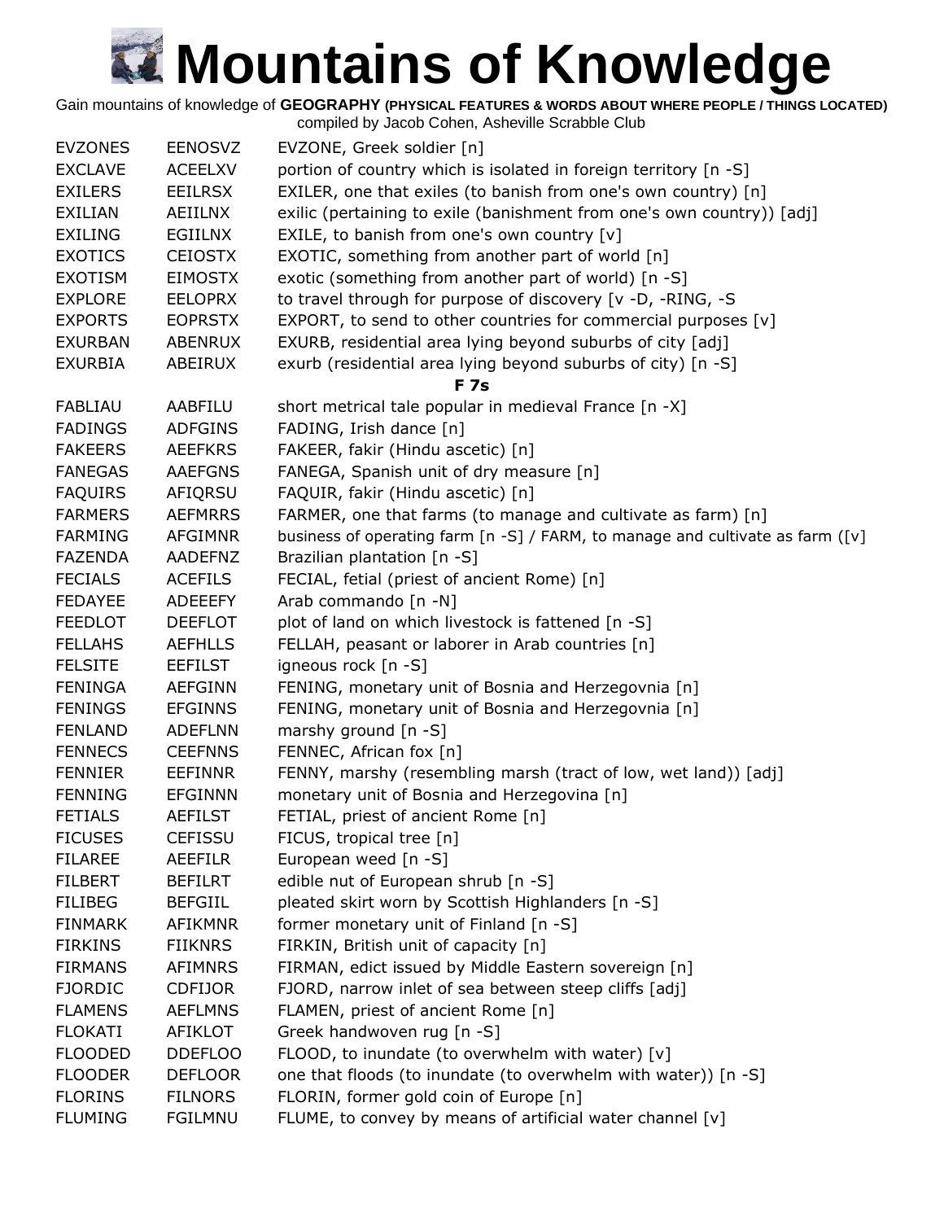# Mountains of Knowledge

Gain mountains of knowledge of **GEOGRAPHY (PHYSICAL FEATURES & WORDS ABOUT WHERE PEOPLE / THINGS LOCATED)**
compiled by Jacob Cohen, Asheville Scrabble Club

| | | |
|---|---|---|
| EVZONES | EENOSVZ | EVZONE, Greek soldier [n] |
| EXCLAVE | ACEELXV | portion of country which is isolated in foreign territory [n -S] |
| EXILERS | EEILRSX | EXILER, one that exiles (to banish from one's own country) [n] |
| EXILIAN | AEIILNX | exilic (pertaining to exile (banishment from one's own country)) [adj] |
| EXILING | EGIILNX | EXILE, to banish from one's own country [v] |
| EXOTICS | CEIOSTX | EXOTIC, something from another part of world [n] |
| EXOTISM | EIMOSTX | exotic (something from another part of world) [n -S] |
| EXPLORE | EELOPRX | to travel through for purpose of discovery [v -D, -RING, -S |
| EXPORTS | EOPRSTX | EXPORT, to send to other countries for commercial purposes [v] |
| EXURBAN | ABENRUX | EXURB, residential area lying beyond suburbs of city [adj] |
| EXURBIA | ABEIRUX | exurb (residential area lying beyond suburbs of city) [n -S] |
| | | **F 7s** |
| FABLIAU | AABFILU | short metrical tale popular in medieval France [n -X] |
| FADINGS | ADFGINS | FADING, Irish dance [n] |
| FAKEERS | AEEFKRS | FAKEER, fakir (Hindu ascetic) [n] |
| FANEGAS | AAEFGNS | FANEGA, Spanish unit of dry measure [n] |
| FAQUIRS | AFIQRSU | FAQUIR, fakir (Hindu ascetic) [n] |
| FARMERS | AEFMRRS | FARMER, one that farms (to manage and cultivate as farm) [n] |
| FARMING | AFGIMNR | business of operating farm [n -S] / FARM, to manage and cultivate as farm ([v] |
| FAZENDA | AADEFNZ | Brazilian plantation [n -S] |
| FECIALS | ACEFILS | FECIAL, fetial (priest of ancient Rome) [n] |
| FEDAYEE | ADEEEFY | Arab commando [n -N] |
| FEEDLOT | DEEFLOT | plot of land on which livestock is fattened [n -S] |
| FELLAHS | AEFHLLS | FELLAH, peasant or laborer in Arab countries [n] |
| FELSITE | EEFILST | igneous rock [n -S] |
| FENINGA | AEFGINN | FENING, monetary unit of Bosnia and Herzegovnia [n] |
| FENINGS | EFGINNS | FENING, monetary unit of Bosnia and Herzegovnia [n] |
| FENLAND | ADEFLNN | marshy ground [n -S] |
| FENNECS | CEEFNNS | FENNEC, African fox [n] |
| FENNIER | EEFINNR | FENNY, marshy (resembling marsh (tract of low, wet land)) [adj] |
| FENNING | EFGINNN | monetary unit of Bosnia and Herzegovina [n] |
| FETIALS | AEFILST | FETIAL, priest of ancient Rome [n] |
| FICUSES | CEFISSU | FICUS, tropical tree [n] |
| FILAREE | AEEFILR | European weed [n -S] |
| FILBERT | BEFILRT | edible nut of European shrub [n -S] |
| FILIBEG | BEFGIIL | pleated skirt worn by Scottish Highlanders [n -S] |
| FINMARK | AFIKMNR | former monetary unit of Finland [n -S] |
| FIRKINS | FIIKNRS | FIRKIN, British unit of capacity [n] |
| FIRMANS | AFIMNRS | FIRMAN, edict issued by Middle Eastern sovereign [n] |
| FJORDIC | CDFIJOR | FJORD, narrow inlet of sea between steep cliffs [adj] |
| FLAMENS | AEFLMNS | FLAMEN, priest of ancient Rome [n] |
| FLOKATI | AFIKLOT | Greek handwoven rug [n -S] |
| FLOODED | DDEFLOO | FLOOD, to inundate (to overwhelm with water) [v] |
| FLOODER | DEFLOOR | one that floods (to inundate (to overwhelm with water)) [n -S] |
| FLORINS | FILNORS | FLORIN, former gold coin of Europe [n] |
| FLUMING | FGILMNU | FLUME, to convey by means of artificial water channel [v] |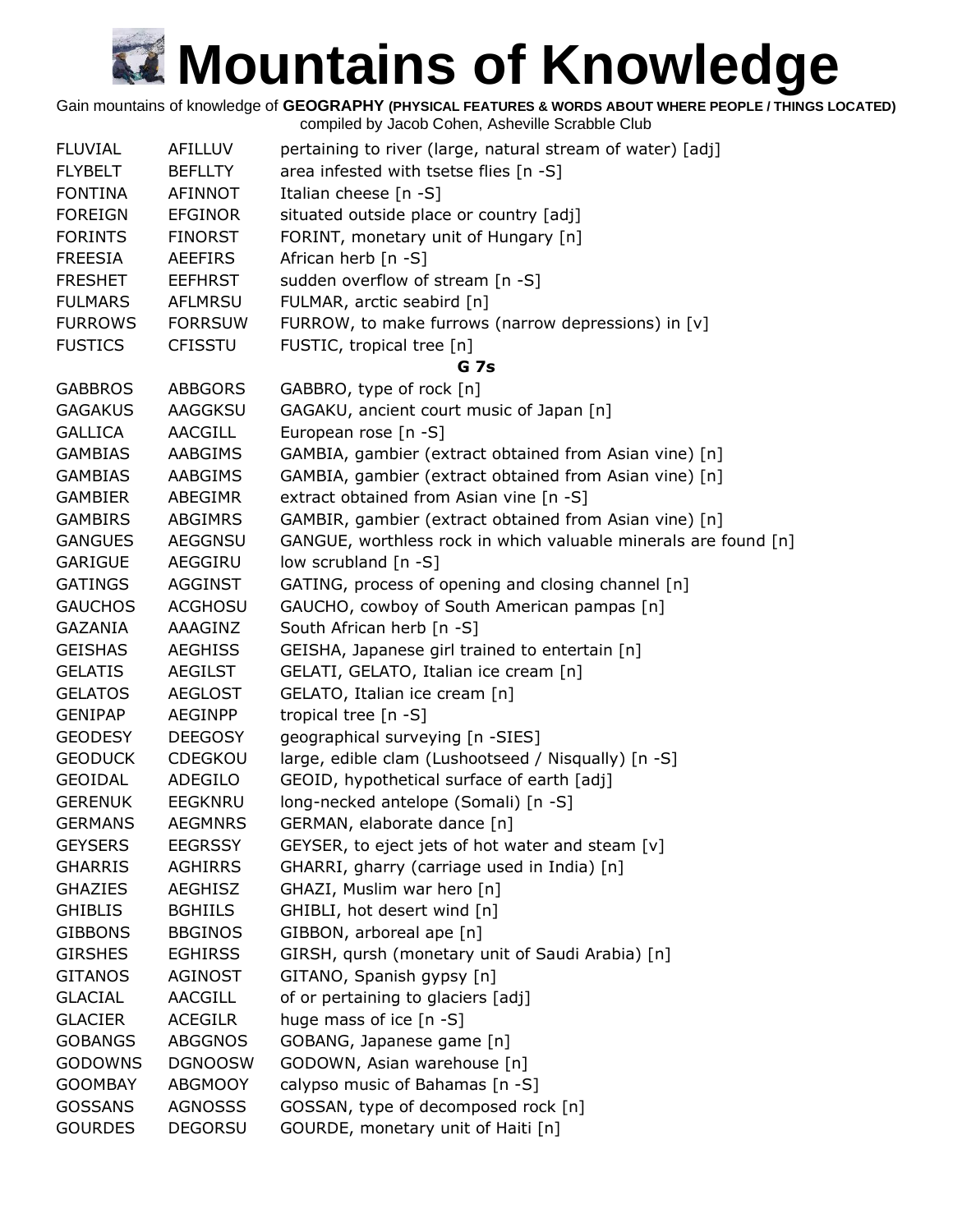# Mountains of Knowledge

Gain mountains of knowledge of **GEOGRAPHY (PHYSICAL FEATURES & WORDS ABOUT WHERE PEOPLE / THINGS LOCATED)**
compiled by Jacob Cohen, Asheville Scrabble Club

| | | |
|---|---|---|
| FLUVIAL | AFILLUV | pertaining to river (large, natural stream of water) [adj] |
| FLYBELT | BEFLLTY | area infested with tsetse flies [n -S] |
| FONTINA | AFINNOT | Italian cheese [n -S] |
| FOREIGN | EFGINOR | situated outside place or country [adj] |
| FORINTS | FINORST | FORINT, monetary unit of Hungary [n] |
| FREESIA | AEEFIRS | African herb [n -S] |
| FRESHET | EEFHRST | sudden overflow of stream [n -S] |
| FULMARS | AFLMRSU | FULMAR, arctic seabird [n] |
| FURROWS | FORRSUW | FURROW, to make furrows (narrow depressions) in [v] |
| FUSTICS | CFISSTU | FUSTIC, tropical tree [n] |
| | | **G 7s** |
| GABBROS | ABBGORS | GABBRO, type of rock [n] |
| GAGAKUS | AAGGKSU | GAGAKU, ancient court music of Japan [n] |
| GALLICA | AACGILL | European rose [n -S] |
| GAMBIAS | AABGIMS | GAMBIA, gambier (extract obtained from Asian vine) [n] |
| GAMBIAS | AABGIMS | GAMBIA, gambier (extract obtained from Asian vine) [n] |
| GAMBIER | ABEGIMR | extract obtained from Asian vine [n -S] |
| GAMBIRS | ABGIMRS | GAMBIR, gambier (extract obtained from Asian vine) [n] |
| GANGUES | AEGGNSU | GANGUE, worthless rock in which valuable minerals are found [n] |
| GARIGUE | AEGGIRU | low scrubland [n -S] |
| GATINGS | AGGINST | GATING, process of opening and closing channel [n] |
| GAUCHOS | ACGHOSU | GAUCHO, cowboy of South American pampas [n] |
| GAZANIA | AAAGINZ | South African herb [n -S] |
| GEISHAS | AEGHISS | GEISHA, Japanese girl trained to entertain [n] |
| GELATIS | AEGILST | GELATI, GELATO, Italian ice cream [n] |
| GELATOS | AEGLOST | GELATO, Italian ice cream [n] |
| GENIPAP | AEGINPP | tropical tree [n -S] |
| GEODESY | DEEGOSY | geographical surveying [n -SIES] |
| GEODUCK | CDEGKOU | large, edible clam (Lushootseed / Nisqually) [n -S] |
| GEOIDAL | ADEGILO | GEOID, hypothetical surface of earth [adj] |
| GERENUK | EEGKNRU | long-necked antelope (Somali) [n -S] |
| GERMANS | AEGMNRS | GERMAN, elaborate dance [n] |
| GEYSERS | EEGRSSY | GEYSER, to eject jets of hot water and steam [v] |
| GHARRIS | AGHIRRS | GHARRI, gharry (carriage used in India) [n] |
| GHAZIES | AEGHISZ | GHAZI, Muslim war hero [n] |
| GHIBLIS | BGHIILS | GHIBLI, hot desert wind [n] |
| GIBBONS | BBGINOS | GIBBON, arboreal ape [n] |
| GIRSHES | EGHIRSS | GIRSH, qursh (monetary unit of Saudi Arabia) [n] |
| GITANOS | AGINOST | GITANO, Spanish gypsy [n] |
| GLACIAL | AACGILL | of or pertaining to glaciers [adj] |
| GLACIER | ACEGILR | huge mass of ice [n -S] |
| GOBANGS | ABGGNOS | GOBANG, Japanese game [n] |
| GODOWNS | DGNOOSW | GODOWN, Asian warehouse [n] |
| GOOMBAY | ABGMOOY | calypso music of Bahamas [n -S] |
| GOSSANS | AGNOSSS | GOSSAN, type of decomposed rock [n] |
| GOURDES | DEGORSU | GOURDE, monetary unit of Haiti [n] |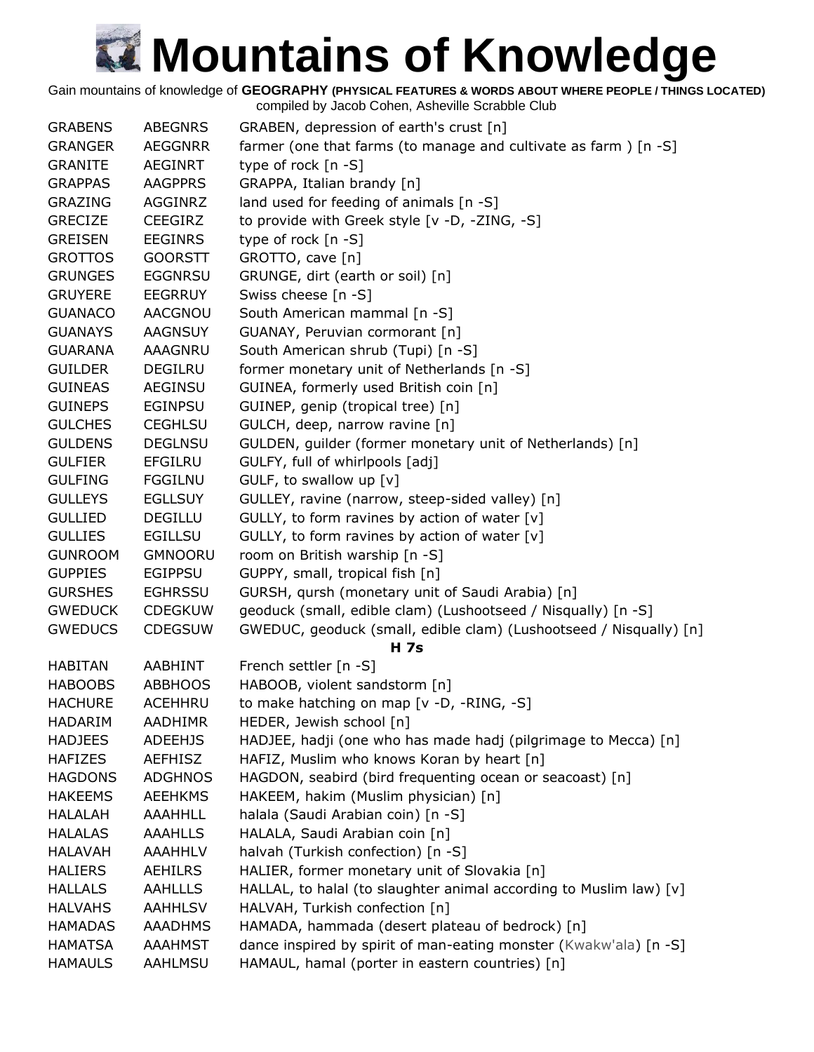# Mountains of Knowledge

Gain mountains of knowledge of **GEOGRAPHY (PHYSICAL FEATURES & WORDS ABOUT WHERE PEOPLE / THINGS LOCATED)**
compiled by Jacob Cohen, Asheville Scrabble Club

| | | |
|---|---|---|
| GRABENS | ABEGNRS | GRABEN, depression of earth's crust [n] |
| GRANGER | AEGGNRR | farmer (one that farms (to manage and cultivate as farm ) [n -S] |
| GRANITE | AEGINRT | type of rock [n -S] |
| GRAPPAS | AAGPPRS | GRAPPA, Italian brandy [n] |
| GRAZING | AGGINRZ | land used for feeding of animals [n -S] |
| GRECIZE | CEEGIRZ | to provide with Greek style [v -D, -ZING, -S] |
| GREISEN | EEGINRS | type of rock [n -S] |
| GROTTOS | GOORSTT | GROTTO, cave [n] |
| GRUNGES | EGGNRSU | GRUNGE, dirt (earth or soil) [n] |
| GRUYERE | EEGRRUY | Swiss cheese [n -S] |
| GUANACO | AACGNOU | South American mammal [n -S] |
| GUANAYS | AAGNSUY | GUANAY, Peruvian cormorant [n] |
| GUARANA | AAAGNRU | South American shrub (Tupi) [n -S] |
| GUILDER | DEGILRU | former monetary unit of Netherlands [n -S] |
| GUINEAS | AEGINSU | GUINEA, formerly used British coin [n] |
| GUINEPS | EGINPSU | GUINEP, genip (tropical tree) [n] |
| GULCHES | CEGHLSU | GULCH, deep, narrow ravine [n] |
| GULDENS | DEGLNSU | GULDEN, guilder (former monetary unit of Netherlands) [n] |
| GULFIER | EFGILRU | GULFY, full of whirlpools [adj] |
| GULFING | FGGILNU | GULF, to swallow up [v] |
| GULLEYS | EGLLSUY | GULLEY, ravine (narrow, steep-sided valley) [n] |
| GULLIED | DEGILLU | GULLY, to form ravines by action of water [v] |
| GULLIES | EGILLSU | GULLY, to form ravines by action of water [v] |
| GUNROOM | GMNOORU | room on British warship [n -S] |
| GUPPIES | EGIPPSU | GUPPY, small, tropical fish [n] |
| GURSHES | EGHRSSU | GURSH, qursh (monetary unit of Saudi Arabia) [n] |
| GWEDUCK | CDEGKUW | geoduck (small, edible clam) (Lushootseed / Nisqually) [n -S] |
| GWEDUCS | CDEGSUW | GWEDUC, geoduck (small, edible clam) (Lushootseed / Nisqually) [n] |

**H 7s**

| | | |
|---|---|---|
| HABITAN | AABHINT | French settler [n -S] |
| HABOOBS | ABBHOOS | HABOOB, violent sandstorm [n] |
| HACHURE | ACEHHRU | to make hatching on map [v -D, -RING, -S] |
| HADARIM | AADHIMR | HEDER, Jewish school [n] |
| HADJEES | ADEEHJS | HADJEE, hadji (one who has made hadj (pilgrimage to Mecca) [n] |
| HAFIZES | AEFHISZ | HAFIZ, Muslim who knows Koran by heart [n] |
| HAGDONS | ADGHNOS | HAGDON, seabird (bird frequenting ocean or seacoast) [n] |
| HAKEEMS | AEEHKMS | HAKEEM, hakim (Muslim physician) [n] |
| HALALAH | AAAHHLL | halala (Saudi Arabian coin) [n -S] |
| HALALAS | AAAHLLS | HALALA, Saudi Arabian coin [n] |
| HALAVAH | AAAHHLV | halvah (Turkish confection) [n -S] |
| HALIERS | AEHILRS | HALIER, former monetary unit of Slovakia [n] |
| HALLALS | AAHLLLS | HALLAL, to halal (to slaughter animal according to Muslim law) [v] |
| HALVAHS | AAHHLSV | HALVAH, Turkish confection [n] |
| HAMADAS | AAADHMS | HAMADA, hammada (desert plateau of bedrock) [n] |
| HAMATSA | AAAHMST | dance inspired by spirit of man-eating monster (Kwakw'ala) [n -S] |
| HAMAULS | AAHLMSU | HAMAUL, hamal (porter in eastern countries) [n] |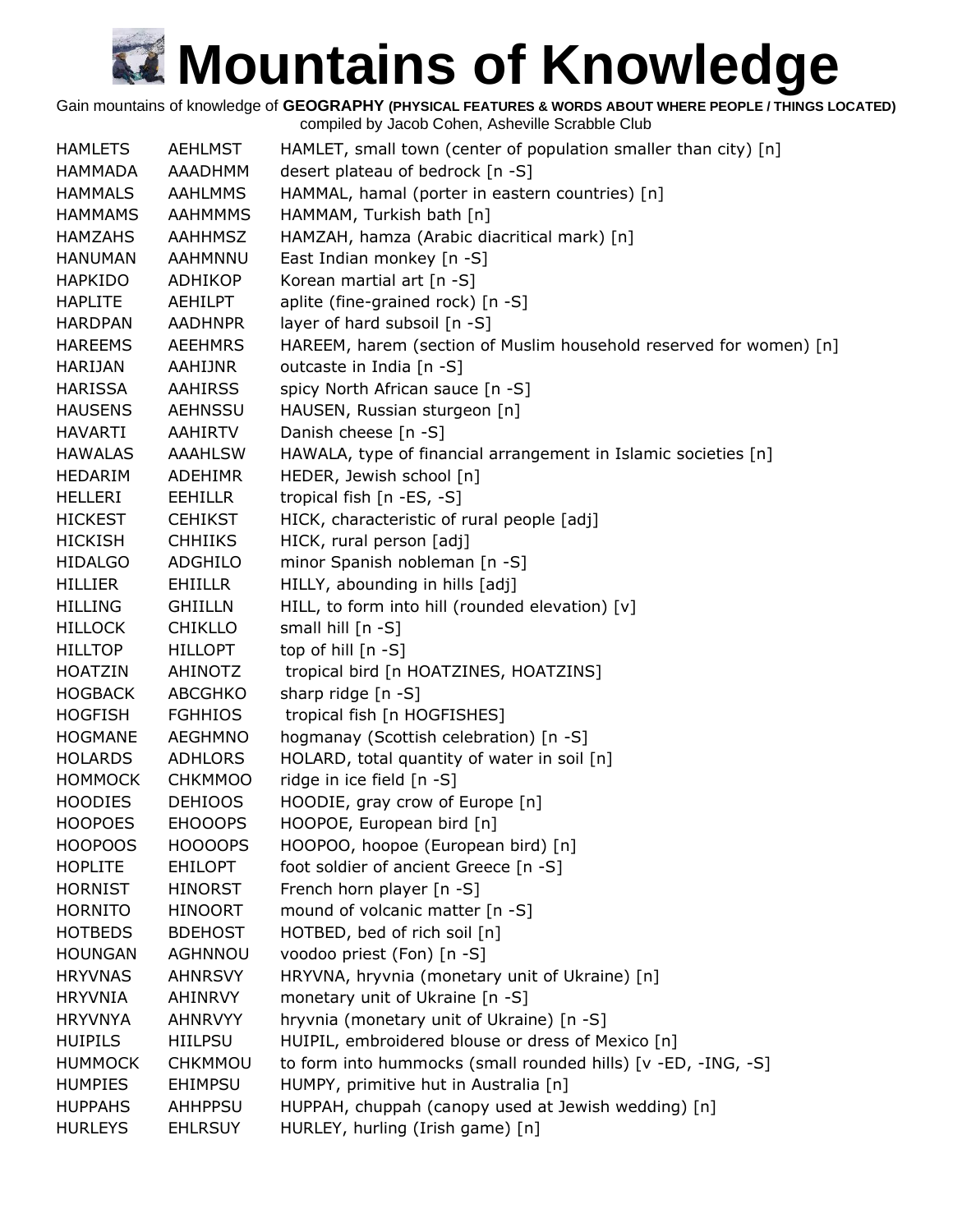# Mountains of Knowledge

Gain mountains of knowledge of **GEOGRAPHY (PHYSICAL FEATURES & WORDS ABOUT WHERE PEOPLE / THINGS LOCATED)**
compiled by Jacob Cohen, Asheville Scrabble Club

| | | |
|---|---|---|
| HAMLETS | AEHLMST | HAMLET, small town (center of population smaller than city) [n] |
| HAMMADA | AAADHMM | desert plateau of bedrock [n -S] |
| HAMMALS | AAHLMMS | HAMMAL, hamal (porter in eastern countries) [n] |
| HAMMAMS | AAHMMMS | HAMMAM, Turkish bath [n] |
| HAMZAHS | AAHHMSZ | HAMZAH, hamza (Arabic diacritical mark) [n] |
| HANUMAN | AAHMNNU | East Indian monkey [n -S] |
| HAPKIDO | ADHIKOP | Korean martial art [n -S] |
| HAPLITE | AEHILPT | aplite (fine-grained rock) [n -S] |
| HARDPAN | AADHNPR | layer of hard subsoil [n -S] |
| HAREEMS | AEEHMRS | HAREEM, harem (section of Muslim household reserved for women) [n] |
| HARIJAN | AAHIJNR | outcaste in India [n -S] |
| HARISSA | AAHIRSS | spicy North African sauce [n -S] |
| HAUSENS | AEHNSSU | HAUSEN, Russian sturgeon [n] |
| HAVARTI | AAHIRTV | Danish cheese [n -S] |
| HAWALAS | AAAHLSW | HAWALA, type of financial arrangement in Islamic societies [n] |
| HEDARIM | ADEHIMR | HEDER, Jewish school [n] |
| HELLERI | EEHILLR | tropical fish [n -ES, -S] |
| HICKEST | CEHIKST | HICK, characteristic of rural people [adj] |
| HICKISH | CHHIIKS | HICK, rural person [adj] |
| HIDALGO | ADGHILO | minor Spanish nobleman [n -S] |
| HILLIER | EHIILLR | HILLY, abounding in hills [adj] |
| HILLING | GHIILLN | HILL, to form into hill (rounded elevation) [v] |
| HILLOCK | CHIKLLO | small hill [n -S] |
| HILLTOP | HILLOPT | top of hill [n -S] |
| HOATZIN | AHINOTZ | tropical bird [n HOATZINES, HOATZINS] |
| HOGBACK | ABCGHKO | sharp ridge [n -S] |
| HOGFISH | FGHHIOS | tropical fish [n HOGFISHES] |
| HOGMANE | AEGHMNO | hogmanay (Scottish celebration) [n -S] |
| HOLARDS | ADHLORS | HOLARD, total quantity of water in soil [n] |
| HOMMOCK | CHKMMOO | ridge in ice field [n -S] |
| HOODIES | DEHIOOS | HOODIE, gray crow of Europe [n] |
| HOOPOES | EHOOOPS | HOOPOE, European bird [n] |
| HOOPOOS | HOOOOPS | HOOPOO, hoopoe (European bird) [n] |
| HOPLITE | EHILOPT | foot soldier of ancient Greece [n -S] |
| HORNIST | HINORST | French horn player [n -S] |
| HORNITO | HINOORT | mound of volcanic matter [n -S] |
| HOTBEDS | BDEHOST | HOTBED, bed of rich soil [n] |
| HOUNGAN | AGHNNOU | voodoo priest (Fon) [n -S] |
| HRYVNAS | AHNRSVY | HRYVNA, hryvnia (monetary unit of Ukraine) [n] |
| HRYVNIA | AHINRVY | monetary unit of Ukraine [n -S] |
| HRYVNYA | AHNRVYY | hryvnia (monetary unit of Ukraine) [n -S] |
| HUIPILS | HIILPSU | HUIPIL, embroidered blouse or dress of Mexico [n] |
| HUMMOCK | CHKMMOU | to form into hummocks (small rounded hills) [v -ED, -ING, -S] |
| HUMPIES | EHIMPSU | HUMPY, primitive hut in Australia [n] |
| HUPPAHS | AHHPPSU | HUPPAH, chuppah (canopy used at Jewish wedding) [n] |
| HURLEYS | EHLRSUY | HURLEY, hurling (Irish game) [n] |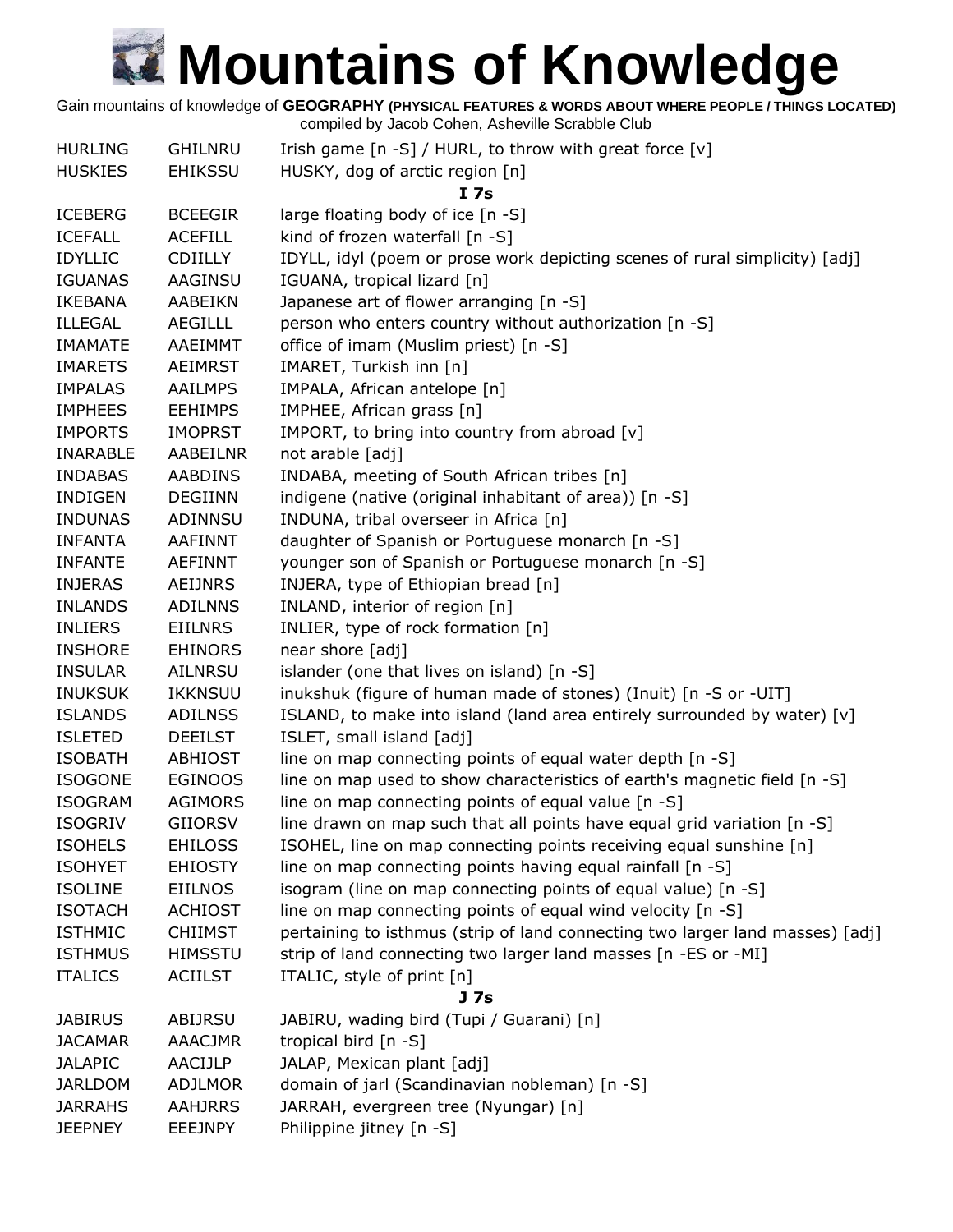# Mountains of Knowledge

Gain mountains of knowledge of **GEOGRAPHY (PHYSICAL FEATURES & WORDS ABOUT WHERE PEOPLE / THINGS LOCATED)**
compiled by Jacob Cohen, Asheville Scrabble Club

| | | |
|---|---|---|
| HURLING | GHILNRU | Irish game [n -S] / HURL, to throw with great force [v] |
| HUSKIES | EHIKSSU | HUSKY, dog of arctic region [n] |
| | | **I 7s** |
| ICEBERG | BCEEGIR | large floating body of ice [n -S] |
| ICEFALL | ACEFILL | kind of frozen waterfall [n -S] |
| IDYLLIC | CDIILLY | IDYLL, idyl (poem or prose work depicting scenes of rural simplicity) [adj] |
| IGUANAS | AAGINSU | IGUANA, tropical lizard [n] |
| IKEBANA | AABEIKN | Japanese art of flower arranging [n -S] |
| ILLEGAL | AEGILLL | person who enters country without authorization [n -S] |
| IMAMATE | AAEIMMT | office of imam (Muslim priest) [n -S] |
| IMARETS | AEIMRST | IMARET, Turkish inn [n] |
| IMPALAS | AAILMPS | IMPALA, African antelope [n] |
| IMPHEES | EEHIMPS | IMPHEE, African grass [n] |
| IMPORTS | IMOPRST | IMPORT, to bring into country from abroad [v] |
| INARABLE | AABEILNR | not arable [adj] |
| INDABAS | AABDINS | INDABA, meeting of South African tribes [n] |
| INDIGEN | DEGIINN | indigene (native (original inhabitant of area)) [n -S] |
| INDUNAS | ADINNSU | INDUNA, tribal overseer in Africa [n] |
| INFANTA | AAFINNT | daughter of Spanish or Portuguese monarch [n -S] |
| INFANTE | AEFINNT | younger son of Spanish or Portuguese monarch [n -S] |
| INJERAS | AEIJNRS | INJERA, type of Ethiopian bread [n] |
| INLANDS | ADILNNS | INLAND, interior of region [n] |
| INLIERS | EIILNRS | INLIER, type of rock formation [n] |
| INSHORE | EHINORS | near shore [adj] |
| INSULAR | AILNRSU | islander (one that lives on island) [n -S] |
| INUKSUK | IKKNSUU | inukshuk (figure of human made of stones) (Inuit) [n -S or -UIT] |
| ISLANDS | ADILNSS | ISLAND, to make into island (land area entirely surrounded by water) [v] |
| ISLETED | DEEILST | ISLET, small island [adj] |
| ISOBATH | ABHIOST | line on map connecting points of equal water depth [n -S] |
| ISOGONE | EGINOOS | line on map used to show characteristics of earth's magnetic field [n -S] |
| ISOGRAM | AGIMORS | line on map connecting points of equal value [n -S] |
| ISOGRIV | GIIORSV | line drawn on map such that all points have equal grid variation [n -S] |
| ISOHELS | EHILOSS | ISOHEL, line on map connecting points receiving equal sunshine [n] |
| ISOHYET | EHIOSTY | line on map connecting points having equal rainfall [n -S] |
| ISOLINE | EIILNOS | isogram (line on map connecting points of equal value) [n -S] |
| ISOTACH | ACHIOST | line on map connecting points of equal wind velocity [n -S] |
| ISTHMIC | CHIIMST | pertaining to isthmus (strip of land connecting two larger land masses) [adj] |
| ISTHMUS | HIMSSTU | strip of land connecting two larger land masses [n -ES or -MI] |
| ITALICS | ACIILST | ITALIC, style of print [n] |
| | | **J 7s** |
| JABIRUS | ABIJRSU | JABIRU, wading bird (Tupi / Guarani) [n] |
| JACAMAR | AAACJMR | tropical bird [n -S] |
| JALAPIC | AACIJLP | JALAP, Mexican plant [adj] |
| JARLDOM | ADJLMOR | domain of jarl (Scandinavian nobleman) [n -S] |
| JARRAHS | AAHJRRS | JARRAH, evergreen tree (Nyungar) [n] |
| JEEPNEY | EEEJNPY | Philippine jitney [n -S] |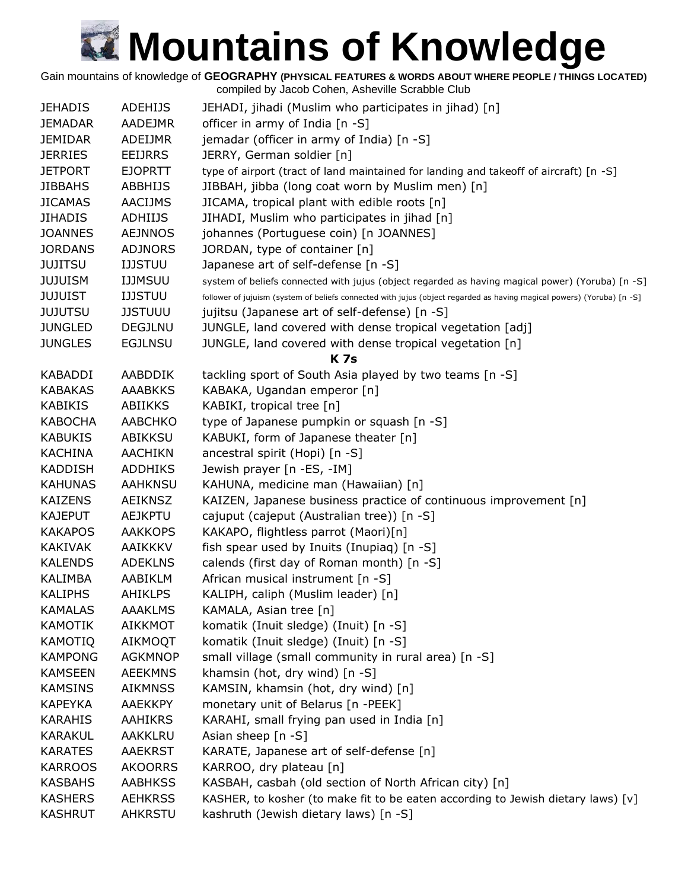# Mountains of Knowledge

Gain mountains of knowledge of **GEOGRAPHY (PHYSICAL FEATURES & WORDS ABOUT WHERE PEOPLE / THINGS LOCATED)**
compiled by Jacob Cohen, Asheville Scrabble Club

| | | |
|---|---|---|
| JEHADIS | ADEHIJS | JEHADI, jihadi (Muslim who participates in jihad) [n] |
| JEMADAR | AADEJMR | officer in army of India [n -S] |
| JEMIDAR | ADEIJMR | jemadar (officer in army of India) [n -S] |
| JERRIES | EEIJRRS | JERRY, German soldier [n] |
| JETPORT | EJOPRTT | type of airport (tract of land maintained for landing and takeoff of aircraft) [n -S] |
| JIBBAHS | ABBHIJS | JIBBAH, jibba (long coat worn by Muslim men) [n] |
| JICAMAS | AACIJMS | JICAMA, tropical plant with edible roots [n] |
| JIHADIS | ADHIIJS | JIHADI, Muslim who participates in jihad [n] |
| JOANNES | AEJNNOS | johannes (Portuguese coin) [n JOANNES] |
| JORDANS | ADJNORS | JORDAN, type of container [n] |
| JUJITSU | IJJSTUU | Japanese art of self-defense [n -S] |
| JUJUISM | IJJMSUU | system of beliefs connected with jujus (object regarded as having magical power) (Yoruba) [n -S] |
| JUJUIST | IJJSTUU | follower of jujuism (system of beliefs connected with jujus (object regarded as having magical powers) (Yoruba) [n -S] |
| JUJUTSU | JJSTUUU | jujitsu (Japanese art of self-defense) [n -S] |
| JUNGLED | DEGJLNU | JUNGLE, land covered with dense tropical vegetation [adj] |
| JUNGLES | EGJLNSU | JUNGLE, land covered with dense tropical vegetation [n] |

**K 7s**

| | | |
|---|---|---|
| KABADDI | AABDDIK | tackling sport of South Asia played by two teams [n -S] |
| KABAKAS | AAABKKS | KABAKA, Ugandan emperor [n] |
| KABIKIS | ABIIKKS | KABIKI, tropical tree [n] |
| KABOCHA | AABCHKO | type of Japanese pumpkin or squash [n -S] |
| KABUKIS | ABIKKSU | KABUKI, form of Japanese theater [n] |
| KACHINA | AACHIKN | ancestral spirit (Hopi) [n -S] |
| KADDISH | ADDHIKS | Jewish prayer [n -ES, -IM] |
| KAHUNAS | AAHKNSU | KAHUNA, medicine man (Hawaiian) [n] |
| KAIZENS | AEIKNSZ | KAIZEN, Japanese business practice of continuous improvement [n] |
| KAJEPUT | AEJKPTU | cajuput (cajeput (Australian tree)) [n -S] |
| KAKAPOS | AAKKOPS | KAKAPO, flightless parrot (Maori)[n] |
| KAKIVAK | AAIKKKV | fish spear used by Inuits (Inupiaq) [n -S] |
| KALENDS | ADEKLNS | calends (first day of Roman month) [n -S] |
| KALIMBA | AABIKLM | African musical instrument [n -S] |
| KALIPHS | AHIKLPS | KALIPH, caliph (Muslim leader) [n] |
| KAMALAS | AAAKLMS | KAMALA, Asian tree [n] |
| KAMOTIK | AIKKMOT | komatik (Inuit sledge) (Inuit) [n -S] |
| KAMOTIQ | AIKMOQT | komatik (Inuit sledge) (Inuit) [n -S] |
| KAMPONG | AGKMNOP | small village (small community in rural area) [n -S] |
| KAMSEEN | AEEKMNS | khamsin (hot, dry wind) [n -S] |
| KAMSINS | AIKMNSS | KAMSIN, khamsin (hot, dry wind) [n] |
| KAPEYKA | AAEKKPY | monetary unit of Belarus [n -PEEK] |
| KARAHIS | AAHIKRS | KARAHI, small frying pan used in India [n] |
| KARAKUL | AAKKLRU | Asian sheep [n -S] |
| KARATES | AAEKRST | KARATE, Japanese art of self-defense [n] |
| KARROOS | AKOORRS | KARROO, dry plateau [n] |
| KASBAHS | AABHKSS | KASBAH, casbah (old section of North African city) [n] |
| KASHERS | AEHKRSS | KASHER, to kosher (to make fit to be eaten according to Jewish dietary laws) [v] |
| KASHRUT | AHKRSTU | kashruth (Jewish dietary laws) [n -S] |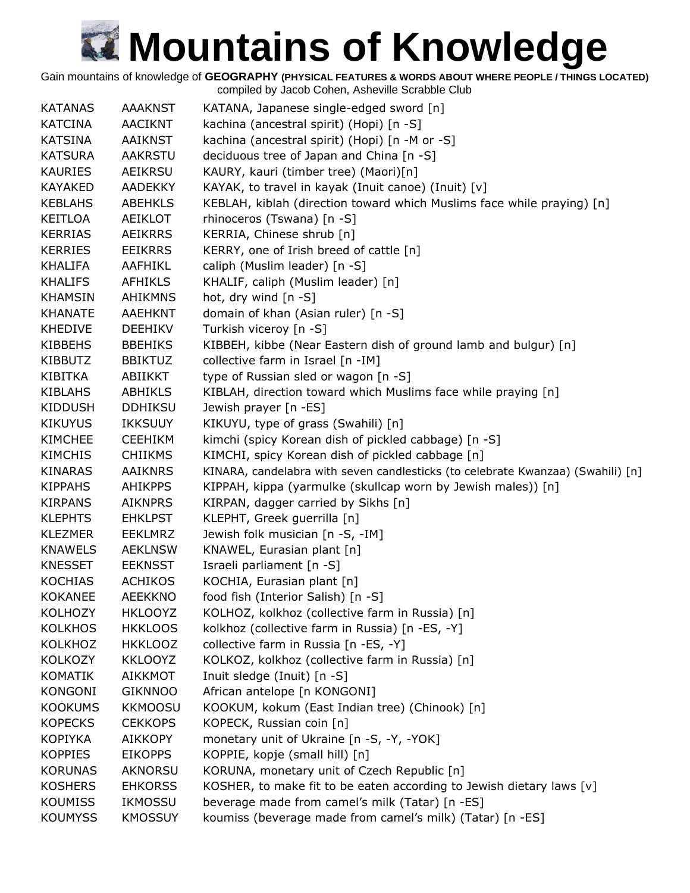# Mountains of Knowledge

Gain mountains of knowledge of **GEOGRAPHY (PHYSICAL FEATURES & WORDS ABOUT WHERE PEOPLE / THINGS LOCATED)**
compiled by Jacob Cohen, Asheville Scrabble Club

| | | |
|---|---|---|
| KATANAS | AAAKNST | KATANA, Japanese single-edged sword [n] |
| KATCINA | AACIKNT | kachina (ancestral spirit) (Hopi) [n -S] |
| KATSINA | AAIKNST | kachina (ancestral spirit) (Hopi) [n -M or -S] |
| KATSURA | AAKRSTU | deciduous tree of Japan and China [n -S] |
| KAURIES | AEIKRSU | KAURY, kauri (timber tree) (Maori)[n] |
| KAYAKED | AADEKKY | KAYAK, to travel in kayak (Inuit canoe) (Inuit) [v] |
| KEBLAHS | ABEHKLS | KEBLAH, kiblah (direction toward which Muslims face while praying) [n] |
| KEITLOA | AEIKLOT | rhinoceros (Tswana) [n -S] |
| KERRIAS | AEIKRRS | KERRIA, Chinese shrub [n] |
| KERRIES | EEIKRRS | KERRY, one of Irish breed of cattle [n] |
| KHALIFA | AAFHIKL | caliph (Muslim leader) [n -S] |
| KHALIFS | AFHIKLS | KHALIF, caliph (Muslim leader) [n] |
| KHAMSIN | AHIKMNS | hot, dry wind [n -S] |
| KHANATE | AAEHKNT | domain of khan (Asian ruler) [n -S] |
| KHEDIVE | DEEHIKV | Turkish viceroy [n -S] |
| KIBBEHS | BBEHIKS | KIBBEH, kibbe (Near Eastern dish of ground lamb and bulgur) [n] |
| KIBBUTZ | BBIKTUZ | collective farm in Israel [n -IM] |
| KIBITKA | ABIIKKT | type of Russian sled or wagon [n -S] |
| KIBLAHS | ABHIKLS | KIBLAH, direction toward which Muslims face while praying [n] |
| KIDDUSH | DDHIKSU | Jewish prayer [n -ES] |
| KIKUYUS | IKKSUUY | KIKUYU, type of grass (Swahili) [n] |
| KIMCHEE | CEEHIKM | kimchi (spicy Korean dish of pickled cabbage) [n -S] |
| KIMCHIS | CHIIKMS | KIMCHI, spicy Korean dish of pickled cabbage [n] |
| KINARAS | AAIKNRS | KINARA, candelabra with seven candlesticks (to celebrate Kwanzaa) (Swahili) [n] |
| KIPPAHS | AHIKPPS | KIPPAH, kippa (yarmulke (skullcap worn by Jewish males)) [n] |
| KIRPANS | AIKNPRS | KIRPAN, dagger carried by Sikhs [n] |
| KLEPHTS | EHKLPST | KLEPHT, Greek guerrilla [n] |
| KLEZMER | EEKLMRZ | Jewish folk musician [n -S, -IM] |
| KNAWELS | AEKLNSW | KNAWEL, Eurasian plant [n] |
| KNESSET | EEKNSST | Israeli parliament [n -S] |
| KOCHIAS | ACHIKOS | KOCHIA, Eurasian plant [n] |
| KOKANEE | AEEKKNO | food fish (Interior Salish) [n -S] |
| KOLHOZY | HKLOOYZ | KOLHOZ, kolkhoz (collective farm in Russia) [n] |
| KOLKHOS | HKKLOOS | kolkhoz (collective farm in Russia) [n -ES, -Y] |
| KOLKHOZ | HKKLOOZ | collective farm in Russia [n -ES, -Y] |
| KOLKOZY | KKLOOYZ | KOLKOZ, kolkhoz (collective farm in Russia) [n] |
| KOMATIK | AIKKMOT | Inuit sledge (Inuit) [n -S] |
| KONGONI | GIKNNOO | African antelope [n KONGONI] |
| KOOKUMS | KKMOOSU | KOOKUM, kokum (East Indian tree) (Chinook) [n] |
| KOPECKS | CEKKOPS | KOPECK, Russian coin [n] |
| KOPIYKA | AIKKOPY | monetary unit of Ukraine [n -S, -Y, -YOK] |
| KOPPIES | EIKOPPS | KOPPIE, kopje (small hill) [n] |
| KORUNAS | AKNORSU | KORUNA, monetary unit of Czech Republic [n] |
| KOSHERS | EHKORSS | KOSHER, to make fit to be eaten according to Jewish dietary laws [v] |
| KOUMISS | IKMOSSU | beverage made from camel's milk (Tatar) [n -ES] |
| KOUMYSS | KMOSSUY | koumiss (beverage made from camel's milk) (Tatar) [n -ES] |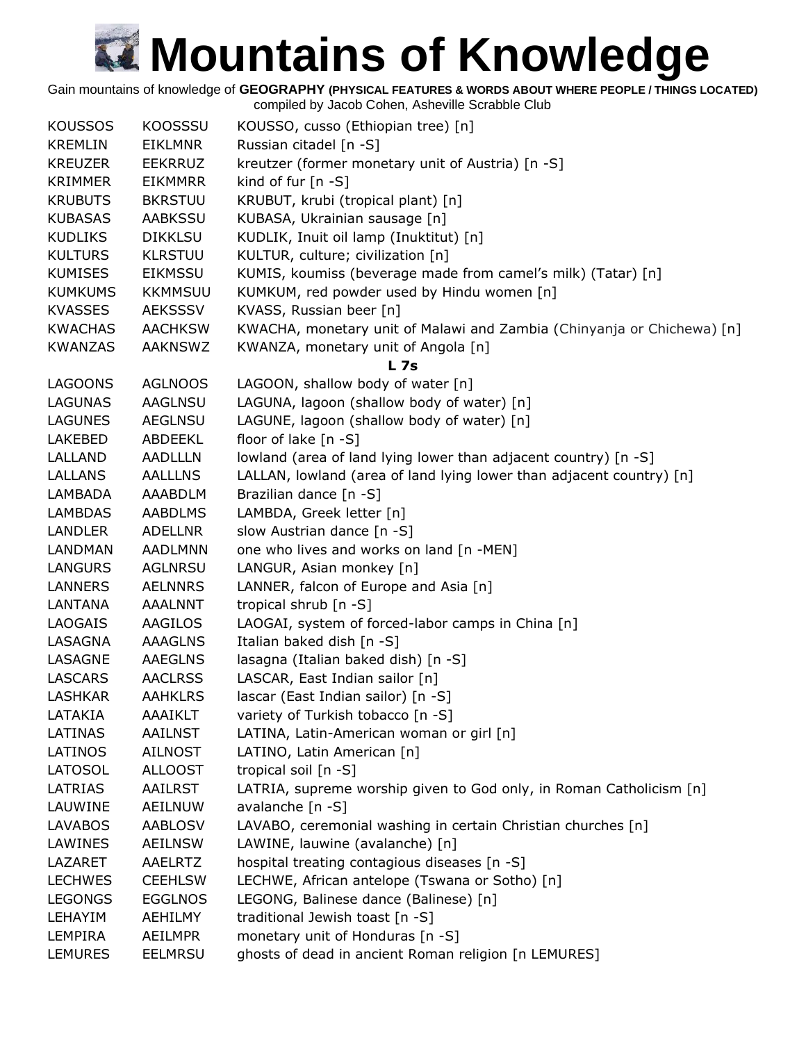# Mountains of Knowledge

Gain mountains of knowledge of **GEOGRAPHY (PHYSICAL FEATURES & WORDS ABOUT WHERE PEOPLE / THINGS LOCATED)**
compiled by Jacob Cohen, Asheville Scrabble Club

| | | |
|---|---|---|
| KOUSSOS | KOOSSSU | KOUSSO, cusso (Ethiopian tree) [n] |
| KREMLIN | EIKLMNR | Russian citadel [n -S] |
| KREUZER | EEKRRUZ | kreutzer (former monetary unit of Austria) [n -S] |
| KRIMMER | EIKMMRR | kind of fur [n -S] |
| KRUBUTS | BKRSTUU | KRUBUT, krubi (tropical plant) [n] |
| KUBASAS | AABKSSU | KUBASA, Ukrainian sausage [n] |
| KUDLIKS | DIKKLSU | KUDLIK, Inuit oil lamp (Inuktitut) [n] |
| KULTURS | KLRSTUU | KULTUR, culture; civilization [n] |
| KUMISES | EIKMSSU | KUMIS, koumiss (beverage made from camel's milk) (Tatar) [n] |
| KUMKUMS | KKMMSUU | KUMKUM, red powder used by Hindu women [n] |
| KVASSES | AEKSSSV | KVASS, Russian beer [n] |
| KWACHAS | AACHKSW | KWACHA, monetary unit of Malawi and Zambia (Chinyanja or Chichewa) [n] |
| KWANZAS | AAKNSWZ | KWANZA, monetary unit of Angola [n] |
| | | **L 7s** |
| LAGOONS | AGLNOOS | LAGOON, shallow body of water [n] |
| LAGUNAS | AAGLNSU | LAGUNA, lagoon (shallow body of water) [n] |
| LAGUNES | AEGLNSU | LAGUNE, lagoon (shallow body of water) [n] |
| LAKEBED | ABDEEKL | floor of lake [n -S] |
| LALLAND | AADLLLN | lowland (area of land lying lower than adjacent country) [n -S] |
| LALLANS | AALLLNS | LALLAN, lowland (area of land lying lower than adjacent country) [n] |
| LAMBADA | AAABDLM | Brazilian dance [n -S] |
| LAMBDAS | AABDLMS | LAMBDA, Greek letter [n] |
| LANDLER | ADELLNR | slow Austrian dance [n -S] |
| LANDMAN | AADLMNN | one who lives and works on land [n -MEN] |
| LANGURS | AGLNRSU | LANGUR, Asian monkey [n] |
| LANNERS | AELNNRS | LANNER, falcon of Europe and Asia [n] |
| LANTANA | AAALNNT | tropical shrub [n -S] |
| LAOGAIS | AAGILOS | LAOGAI, system of forced-labor camps in China [n] |
| LASAGNA | AAAGLNS | Italian baked dish [n -S] |
| LASAGNE | AAEGLNS | lasagna (Italian baked dish) [n -S] |
| LASCARS | AACLRSS | LASCAR, East Indian sailor [n] |
| LASHKAR | AAHKLRS | lascar (East Indian sailor) [n -S] |
| LATAKIA | AAAIKLT | variety of Turkish tobacco [n -S] |
| LATINAS | AAILNST | LATINA, Latin-American woman or girl [n] |
| LATINOS | AILNOST | LATINO, Latin American [n] |
| LATOSOL | ALLOOST | tropical soil [n -S] |
| LATRIAS | AAILRST | LATRIA, supreme worship given to God only, in Roman Catholicism [n] |
| LAUWINE | AEILNUW | avalanche [n -S] |
| LAVABOS | AABLOSV | LAVABO, ceremonial washing in certain Christian churches [n] |
| LAWINES | AEILNSW | LAWINE, lauwine (avalanche) [n] |
| LAZARET | AAELRTZ | hospital treating contagious diseases [n -S] |
| LECHWES | CEEHLSW | LECHWE, African antelope (Tswana or Sotho) [n] |
| LEGONGS | EGGLNOS | LEGONG, Balinese dance (Balinese) [n] |
| LEHAYIM | AEHILMY | traditional Jewish toast [n -S] |
| LEMPIRA | AEILMPR | monetary unit of Honduras [n -S] |
| LEMURES | EELMRSU | ghosts of dead in ancient Roman religion [n LEMURES] |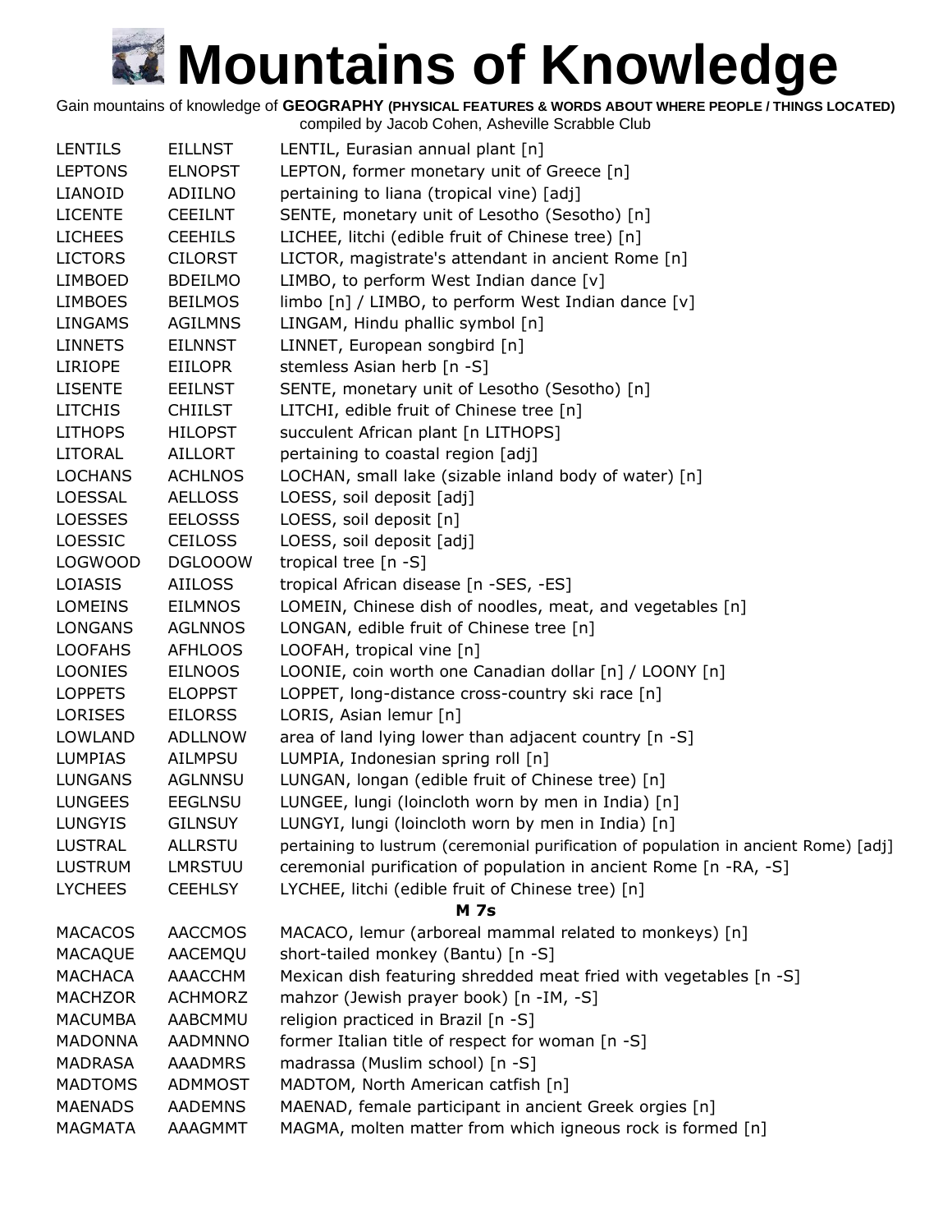# Mountains of Knowledge

Gain mountains of knowledge of **GEOGRAPHY (PHYSICAL FEATURES & WORDS ABOUT WHERE PEOPLE / THINGS LOCATED)**
compiled by Jacob Cohen, Asheville Scrabble Club

| | | |
|---|---|---|
| LENTILS | EILLNST | LENTIL, Eurasian annual plant [n] |
| LEPTONS | ELNOPST | LEPTON, former monetary unit of Greece [n] |
| LIANOID | ADIILNO | pertaining to liana (tropical vine) [adj] |
| LICENTE | CEEILNT | SENTE, monetary unit of Lesotho (Sesotho) [n] |
| LICHEES | CEEHILS | LICHEE, litchi (edible fruit of Chinese tree) [n] |
| LICTORS | CILORST | LICTOR, magistrate's attendant in ancient Rome [n] |
| LIMBOED | BDEILMO | LIMBO, to perform West Indian dance [v] |
| LIMBOES | BEILMOS | limbo [n] / LIMBO, to perform West Indian dance [v] |
| LINGAMS | AGILMNS | LINGAM, Hindu phallic symbol [n] |
| LINNETS | EILNNST | LINNET, European songbird [n] |
| LIRIOPE | EIILOPR | stemless Asian herb [n -S] |
| LISENTE | EEILNST | SENTE, monetary unit of Lesotho (Sesotho) [n] |
| LITCHIS | CHIILST | LITCHI, edible fruit of Chinese tree [n] |
| LITHOPS | HILOPST | succulent African plant [n LITHOPS] |
| LITORAL | AILLORT | pertaining to coastal region [adj] |
| LOCHANS | ACHLNOS | LOCHAN, small lake (sizable inland body of water) [n] |
| LOESSAL | AELLOSS | LOESS, soil deposit [adj] |
| LOESSES | EELOSSS | LOESS, soil deposit [n] |
| LOESSIC | CEILOSS | LOESS, soil deposit [adj] |
| LOGWOOD | DGLOOOW | tropical tree [n -S] |
| LOIASIS | AIILOSS | tropical African disease [n -SES, -ES] |
| LOMEINS | EILMNOS | LOMEIN, Chinese dish of noodles, meat, and vegetables [n] |
| LONGANS | AGLNNOS | LONGAN, edible fruit of Chinese tree [n] |
| LOOFAHS | AFHLOOS | LOOFAH, tropical vine [n] |
| LOONIES | EILNOOS | LOONIE, coin worth one Canadian dollar [n] / LOONY [n] |
| LOPPETS | ELOPPST | LOPPET, long-distance cross-country ski race [n] |
| LORISES | EILORSS | LORIS, Asian lemur [n] |
| LOWLAND | ADLLNOW | area of land lying lower than adjacent country [n -S] |
| LUMPIAS | AILMPSU | LUMPIA, Indonesian spring roll [n] |
| LUNGANS | AGLNNSU | LUNGAN, longan (edible fruit of Chinese tree) [n] |
| LUNGEES | EEGLNSU | LUNGEE, lungi (loincloth worn by men in India) [n] |
| LUNGYIS | GILNSUY | LUNGYI, lungi (loincloth worn by men in India) [n] |
| LUSTRAL | ALLRSTU | pertaining to lustrum (ceremonial purification of population in ancient Rome) [adj] |
| LUSTRUM | LMRSTUU | ceremonial purification of population in ancient Rome [n -RA, -S] |
| LYCHEES | CEEHLSY | LYCHEE, litchi (edible fruit of Chinese tree) [n] |

**M 7s**

| | | |
|---|---|---|
| MACACOS | AACCMOS | MACACO, lemur (arboreal mammal related to monkeys) [n] |
| MACAQUE | AACEMQU | short-tailed monkey (Bantu) [n -S] |
| MACHACA | AAACCHM | Mexican dish featuring shredded meat fried with vegetables [n -S] |
| MACHZOR | ACHMORZ | mahzor (Jewish prayer book) [n -IM, -S] |
| MACUMBA | AABCMMU | religion practiced in Brazil [n -S] |
| MADONNA | AADMNNO | former Italian title of respect for woman [n -S] |
| MADRASA | AAADMRS | madrassa (Muslim school) [n -S] |
| MADTOMS | ADMMOST | MADTOM, North American catfish [n] |
| MAENADS | AADEMNS | MAENAD, female participant in ancient Greek orgies [n] |
| MAGMATA | AAAGMMT | MAGMA, molten matter from which igneous rock is formed [n] |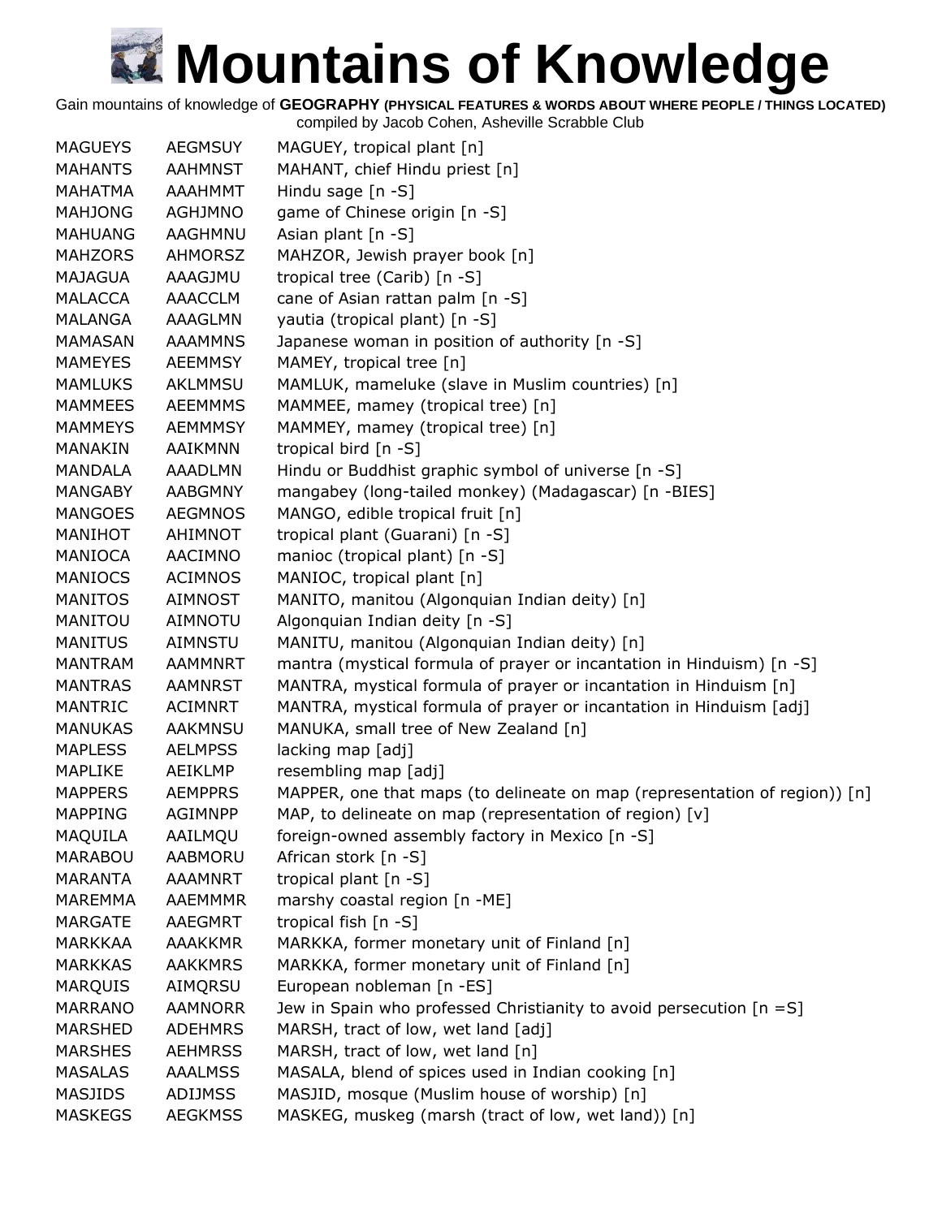# Mountains of Knowledge

Gain mountains of knowledge of **GEOGRAPHY (PHYSICAL FEATURES & WORDS ABOUT WHERE PEOPLE / THINGS LOCATED)**
compiled by Jacob Cohen, Asheville Scrabble Club

| | | |
|---|---|---|
| MAGUEYS | AEGMSUY | MAGUEY, tropical plant [n] |
| MAHANTS | AAHMNST | MAHANT, chief Hindu priest [n] |
| MAHATMA | AAAHMMT | Hindu sage [n -S] |
| MAHJONG | AGHJMNO | game of Chinese origin [n -S] |
| MAHUANG | AAGHMNU | Asian plant [n -S] |
| MAHZORS | AHMORSZ | MAHZOR, Jewish prayer book [n] |
| MAJAGUA | AAAGJMU | tropical tree (Carib) [n -S] |
| MALACCA | AAACCLM | cane of Asian rattan palm [n -S] |
| MALANGA | AAAGLMN | yautia (tropical plant) [n -S] |
| MAMASAN | AAAMMNS | Japanese woman in position of authority [n -S] |
| MAMEYES | AEEMMSY | MAMEY, tropical tree [n] |
| MAMLUKS | AKLMMSU | MAMLUK, mameluke (slave in Muslim countries) [n] |
| MAMMEES | AEEMMMS | MAMMEE, mamey (tropical tree) [n] |
| MAMMEYS | AEMMMSY | MAMMEY, mamey (tropical tree) [n] |
| MANAKIN | AAIKMNN | tropical bird [n -S] |
| MANDALA | AAADLMN | Hindu or Buddhist graphic symbol of universe [n -S] |
| MANGABY | AABGMNY | mangabey (long-tailed monkey) (Madagascar) [n -BIES] |
| MANGOES | AEGMNOS | MANGO, edible tropical fruit [n] |
| MANIHOT | AHIMNOT | tropical plant (Guarani) [n -S] |
| MANIOCA | AACIMNO | manioc (tropical plant) [n -S] |
| MANIOCS | ACIMNOS | MANIOC, tropical plant [n] |
| MANITOS | AIMNOST | MANITO, manitou (Algonquian Indian deity) [n] |
| MANITOU | AIMNOTU | Algonquian Indian deity [n -S] |
| MANITUS | AIMNSTU | MANITU, manitou (Algonquian Indian deity) [n] |
| MANTRAM | AAMMNRT | mantra (mystical formula of prayer or incantation in Hinduism) [n -S] |
| MANTRAS | AAMNRST | MANTRA, mystical formula of prayer or incantation in Hinduism [n] |
| MANTRIC | ACIMNRT | MANTRA, mystical formula of prayer or incantation in Hinduism [adj] |
| MANUKAS | AAKMNSU | MANUKA, small tree of New Zealand [n] |
| MAPLESS | AELMPSS | lacking map [adj] |
| MAPLIKE | AEIKLMP | resembling map [adj] |
| MAPPERS | AEMPPRS | MAPPER, one that maps (to delineate on map (representation of region)) [n] |
| MAPPING | AGIMNPP | MAP, to delineate on map (representation of region) [v] |
| MAQUILA | AAILMQU | foreign-owned assembly factory in Mexico [n -S] |
| MARABOU | AABMORU | African stork [n -S] |
| MARANTA | AAAMNRT | tropical plant [n -S] |
| MAREMMA | AAEMMMR | marshy coastal region [n -ME] |
| MARGATE | AAEGMRT | tropical fish [n -S] |
| MARKKAA | AAAKKMR | MARKKA, former monetary unit of Finland [n] |
| MARKKAS | AAKKMRS | MARKKA, former monetary unit of Finland [n] |
| MARQUIS | AIMQRSU | European nobleman [n -ES] |
| MARRANO | AAMNORR | Jew in Spain who professed Christianity to avoid persecution [n =S] |
| MARSHED | ADEHMRS | MARSH, tract of low, wet land [adj] |
| MARSHES | AEHMRSS | MARSH, tract of low, wet land [n] |
| MASALAS | AAALMSS | MASALA, blend of spices used in Indian cooking [n] |
| MASJIDS | ADIJMSS | MASJID, mosque (Muslim house of worship) [n] |
| MASKEGS | AEGKMSS | MASKEG, muskeg (marsh (tract of low, wet land)) [n] |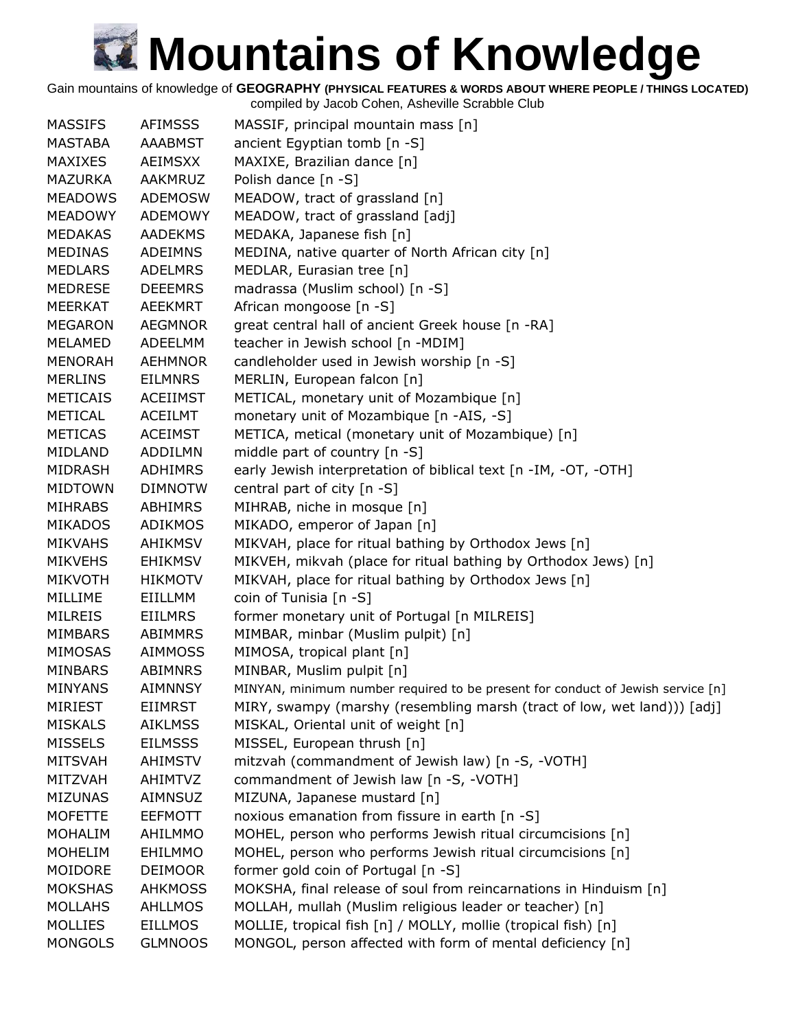# Mountains of Knowledge

Gain mountains of knowledge of **GEOGRAPHY (PHYSICAL FEATURES & WORDS ABOUT WHERE PEOPLE / THINGS LOCATED)**
compiled by Jacob Cohen, Asheville Scrabble Club

| | | |
|---|---|---|
| MASSIFS | AFIMSSS | MASSIF, principal mountain mass [n] |
| MASTABA | AAABMST | ancient Egyptian tomb [n -S] |
| MAXIXES | AEIMSXX | MAXIXE, Brazilian dance [n] |
| MAZURKA | AAKMRUZ | Polish dance [n -S] |
| MEADOWS | ADEMOSW | MEADOW, tract of grassland [n] |
| MEADOWY | ADEMOWY | MEADOW, tract of grassland [adj] |
| MEDAKAS | AADEKMS | MEDAKA, Japanese fish [n] |
| MEDINAS | ADEIMNS | MEDINA, native quarter of North African city [n] |
| MEDLARS | ADELMRS | MEDLAR, Eurasian tree [n] |
| MEDRESE | DEEEMRS | madrassa (Muslim school) [n -S] |
| MEERKAT | AEEKMRT | African mongoose [n -S] |
| MEGARON | AEGMNOR | great central hall of ancient Greek house [n -RA] |
| MELAMED | ADEELMM | teacher in Jewish school [n -MDIM] |
| MENORAH | AEHMNOR | candleholder used in Jewish worship [n -S] |
| MERLINS | EILMNRS | MERLIN, European falcon [n] |
| METICAIS | ACEIIMST | METICAL, monetary unit of Mozambique [n] |
| METICAL | ACEILMT | monetary unit of Mozambique [n -AIS, -S] |
| METICAS | ACEIMST | METICA, metical (monetary unit of Mozambique) [n] |
| MIDLAND | ADDILMN | middle part of country [n -S] |
| MIDRASH | ADHIMRS | early Jewish interpretation of biblical text [n -IM, -OT, -OTH] |
| MIDTOWN | DIMNOTW | central part of city [n -S] |
| MIHRABS | ABHIMRS | MIHRAB, niche in mosque [n] |
| MIKADOS | ADIKMOS | MIKADO, emperor of Japan [n] |
| MIKVAHS | AHIKMSV | MIKVAH, place for ritual bathing by Orthodox Jews [n] |
| MIKVEHS | EHIKMSV | MIKVEH, mikvah (place for ritual bathing by Orthodox Jews) [n] |
| MIKVOTH | HIKMOTV | MIKVAH, place for ritual bathing by Orthodox Jews [n] |
| MILLIME | EIILLMM | coin of Tunisia [n -S] |
| MILREIS | EIILMRS | former monetary unit of Portugal [n MILREIS] |
| MIMBARS | ABIMMRS | MIMBAR, minbar (Muslim pulpit) [n] |
| MIMOSAS | AIMMOSS | MIMOSA, tropical plant [n] |
| MINBARS | ABIMNRS | MINBAR, Muslim pulpit [n] |
| MINYANS | AIMNNSY | MINYAN, minimum number required to be present for conduct of Jewish service [n] |
| MIRIEST | EIIMRST | MIRY, swampy (marshy (resembling marsh (tract of low, wet land))) [adj] |
| MISKALS | AIKLMSS | MISKAL, Oriental unit of weight [n] |
| MISSELS | EILMSSS | MISSEL, European thrush [n] |
| MITSVAH | AHIMSTV | mitzvah (commandment of Jewish law) [n -S, -VOTH] |
| MITZVAH | AHIMTVZ | commandment of Jewish law [n -S, -VOTH] |
| MIZUNAS | AIMNSUZ | MIZUNA, Japanese mustard [n] |
| MOFETTE | EEFMOTT | noxious emanation from fissure in earth [n -S] |
| MOHALIM | AHILMMO | MOHEL, person who performs Jewish ritual circumcisions [n] |
| MOHELIM | EHILMMO | MOHEL, person who performs Jewish ritual circumcisions [n] |
| MOIDORE | DEIMOOR | former gold coin of Portugal [n -S] |
| MOKSHAS | AHKMOSS | MOKSHA, final release of soul from reincarnations in Hinduism [n] |
| MOLLAHS | AHLLMOS | MOLLAH, mullah (Muslim religious leader or teacher) [n] |
| MOLLIES | EILLMOS | MOLLIE, tropical fish [n] / MOLLY, mollie (tropical fish) [n] |
| MONGOLS | GLMNOOS | MONGOL, person affected with form of mental deficiency [n] |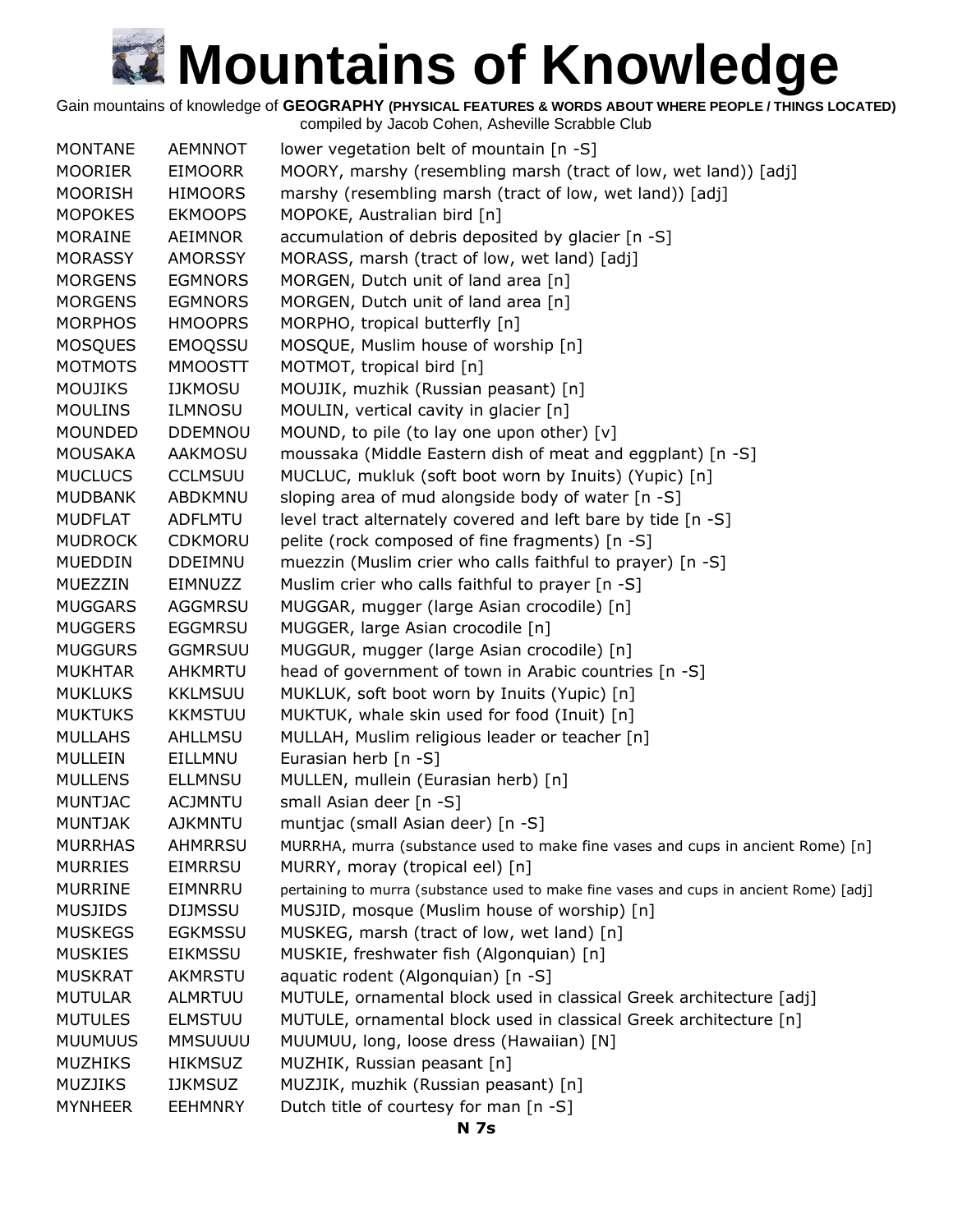# Mountains of Knowledge

Gain mountains of knowledge of **GEOGRAPHY (PHYSICAL FEATURES & WORDS ABOUT WHERE PEOPLE / THINGS LOCATED)**
compiled by Jacob Cohen, Asheville Scrabble Club

| | | |
|---|---|---|
| MONTANE | AEMNNOT | lower vegetation belt of mountain [n -S] |
| MOORIER | EIMOORR | MOORY, marshy (resembling marsh (tract of low, wet land)) [adj] |
| MOORISH | HIMOORS | marshy (resembling marsh (tract of low, wet land)) [adj] |
| MOPOKES | EKMOOPS | MOPOKE, Australian bird [n] |
| MORAINE | AEIMNOR | accumulation of debris deposited by glacier [n -S] |
| MORASSY | AMORSSY | MORASS, marsh (tract of low, wet land) [adj] |
| MORGENS | EGMNORS | MORGEN, Dutch unit of land area [n] |
| MORGENS | EGMNORS | MORGEN, Dutch unit of land area [n] |
| MORPHOS | HMOOPRS | MORPHO, tropical butterfly [n] |
| MOSQUES | EMOQSSU | MOSQUE, Muslim house of worship [n] |
| MOTMOTS | MMOOSTT | MOTMOT, tropical bird [n] |
| MOUJIKS | IJKMOSU | MOUJIK, muzhik (Russian peasant) [n] |
| MOULINS | ILMNOSU | MOULIN, vertical cavity in glacier [n] |
| MOUNDED | DDEMNOU | MOUND, to pile (to lay one upon other) [v] |
| MOUSAKA | AAKMOSU | moussaka (Middle Eastern dish of meat and eggplant) [n -S] |
| MUCLUCS | CCLMSUU | MUCLUC, mukluk (soft boot worn by Inuits) (Yupic) [n] |
| MUDBANK | ABDKMNU | sloping area of mud alongside body of water [n -S] |
| MUDFLAT | ADFLMTU | level tract alternately covered and left bare by tide [n -S] |
| MUDROCK | CDKMORU | pelite (rock composed of fine fragments) [n -S] |
| MUEDDIN | DDEIMNU | muezzin (Muslim crier who calls faithful to prayer) [n -S] |
| MUEZZIN | EIMNUZZ | Muslim crier who calls faithful to prayer [n -S] |
| MUGGARS | AGGMRSU | MUGGAR, mugger (large Asian crocodile) [n] |
| MUGGERS | EGGMRSU | MUGGER, large Asian crocodile [n] |
| MUGGURS | GGMRSUU | MUGGUR, mugger (large Asian crocodile) [n] |
| MUKHTAR | AHKMRTU | head of government of town in Arabic countries [n -S] |
| MUKLUKS | KKLMSUU | MUKLUK, soft boot worn by Inuits (Yupic) [n] |
| MUKTUKS | KKMSTUU | MUKTUK, whale skin used for food (Inuit) [n] |
| MULLAHS | AHLLMSU | MULLAH, Muslim religious leader or teacher [n] |
| MULLEIN | EILLMNU | Eurasian herb [n -S] |
| MULLENS | ELLMNSU | MULLEN, mullein (Eurasian herb) [n] |
| MUNTJAC | ACJMNTU | small Asian deer [n -S] |
| MUNTJAK | AJKMNTU | muntjac (small Asian deer) [n -S] |
| MURRHAS | AHMRRSU | MURRHA, murra (substance used to make fine vases and cups in ancient Rome) [n] |
| MURRIES | EIMRRSU | MURRY, moray (tropical eel) [n] |
| MURRINE | EIMNRRU | pertaining to murra (substance used to make fine vases and cups in ancient Rome) [adj] |
| MUSJIDS | DIJMSSU | MUSJID, mosque (Muslim house of worship) [n] |
| MUSKEGS | EGKMSSU | MUSKEG, marsh (tract of low, wet land) [n] |
| MUSKIES | EIKMSSU | MUSKIE, freshwater fish (Algonquian) [n] |
| MUSKRAT | AKMRSTU | aquatic rodent (Algonquian) [n -S] |
| MUTULAR | ALMRTUU | MUTULE, ornamental block used in classical Greek architecture [adj] |
| MUTULES | ELMSTUU | MUTULE, ornamental block used in classical Greek architecture [n] |
| MUUMUUS | MMSUUUU | MUUMUU, long, loose dress (Hawaiian) [N] |
| MUZHIKS | HIKMSUZ | MUZHIK, Russian peasant [n] |
| MUZJIKS | IJKMSUZ | MUZJIK, muzhik (Russian peasant) [n] |
| MYNHEER | EEHMNRY | Dutch title of courtesy for man [n -S] |

**N 7s**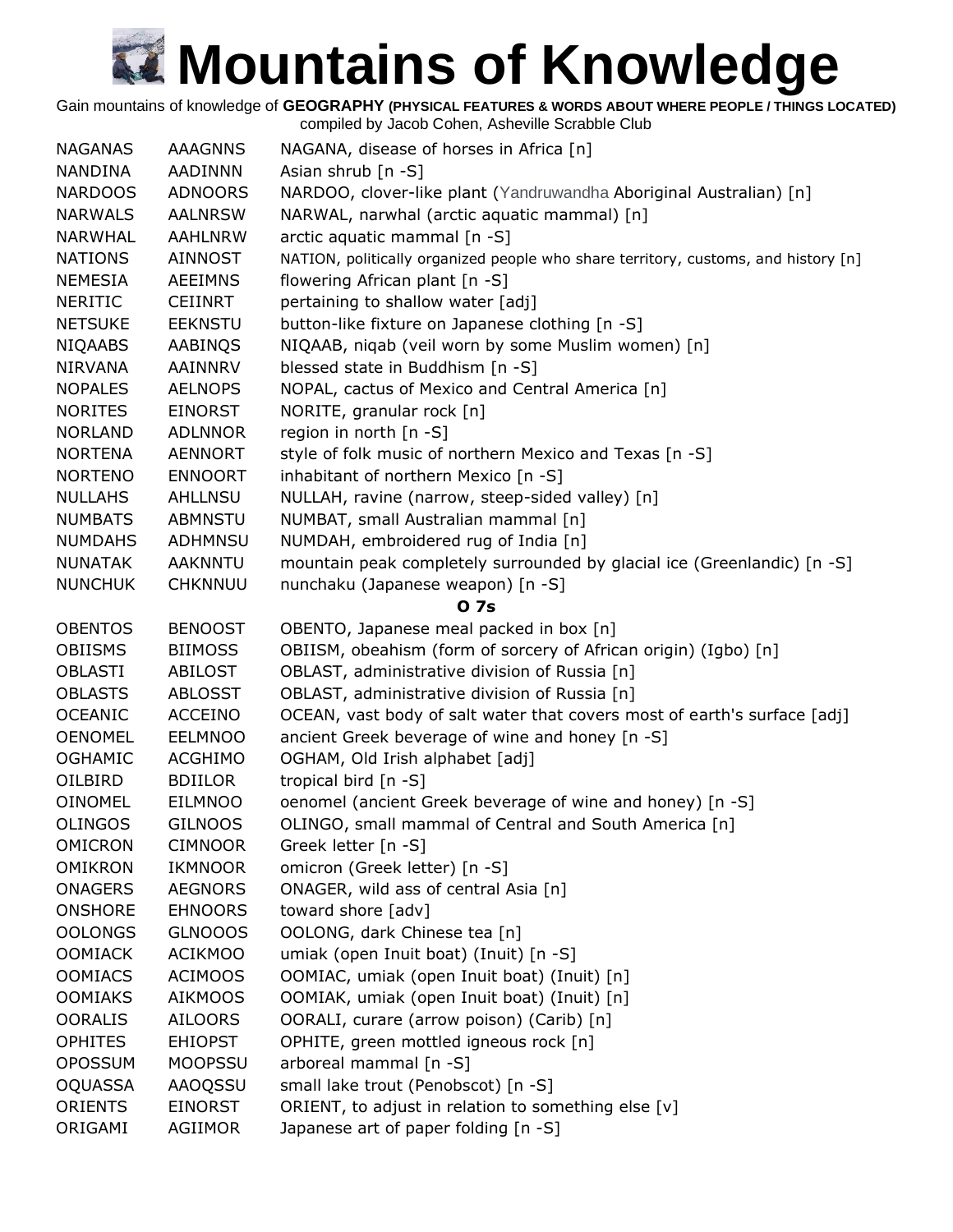# Mountains of Knowledge

Gain mountains of knowledge of **GEOGRAPHY (PHYSICAL FEATURES & WORDS ABOUT WHERE PEOPLE / THINGS LOCATED)**
compiled by Jacob Cohen, Asheville Scrabble Club

| | | |
|---|---|---|
| NAGANAS | AAAGNNS | NAGANA, disease of horses in Africa [n] |
| NANDINA | AADINNN | Asian shrub [n -S] |
| NARDOOS | ADNOORS | NARDOO, clover-like plant (Yandruwandha Aboriginal Australian) [n] |
| NARWALS | AALNRSW | NARWAL, narwhal (arctic aquatic mammal) [n] |
| NARWHAL | AAHLNRW | arctic aquatic mammal [n -S] |
| NATIONS | AINNOST | NATION, politically organized people who share territory, customs, and history [n] |
| NEMESIA | AEEIMNS | flowering African plant [n -S] |
| NERITIC | CEIINRT | pertaining to shallow water [adj] |
| NETSUKE | EEKNSTU | button-like fixture on Japanese clothing [n -S] |
| NIQAABS | AABINQS | NIQAAB, niqab (veil worn by some Muslim women) [n] |
| NIRVANA | AAINNRV | blessed state in Buddhism [n -S] |
| NOPALES | AELNOPS | NOPAL, cactus of Mexico and Central America [n] |
| NORITES | EINORST | NORITE, granular rock [n] |
| NORLAND | ADLNNOR | region in north [n -S] |
| NORTENA | AENNORT | style of folk music of northern Mexico and Texas [n -S] |
| NORTENO | ENNOORT | inhabitant of northern Mexico [n -S] |
| NULLAHS | AHLLNSU | NULLAH, ravine (narrow, steep-sided valley) [n] |
| NUMBATS | ABMNSTU | NUMBAT, small Australian mammal [n] |
| NUMDAHS | ADHMNSU | NUMDAH, embroidered rug of India [n] |
| NUNATAK | AAKNNTU | mountain peak completely surrounded by glacial ice (Greenlandic) [n -S] |
| NUNCHUK | CHKNNUU | nunchaku (Japanese weapon) [n -S] |
| | | **O 7s** |
| OBENTOS | BENOOST | OBENTO, Japanese meal packed in box [n] |
| OBIISMS | BIIMOSS | OBIISM, obeahism (form of sorcery of African origin) (Igbo) [n] |
| OBLASTI | ABILOST | OBLAST, administrative division of Russia [n] |
| OBLASTS | ABLOSST | OBLAST, administrative division of Russia [n] |
| OCEANIC | ACCEINO | OCEAN, vast body of salt water that covers most of earth's surface [adj] |
| OENOMEL | EELMNOO | ancient Greek beverage of wine and honey [n -S] |
| OGHAMIC | ACGHIMO | OGHAM, Old Irish alphabet [adj] |
| OILBIRD | BDIILOR | tropical bird [n -S] |
| OINOMEL | EILMNOO | oenomel (ancient Greek beverage of wine and honey) [n -S] |
| OLINGOS | GILNOOS | OLINGO, small mammal of Central and South America [n] |
| OMICRON | CIMNOOR | Greek letter [n -S] |
| OMIKRON | IKMNOOR | omicron (Greek letter) [n -S] |
| ONAGERS | AEGNORS | ONAGER, wild ass of central Asia [n] |
| ONSHORE | EHNOORS | toward shore [adv] |
| OOLONGS | GLNOOOS | OOLONG, dark Chinese tea [n] |
| OOMIACK | ACIKMOO | umiak (open Inuit boat) (Inuit) [n -S] |
| OOMIACS | ACIMOOS | OOMIAC, umiak (open Inuit boat) (Inuit) [n] |
| OOMIAKS | AIKMOOS | OOMIAK, umiak (open Inuit boat) (Inuit) [n] |
| OORALIS | AILOORS | OORALI, curare (arrow poison) (Carib) [n] |
| OPHITES | EHIOPST | OPHITE, green mottled igneous rock [n] |
| OPOSSUM | MOOPSSU | arboreal mammal [n -S] |
| OQUASSA | AAOQSSU | small lake trout (Penobscot) [n -S] |
| ORIENTS | EINORST | ORIENT, to adjust in relation to something else [v] |
| ORIGAMI | AGIIMOR | Japanese art of paper folding [n -S] |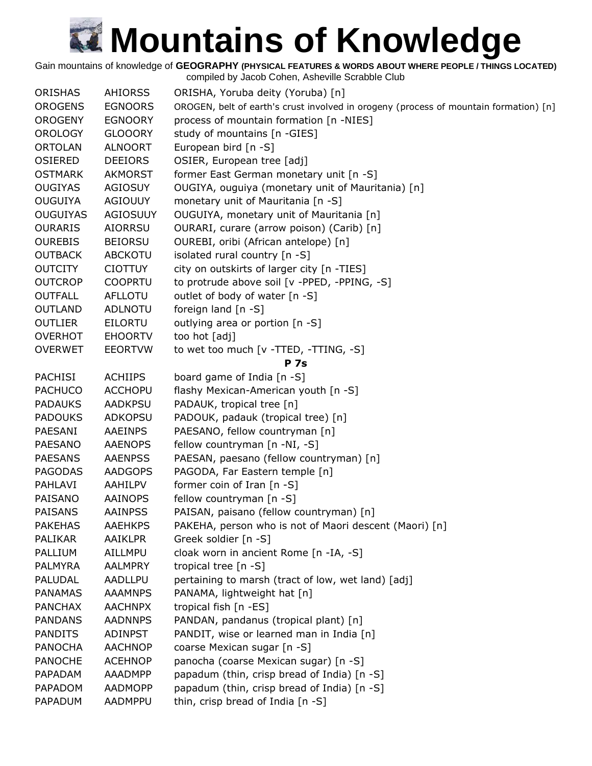# Mountains of Knowledge

Gain mountains of knowledge of **GEOGRAPHY (PHYSICAL FEATURES & WORDS ABOUT WHERE PEOPLE / THINGS LOCATED)**
compiled by Jacob Cohen, Asheville Scrabble Club

| | | |
|---|---|---|
| ORISHAS | AHIORSS | ORISHA, Yoruba deity (Yoruba) [n] |
| OROGENS | EGNOORS | OROGEN, belt of earth's crust involved in orogeny (process of mountain formation) [n] |
| OROGENY | EGNOORY | process of mountain formation [n -NIES] |
| OROLOGY | GLOOORY | study of mountains [n -GIES] |
| ORTOLAN | ALNOORT | European bird [n -S] |
| OSIERED | DEEIORS | OSIER, European tree [adj] |
| OSTMARK | AKMORST | former East German monetary unit [n -S] |
| OUGIYAS | AGIOSUY | OUGIYA, ouguiya (monetary unit of Mauritania) [n] |
| OUGUIYA | AGIOUUY | monetary unit of Mauritania [n -S] |
| OUGUIYAS | AGIOSUUY | OUGUIYA, monetary unit of Mauritania [n] |
| OURARIS | AIORRSU | OURARI, curare (arrow poison) (Carib) [n] |
| OUREBIS | BEIORSU | OUREBI, oribi (African antelope) [n] |
| OUTBACK | ABCKOTU | isolated rural country [n -S] |
| OUTCITY | CIOTTUY | city on outskirts of larger city [n -TIES] |
| OUTCROP | COOPRTU | to protrude above soil [v -PPED, -PPING, -S] |
| OUTFALL | AFLLOTU | outlet of body of water [n -S] |
| OUTLAND | ADLNOTU | foreign land [n -S] |
| OUTLIER | EILORTU | outlying area or portion [n -S] |
| OVERHOT | EHOORTV | too hot [adj] |
| OVERWET | EEORTVW | to wet too much [v -TTED, -TTING, -S] |
| | | **P 7s** |
| PACHISI | ACHIIPS | board game of India [n -S] |
| PACHUCO | ACCHOPU | flashy Mexican-American youth [n -S] |
| PADAUKS | AADKPSU | PADAUK, tropical tree [n] |
| PADOUKS | ADKOPSU | PADOUK, padauk (tropical tree) [n] |
| PAESANI | AAEINPS | PAESANO, fellow countryman [n] |
| PAESANO | AAENOPS | fellow countryman [n -NI, -S] |
| PAESANS | AAENPSS | PAESAN, paesano (fellow countryman) [n] |
| PAGODAS | AADGOPS | PAGODA, Far Eastern temple [n] |
| PAHLAVI | AAHILPV | former coin of Iran [n -S] |
| PAISANO | AAINOPS | fellow countryman [n -S] |
| PAISANS | AAINPSS | PAISAN, paisano (fellow countryman) [n] |
| PAKEHAS | AAEHKPS | PAKEHA, person who is not of Maori descent (Maori) [n] |
| PALIKAR | AAIKLPR | Greek soldier [n -S] |
| PALLIUM | AILLMPU | cloak worn in ancient Rome [n -IA, -S] |
| PALMYRA | AALMPRY | tropical tree [n -S] |
| PALUDAL | AADLLPU | pertaining to marsh (tract of low, wet land) [adj] |
| PANAMAS | AAAMNPS | PANAMA, lightweight hat [n] |
| PANCHAX | AACHNPX | tropical fish [n -ES] |
| PANDANS | AADNNPS | PANDAN, pandanus (tropical plant) [n] |
| PANDITS | ADINPST | PANDIT, wise or learned man in India [n] |
| PANOCHA | AACHNOP | coarse Mexican sugar [n -S] |
| PANOCHE | ACEHNOP | panocha (coarse Mexican sugar) [n -S] |
| PAPADAM | AAADMPP | papadum (thin, crisp bread of India) [n -S] |
| PAPADOM | AADMOPP | papadum (thin, crisp bread of India) [n -S] |
| PAPADUM | AADMPPU | thin, crisp bread of India [n -S] |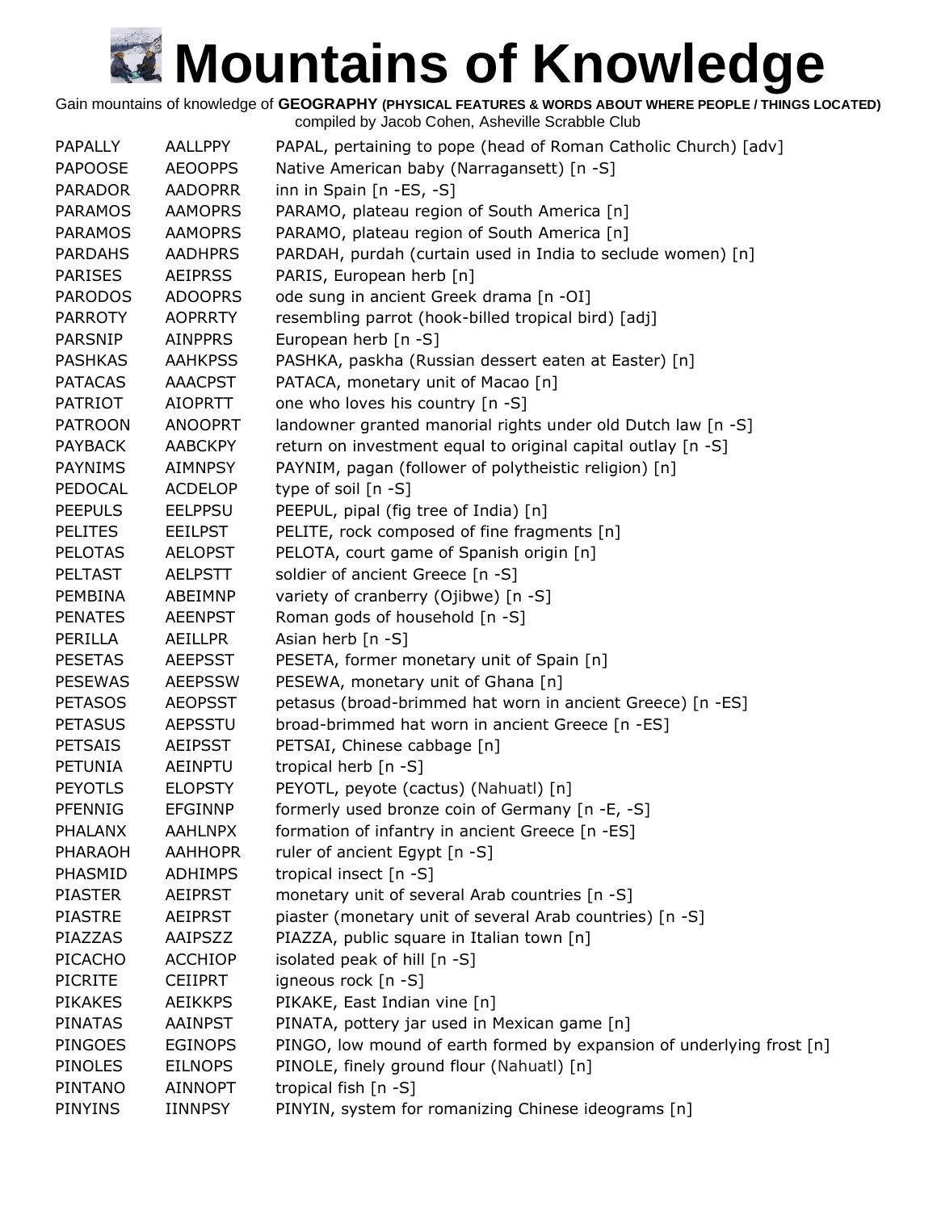# Mountains of Knowledge

Gain mountains of knowledge of **GEOGRAPHY (PHYSICAL FEATURES & WORDS ABOUT WHERE PEOPLE / THINGS LOCATED)**
compiled by Jacob Cohen, Asheville Scrabble Club

| | | |
|---|---|---|
| PAPALLY | AALLPPY | PAPAL, pertaining to pope (head of Roman Catholic Church) [adv] |
| PAPOOSE | AEOOPPS | Native American baby (Narragansett) [n -S] |
| PARADOR | AADOPRR | inn in Spain [n -ES, -S] |
| PARAMOS | AAMOPRS | PARAMO, plateau region of South America [n] |
| PARAMOS | AAMOPRS | PARAMO, plateau region of South America [n] |
| PARDAHS | AADHPRS | PARDAH, purdah (curtain used in India to seclude women) [n] |
| PARISES | AEIPRSS | PARIS, European herb [n] |
| PARODOS | ADOOPRS | ode sung in ancient Greek drama [n -OI] |
| PARROTY | AOPRRTY | resembling parrot (hook-billed tropical bird) [adj] |
| PARSNIP | AINPPRS | European herb [n -S] |
| PASHKAS | AAHKPSS | PASHKA, paskha (Russian dessert eaten at Easter) [n] |
| PATACAS | AAACPST | PATACA, monetary unit of Macao [n] |
| PATRIOT | AIOPRTT | one who loves his country [n -S] |
| PATROON | ANOOPRT | landowner granted manorial rights under old Dutch law [n -S] |
| PAYBACK | AABCKPY | return on investment equal to original capital outlay [n -S] |
| PAYNIMS | AIMNPSY | PAYNIM, pagan (follower of polytheistic religion) [n] |
| PEDOCAL | ACDELOP | type of soil [n -S] |
| PEEPULS | EELPPSU | PEEPUL, pipal (fig tree of India) [n] |
| PELITES | EEILPST | PELITE, rock composed of fine fragments [n] |
| PELOTAS | AELOPST | PELOTA, court game of Spanish origin [n] |
| PELTAST | AELPSTT | soldier of ancient Greece [n -S] |
| PEMBINA | ABEIMNP | variety of cranberry (Ojibwe) [n -S] |
| PENATES | AEENPST | Roman gods of household [n -S] |
| PERILLA | AEILLPR | Asian herb [n -S] |
| PESETAS | AEEPSST | PESETA, former monetary unit of Spain [n] |
| PESEWAS | AEEPSSW | PESEWA, monetary unit of Ghana [n] |
| PETASOS | AEOPSST | petasus (broad-brimmed hat worn in ancient Greece) [n -ES] |
| PETASUS | AEPSSTU | broad-brimmed hat worn in ancient Greece [n -ES] |
| PETSAIS | AEIPSST | PETSAI, Chinese cabbage [n] |
| PETUNIA | AEINPTU | tropical herb [n -S] |
| PEYOTLS | ELOPSTY | PEYOTL, peyote (cactus) (Nahuatl) [n] |
| PFENNIG | EFGINNP | formerly used bronze coin of Germany [n -E, -S] |
| PHALANX | AAHLNPX | formation of infantry in ancient Greece [n -ES] |
| PHARAOH | AAHHOPR | ruler of ancient Egypt [n -S] |
| PHASMID | ADHIMPS | tropical insect [n -S] |
| PIASTER | AEIPRST | monetary unit of several Arab countries [n -S] |
| PIASTRE | AEIPRST | piaster (monetary unit of several Arab countries) [n -S] |
| PIAZZAS | AAIPSZZ | PIAZZA, public square in Italian town [n] |
| PICACHO | ACCHIOP | isolated peak of hill [n -S] |
| PICRITE | CEIIPRT | igneous rock [n -S] |
| PIKAKES | AEIKKPS | PIKAKE, East Indian vine [n] |
| PINATAS | AAINPST | PINATA, pottery jar used in Mexican game [n] |
| PINGOES | EGINOPS | PINGO, low mound of earth formed by expansion of underlying frost [n] |
| PINOLES | EILNOPS | PINOLE, finely ground flour (Nahuatl) [n] |
| PINTANO | AINNOPT | tropical fish [n -S] |
| PINYINS | IINNPSY | PINYIN, system for romanizing Chinese ideograms [n] |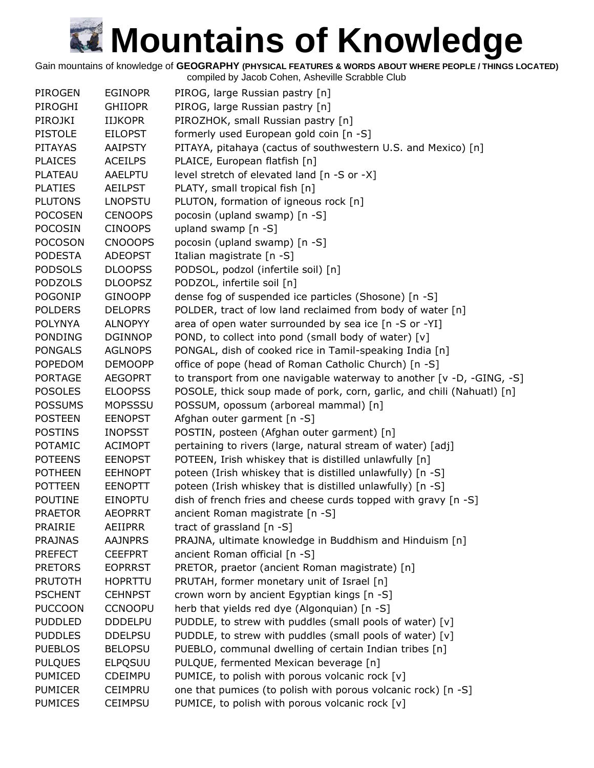# Mountains of Knowledge

Gain mountains of knowledge of **GEOGRAPHY (PHYSICAL FEATURES & WORDS ABOUT WHERE PEOPLE / THINGS LOCATED)**
compiled by Jacob Cohen, Asheville Scrabble Club

| | | |
|---|---|---|
| PIROGEN | EGINOPR | PIROG, large Russian pastry [n] |
| PIROGHI | GHIIOPR | PIROG, large Russian pastry [n] |
| PIROJKI | IIJKOPR | PIROZHOK, small Russian pastry [n] |
| PISTOLE | EILOPST | formerly used European gold coin [n -S] |
| PITAYAS | AAIPSTY | PITAYA, pitahaya (cactus of southwestern U.S. and Mexico) [n] |
| PLAICES | ACEILPS | PLAICE, European flatfish [n] |
| PLATEAU | AAELPTU | level stretch of elevated land [n -S or -X] |
| PLATIES | AEILPST | PLATY, small tropical fish [n] |
| PLUTONS | LNOPSTU | PLUTON, formation of igneous rock [n] |
| POCOSEN | CENOOPS | pocosin (upland swamp) [n -S] |
| POCOSIN | CINOOPS | upland swamp [n -S] |
| POCOSON | CNOOOPS | pocosin (upland swamp) [n -S] |
| PODESTA | ADEOPST | Italian magistrate [n -S] |
| PODSOLS | DLOOPSS | PODSOL, podzol (infertile soil) [n] |
| PODZOLS | DLOOPSZ | PODZOL, infertile soil [n] |
| POGONIP | GINOOPP | dense fog of suspended ice particles (Shoshone) [n -S] |
| POLDERS | DELOPRS | POLDER, tract of low land reclaimed from body of water [n] |
| POLYNYA | ALNOPYY | area of open water surrounded by sea ice [n -S or -YI] |
| PONDING | DGINNOP | POND, to collect into pond (small body of water) [v] |
| PONGALS | AGLNOPS | PONGAL, dish of cooked rice in Tamil-speaking India [n] |
| POPEDOM | DEMOOPP | office of pope (head of Roman Catholic Church) [n -S] |
| PORTAGE | AEGOPRT | to transport from one navigable waterway to another [v -D, -GING, -S] |
| POSOLES | ELOOPSS | POSOLE, thick soup made of pork, corn, garlic, and chili (Nahuatl) [n] |
| POSSUMS | MOPSSSU | POSSUM, opossum (arboreal mammal) [n] |
| POSTEEN | EENOPST | Afghan outer garment [n -S] |
| POSTINS | INOPSST | POSTIN, posteen (Afghan outer garment) [n] |
| POTAMIC | ACIMOPT | pertaining to rivers (large, natural stream of water) [adj] |
| POTEENS | EENOPST | POTEEN, Irish whiskey that is distilled unlawfully [n] |
| POTHEEN | EEHNOPT | poteen (Irish whiskey that is distilled unlawfully) [n -S] |
| POTTEEN | EENOPTT | poteen (Irish whiskey that is distilled unlawfully) [n -S] |
| POUTINE | EINOPTU | dish of french fries and cheese curds topped with gravy [n -S] |
| PRAETOR | AEOPRRT | ancient Roman magistrate [n -S] |
| PRAIRIE | AEIIPRR | tract of grassland [n -S] |
| PRAJNAS | AAJNPRS | PRAJNA, ultimate knowledge in Buddhism and Hinduism [n] |
| PREFECT | CEEFPRT | ancient Roman official [n -S] |
| PRETORS | EOPRRST | PRETOR, praetor (ancient Roman magistrate) [n] |
| PRUTOTH | HOPRTTU | PRUTAH, former monetary unit of Israel [n] |
| PSCHENT | CEHNPST | crown worn by ancient Egyptian kings [n -S] |
| PUCCOON | CCNOOPU | herb that yields red dye (Algonquian) [n -S] |
| PUDDLED | DDDELPU | PUDDLE, to strew with puddles (small pools of water) [v] |
| PUDDLES | DDELPSU | PUDDLE, to strew with puddles (small pools of water) [v] |
| PUEBLOS | BELOPSU | PUEBLO, communal dwelling of certain Indian tribes [n] |
| PULQUES | ELPQSUU | PULQUE, fermented Mexican beverage [n] |
| PUMICED | CDEIMPU | PUMICE, to polish with porous volcanic rock [v] |
| PUMICER | CEIMPRU | one that pumices (to polish with porous volcanic rock) [n -S] |
| PUMICES | CEIMPSU | PUMICE, to polish with porous volcanic rock [v] |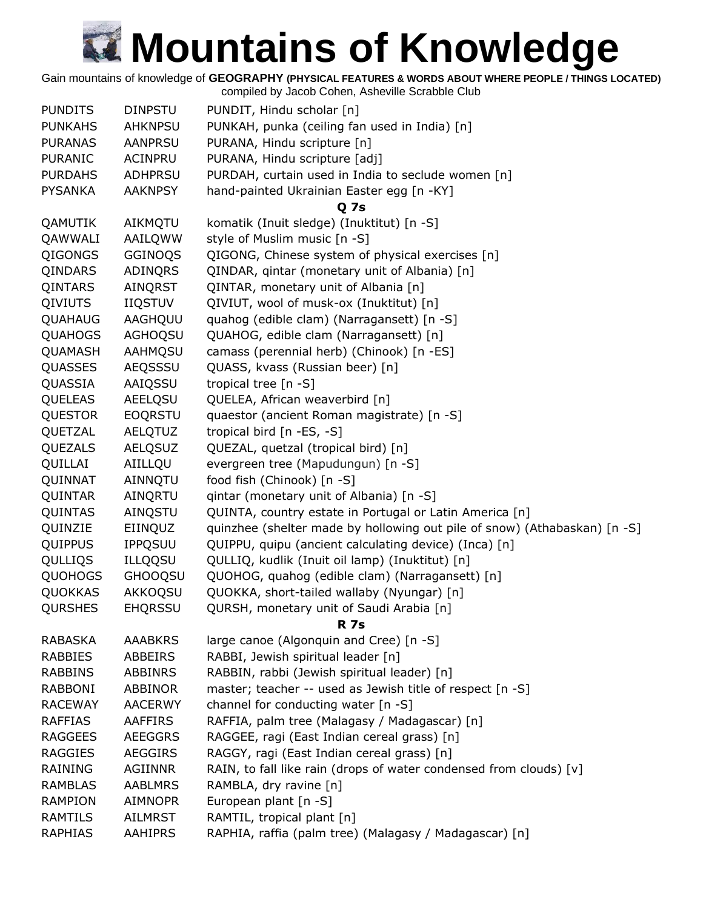# Mountains of Knowledge

Gain mountains of knowledge of **GEOGRAPHY (PHYSICAL FEATURES & WORDS ABOUT WHERE PEOPLE / THINGS LOCATED)**
compiled by Jacob Cohen, Asheville Scrabble Club

| | | |
|---|---|---|
| PUNDITS | DINPSTU | PUNDIT, Hindu scholar [n] |
| PUNKAHS | AHKNPSU | PUNKAH, punka (ceiling fan used in India) [n] |
| PURANAS | AANPRSU | PURANA, Hindu scripture [n] |
| PURANIC | ACINPRU | PURANA, Hindu scripture [adj] |
| PURDAHS | ADHPRSU | PURDAH, curtain used in India to seclude women [n] |
| PYSANKA | AAKNPSY | hand-painted Ukrainian Easter egg [n -KY] |
| | | **Q 7s** |
| QAMUTIK | AIKMQTU | komatik (Inuit sledge) (Inuktitut) [n -S] |
| QAWWALI | AAILQWW | style of Muslim music [n -S] |
| QIGONGS | GGINOQS | QIGONG, Chinese system of physical exercises [n] |
| QINDARS | ADINQRS | QINDAR, qintar (monetary unit of Albania) [n] |
| QINTARS | AINQRST | QINTAR, monetary unit of Albania [n] |
| QIVIUTS | IIQSTUV | QIVIUT, wool of musk-ox (Inuktitut) [n] |
| QUAHAUG | AAGHQUU | quahog (edible clam) (Narragansett) [n -S] |
| QUAHOGS | AGHOQSU | QUAHOG, edible clam (Narragansett) [n] |
| QUAMASH | AAHMQSU | camass (perennial herb) (Chinook) [n -ES] |
| QUASSES | AEQSSSU | QUASS, kvass (Russian beer) [n] |
| QUASSIA | AAIQSSU | tropical tree [n -S] |
| QUELEAS | AEELQSU | QUELEA, African weaverbird [n] |
| QUESTOR | EOQRSTU | quaestor (ancient Roman magistrate) [n -S] |
| QUETZAL | AELQTUZ | tropical bird [n -ES, -S] |
| QUEZALS | AELQSUZ | QUEZAL, quetzal (tropical bird) [n] |
| QUILLAI | AIILLQU | evergreen tree (Mapudungun) [n -S] |
| QUINNAT | AINNQTU | food fish (Chinook) [n -S] |
| QUINTAR | AINQRTU | qintar (monetary unit of Albania) [n -S] |
| QUINTAS | AINQSTU | QUINTA, country estate in Portugal or Latin America [n] |
| QUINZIE | EIINQUZ | quinzhee (shelter made by hollowing out pile of snow) (Athabaskan) [n -S] |
| QUIPPUS | IPPQSUU | QUIPPU, quipu (ancient calculating device) (Inca) [n] |
| QULLIQS | ILLQQSU | QULLIQ, kudlik (Inuit oil lamp) (Inuktitut) [n] |
| QUOHOGS | GHOOQSU | QUOHOG, quahog (edible clam) (Narragansett) [n] |
| QUOKKAS | AKKOQSU | QUOKKA, short-tailed wallaby (Nyungar) [n] |
| QURSHES | EHQRSSU | QURSH, monetary unit of Saudi Arabia [n] |
| | | **R 7s** |
| RABASKA | AAABKRS | large canoe (Algonquin and Cree) [n -S] |
| RABBIES | ABBEIRS | RABBI, Jewish spiritual leader [n] |
| RABBINS | ABBINRS | RABBIN, rabbi (Jewish spiritual leader) [n] |
| RABBONI | ABBINOR | master; teacher -- used as Jewish title of respect [n -S] |
| RACEWAY | AACERWY | channel for conducting water [n -S] |
| RAFFIAS | AAFFIRS | RAFFIA, palm tree (Malagasy / Madagascar) [n] |
| RAGGEES | AEEGGRS | RAGGEE, ragi (East Indian cereal grass) [n] |
| RAGGIES | AEGGIRS | RAGGY, ragi (East Indian cereal grass) [n] |
| RAINING | AGIINNR | RAIN, to fall like rain (drops of water condensed from clouds) [v] |
| RAMBLAS | AABLMRS | RAMBLA, dry ravine [n] |
| RAMPION | AIMNOPR | European plant [n -S] |
| RAMTILS | AILMRST | RAMTIL, tropical plant [n] |
| RAPHIAS | AAHIPRS | RAPHIA, raffia (palm tree) (Malagasy / Madagascar) [n] |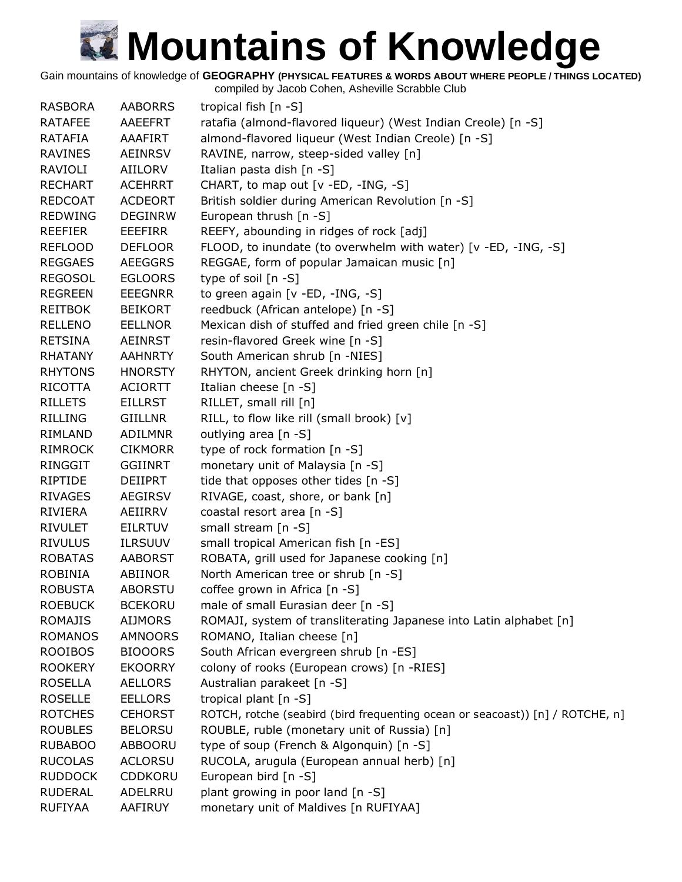# Mountains of Knowledge

Gain mountains of knowledge of **GEOGRAPHY (PHYSICAL FEATURES & WORDS ABOUT WHERE PEOPLE / THINGS LOCATED)**
compiled by Jacob Cohen, Asheville Scrabble Club

| | | |
|---|---|---|
| RASBORA | AABORRS | tropical fish [n -S] |
| RATAFEE | AAEEFRT | ratafia (almond-flavored liqueur) (West Indian Creole) [n -S] |
| RATAFIA | AAAFIRT | almond-flavored liqueur (West Indian Creole) [n -S] |
| RAVINES | AEINRSV | RAVINE, narrow, steep-sided valley [n] |
| RAVIOLI | AIILORV | Italian pasta dish [n -S] |
| RECHART | ACEHRRT | CHART, to map out [v -ED, -ING, -S] |
| REDCOAT | ACDEORT | British soldier during American Revolution [n -S] |
| REDWING | DEGINRW | European thrush [n -S] |
| REEFIER | EEEFIRR | REEFY, abounding in ridges of rock [adj] |
| REFLOOD | DEFLOOR | FLOOD, to inundate (to overwhelm with water) [v -ED, -ING, -S] |
| REGGAES | AEEGGRS | REGGAE, form of popular Jamaican music [n] |
| REGOSOL | EGLOORS | type of soil [n -S] |
| REGREEN | EEEGNRR | to green again [v -ED, -ING, -S] |
| REITBOK | BEIKORT | reedbuck (African antelope) [n -S] |
| RELLENO | EELLNOR | Mexican dish of stuffed and fried green chile [n -S] |
| RETSINA | AEINRST | resin-flavored Greek wine [n -S] |
| RHATANY | AAHNRTY | South American shrub [n -NIES] |
| RHYTONS | HNORSTY | RHYTON, ancient Greek drinking horn [n] |
| RICOTTA | ACIORTT | Italian cheese [n -S] |
| RILLETS | EILLRST | RILLET, small rill [n] |
| RILLING | GIILLNR | RILL, to flow like rill (small brook) [v] |
| RIMLAND | ADILMNR | outlying area [n -S] |
| RIMROCK | CIKMORR | type of rock formation [n -S] |
| RINGGIT | GGIINRT | monetary unit of Malaysia [n -S] |
| RIPTIDE | DEIIPRT | tide that opposes other tides [n -S] |
| RIVAGES | AEGIRSV | RIVAGE, coast, shore, or bank [n] |
| RIVIERA | AEIIRRV | coastal resort area [n -S] |
| RIVULET | EILRTUV | small stream [n -S] |
| RIVULUS | ILRSUUV | small tropical American fish [n -ES] |
| ROBATAS | AABORST | ROBATA, grill used for Japanese cooking [n] |
| ROBINIA | ABIINOR | North American tree or shrub [n -S] |
| ROBUSTA | ABORSTU | coffee grown in Africa [n -S] |
| ROEBUCK | BCEKORU | male of small Eurasian deer [n -S] |
| ROMAJIS | AIJMORS | ROMAJI, system of transliterating Japanese into Latin alphabet [n] |
| ROMANOS | AMNOORS | ROMANO, Italian cheese [n] |
| ROOIBOS | BIOOORS | South African evergreen shrub [n -ES] |
| ROOKERY | EKOORRY | colony of rooks (European crows) [n -RIES] |
| ROSELLA | AELLORS | Australian parakeet [n -S] |
| ROSELLE | EELLORS | tropical plant [n -S] |
| ROTCHES | CEHORST | ROTCH, rotche (seabird (bird frequenting ocean or seacoast)) [n] / ROTCHE, n] |
| ROUBLES | BELORSU | ROUBLE, ruble (monetary unit of Russia) [n] |
| RUBABOO | ABBOORU | type of soup (French & Algonquin) [n -S] |
| RUCOLAS | ACLORSU | RUCOLA, arugula (European annual herb) [n] |
| RUDDOCK | CDDKORU | European bird [n -S] |
| RUDERAL | ADELRRU | plant growing in poor land [n -S] |
| RUFIYAA | AAFIRUY | monetary unit of Maldives [n RUFIYAA] |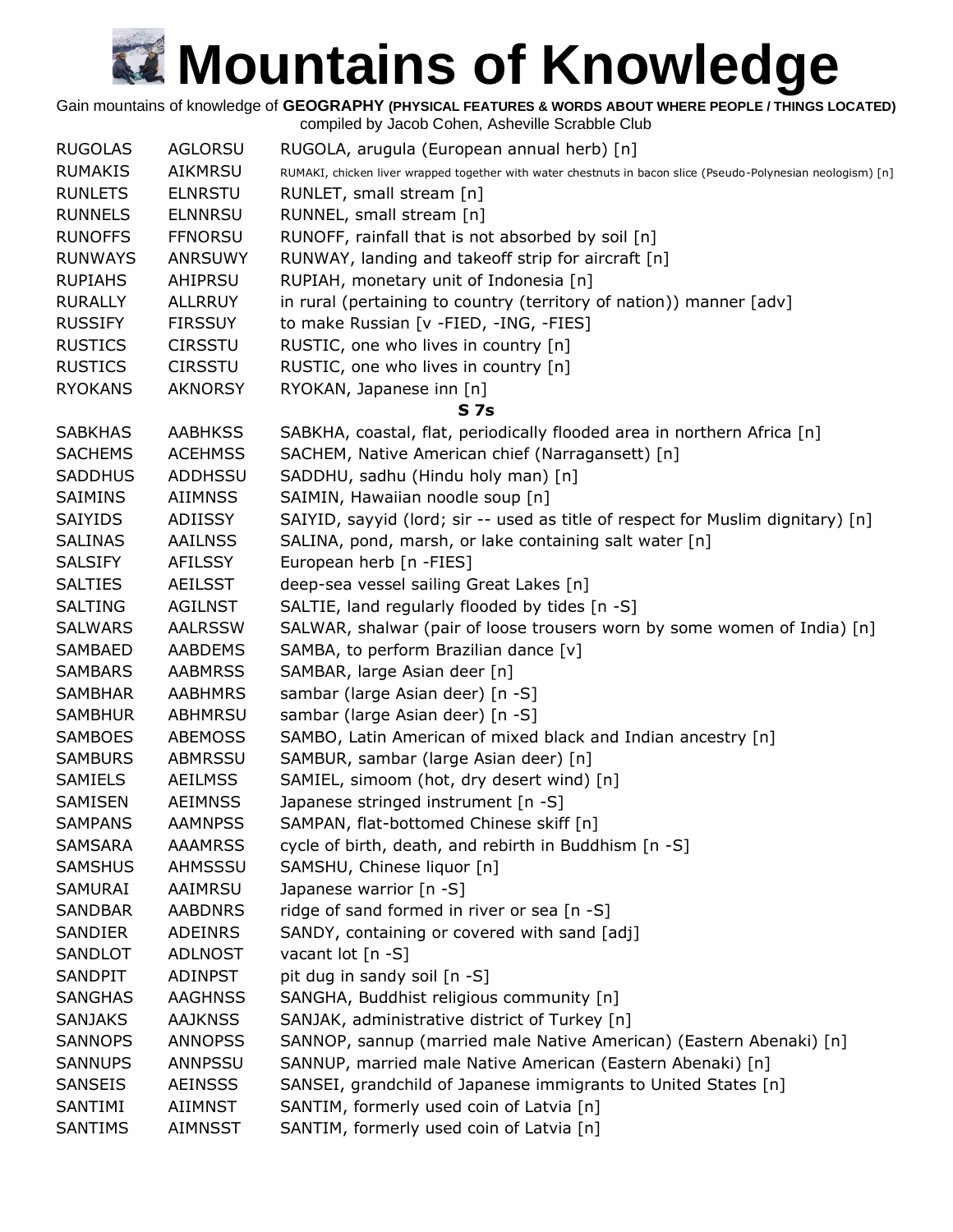# Mountains of Knowledge

Gain mountains of knowledge of **GEOGRAPHY (PHYSICAL FEATURES & WORDS ABOUT WHERE PEOPLE / THINGS LOCATED)**
compiled by Jacob Cohen, Asheville Scrabble Club

| | | |
|---|---|---|
| RUGOLAS | AGLORSU | RUGOLA, arugula (European annual herb) [n] |
| RUMAKIS | AIKMRSU | RUMAKI, chicken liver wrapped together with water chestnuts in bacon slice (Pseudo-Polynesian neologism) [n] |
| RUNLETS | ELNRSTU | RUNLET, small stream [n] |
| RUNNELS | ELNNRSU | RUNNEL, small stream [n] |
| RUNOFFS | FFNORSU | RUNOFF, rainfall that is not absorbed by soil [n] |
| RUNWAYS | ANRSUWY | RUNWAY, landing and takeoff strip for aircraft [n] |
| RUPIAHS | AHIPRSU | RUPIAH, monetary unit of Indonesia [n] |
| RURALLY | ALLRRUY | in rural (pertaining to country (territory of nation)) manner [adv] |
| RUSSIFY | FIRSSUY | to make Russian [v -FIED, -ING, -FIES] |
| RUSTICS | CIRSSTU | RUSTIC, one who lives in country [n] |
| RUSTICS | CIRSSTU | RUSTIC, one who lives in country [n] |
| RYOKANS | AKNORSY | RYOKAN, Japanese inn [n] |

### S 7s

| | | |
|---|---|---|
| SABKHAS | AABHKSS | SABKHA, coastal, flat, periodically flooded area in northern Africa [n] |
| SACHEMS | ACEHMSS | SACHEM, Native American chief (Narragansett) [n] |
| SADDHUS | ADDHSSU | SADDHU, sadhu (Hindu holy man) [n] |
| SAIMINS | AIIMNSS | SAIMIN, Hawaiian noodle soup [n] |
| SAIYIDS | ADIISSY | SAIYID, sayyid (lord; sir -- used as title of respect for Muslim dignitary) [n] |
| SALINAS | AAILNSS | SALINA, pond, marsh, or lake containing salt water [n] |
| SALSIFY | AFILSSY | European herb [n -FIES] |
| SALTIES | AEILSST | deep-sea vessel sailing Great Lakes [n] |
| SALTING | AGILNST | SALTIE, land regularly flooded by tides [n -S] |
| SALWARS | AALRSSW | SALWAR, shalwar (pair of loose trousers worn by some women of India) [n] |
| SAMBAED | AABDEMS | SAMBA, to perform Brazilian dance [v] |
| SAMBARS | AABMRSS | SAMBAR, large Asian deer [n] |
| SAMBHAR | AABHMRS | sambar (large Asian deer) [n -S] |
| SAMBHUR | ABHMRSU | sambar (large Asian deer) [n -S] |
| SAMBOES | ABEMOSS | SAMBO, Latin American of mixed black and Indian ancestry [n] |
| SAMBURS | ABMRSSU | SAMBUR, sambar (large Asian deer) [n] |
| SAMIELS | AEILMSS | SAMIEL, simoom (hot, dry desert wind) [n] |
| SAMISEN | AEIMNSS | Japanese stringed instrument [n -S] |
| SAMPANS | AAMNPSS | SAMPAN, flat-bottomed Chinese skiff [n] |
| SAMSARA | AAAMRSS | cycle of birth, death, and rebirth in Buddhism [n -S] |
| SAMSHUS | AHMSSSU | SAMSHU, Chinese liquor [n] |
| SAMURAI | AAIMRSU | Japanese warrior [n -S] |
| SANDBAR | AABDNRS | ridge of sand formed in river or sea [n -S] |
| SANDIER | ADEINRS | SANDY, containing or covered with sand [adj] |
| SANDLOT | ADLNOST | vacant lot [n -S] |
| SANDPIT | ADINPST | pit dug in sandy soil [n -S] |
| SANGHAS | AAGHNSS | SANGHA, Buddhist religious community [n] |
| SANJAKS | AAJKNSS | SANJAK, administrative district of Turkey [n] |
| SANNOPS | ANNOPSS | SANNOP, sannup (married male Native American) (Eastern Abenaki) [n] |
| SANNUPS | ANNPSSU | SANNUP, married male Native American (Eastern Abenaki) [n] |
| SANSEIS | AEINSSS | SANSEI, grandchild of Japanese immigrants to United States [n] |
| SANTIMI | AIIMNST | SANTIM, formerly used coin of Latvia [n] |
| SANTIMS | AIMNSST | SANTIM, formerly used coin of Latvia [n] |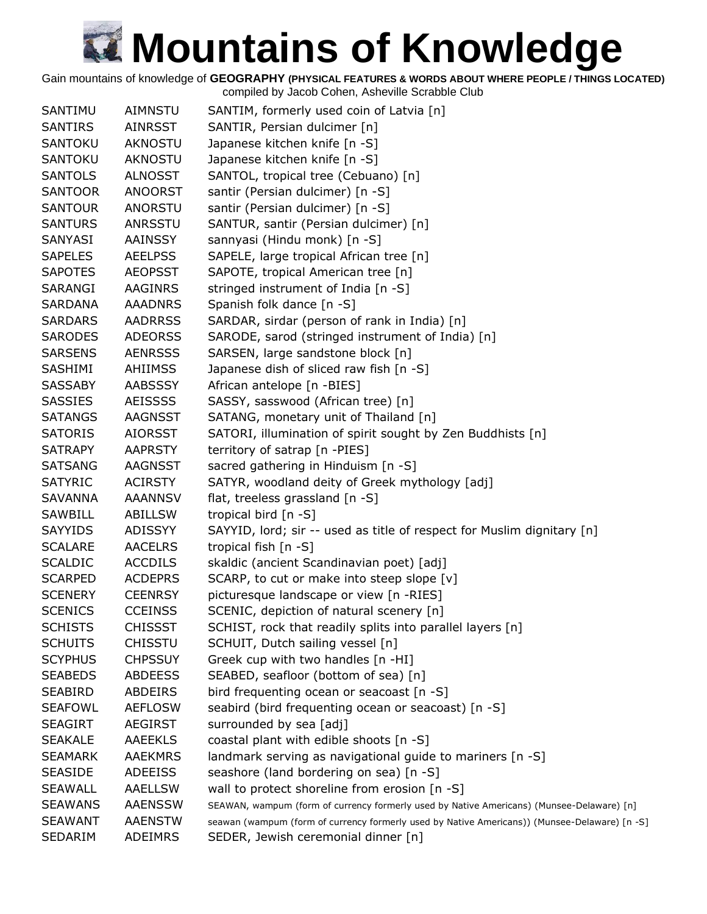# Mountains of Knowledge

Gain mountains of knowledge of **GEOGRAPHY (PHYSICAL FEATURES & WORDS ABOUT WHERE PEOPLE / THINGS LOCATED)**
compiled by Jacob Cohen, Asheville Scrabble Club

| | | |
|---|---|---|
| SANTIMU | AIMNSTU | SANTIM, formerly used coin of Latvia [n] |
| SANTIRS | AINRSST | SANTIR, Persian dulcimer [n] |
| SANTOKU | AKNOSTU | Japanese kitchen knife [n -S] |
| SANTOKU | AKNOSTU | Japanese kitchen knife [n -S] |
| SANTOLS | ALNOSST | SANTOL, tropical tree (Cebuano) [n] |
| SANTOOR | ANOORST | santir (Persian dulcimer) [n -S] |
| SANTOUR | ANORSTU | santir (Persian dulcimer) [n -S] |
| SANTURS | ANRSSTU | SANTUR, santir (Persian dulcimer) [n] |
| SANYASI | AAINSSY | sannyasi (Hindu monk) [n -S] |
| SAPELES | AEELPSS | SAPELE, large tropical African tree [n] |
| SAPOTES | AEOPSST | SAPOTE, tropical American tree [n] |
| SARANGI | AAGINRS | stringed instrument of India [n -S] |
| SARDANA | AAADNRS | Spanish folk dance [n -S] |
| SARDARS | AADRRSS | SARDAR, sirdar (person of rank in India) [n] |
| SARODES | ADEORSS | SARODE, sarod (stringed instrument of India) [n] |
| SARSENS | AENRSSS | SARSEN, large sandstone block [n] |
| SASHIMI | AHIIMSS | Japanese dish of sliced raw fish [n -S] |
| SASSABY | AABSSSY | African antelope [n -BIES] |
| SASSIES | AEISSSS | SASSY, sasswood (African tree) [n] |
| SATANGS | AAGNSST | SATANG, monetary unit of Thailand [n] |
| SATORIS | AIORSST | SATORI, illumination of spirit sought by Zen Buddhists [n] |
| SATRAPY | AAPRSTY | territory of satrap [n -PIES] |
| SATSANG | AAGNSST | sacred gathering in Hinduism [n -S] |
| SATYRIC | ACIRSTY | SATYR, woodland deity of Greek mythology [adj] |
| SAVANNA | AAANNSV | flat, treeless grassland [n -S] |
| SAWBILL | ABILLSW | tropical bird [n -S] |
| SAYYIDS | ADISSYY | SAYYID, lord; sir -- used as title of respect for Muslim dignitary [n] |
| SCALARE | AACELRS | tropical fish [n -S] |
| SCALDIC | ACCDILS | skaldic (ancient Scandinavian poet) [adj] |
| SCARPED | ACDEPRS | SCARP, to cut or make into steep slope [v] |
| SCENERY | CEENRSY | picturesque landscape or view [n -RIES] |
| SCENICS | CCEINSS | SCENIC, depiction of natural scenery [n] |
| SCHISTS | CHISSST | SCHIST, rock that readily splits into parallel layers [n] |
| SCHUITS | CHISSTU | SCHUIT, Dutch sailing vessel [n] |
| SCYPHUS | CHPSSUY | Greek cup with two handles [n -HI] |
| SEABEDS | ABDEESS | SEABED, seafloor (bottom of sea) [n] |
| SEABIRD | ABDEIRS | bird frequenting ocean or seacoast [n -S] |
| SEAFOWL | AEFLOSW | seabird (bird frequenting ocean or seacoast) [n -S] |
| SEAGIRT | AEGIRST | surrounded by sea [adj] |
| SEAKALE | AAEEKLS | coastal plant with edible shoots [n -S] |
| SEAMARK | AAEKMRS | landmark serving as navigational guide to mariners [n -S] |
| SEASIDE | ADEEISS | seashore (land bordering on sea) [n -S] |
| SEAWALL | AAELLSW | wall to protect shoreline from erosion [n -S] |
| SEAWANS | AAENSSW | SEAWAN, wampum (form of currency formerly used by Native Americans) (Munsee-Delaware) [n] |
| SEAWANT | AAENSTW | seawan (wampum (form of currency formerly used by Native Americans)) (Munsee-Delaware) [n -S] |
| SEDARIM | ADEIMRS | SEDER, Jewish ceremonial dinner [n] |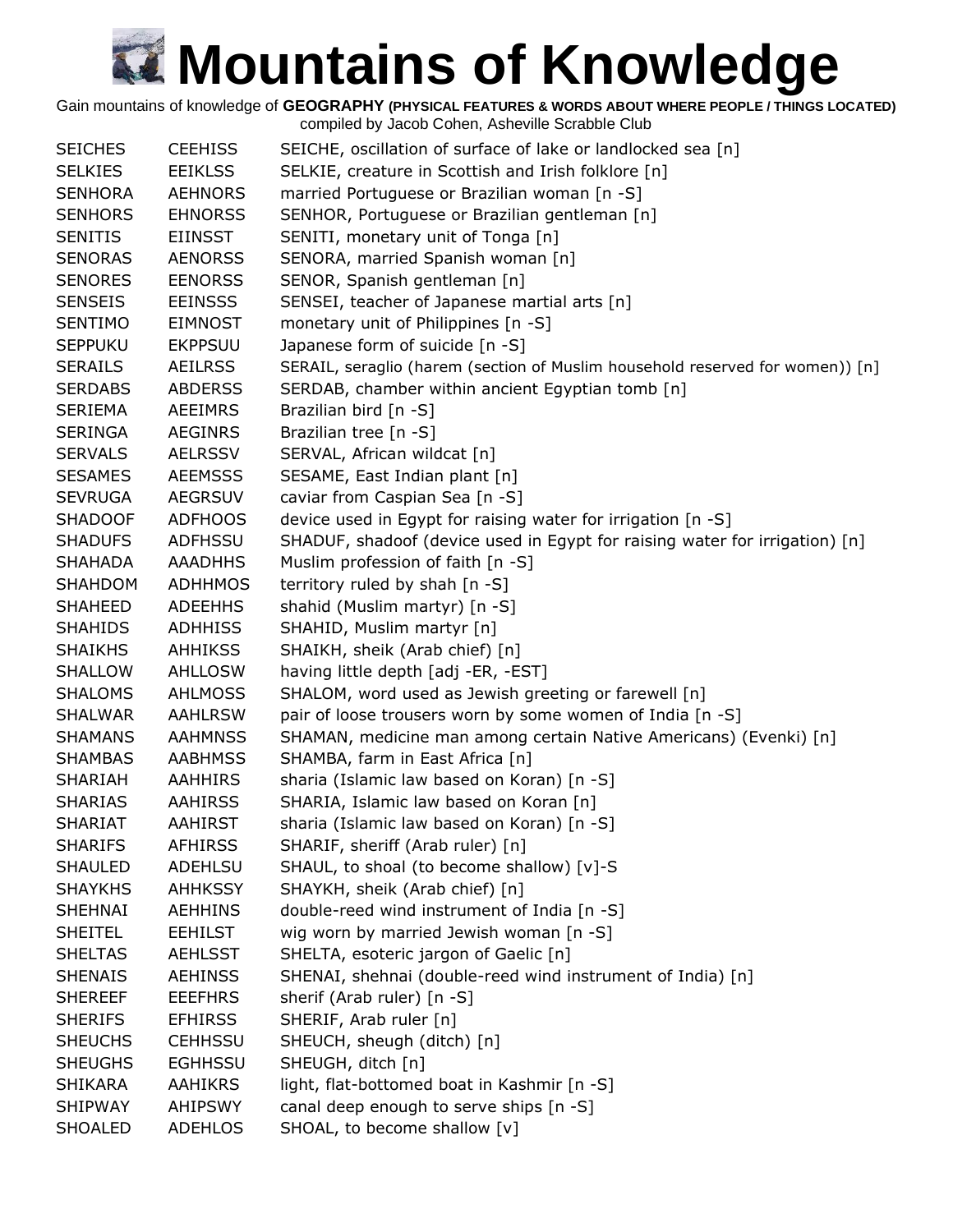# Mountains of Knowledge

Gain mountains of knowledge of **GEOGRAPHY (PHYSICAL FEATURES & WORDS ABOUT WHERE PEOPLE / THINGS LOCATED)**
compiled by Jacob Cohen, Asheville Scrabble Club

| | | |
|---|---|---|
| SEICHES | CEEHISS | SEICHE, oscillation of surface of lake or landlocked sea [n] |
| SELKIES | EEIKLSS | SELKIE, creature in Scottish and Irish folklore [n] |
| SENHORA | AEHNORS | married Portuguese or Brazilian woman [n -S] |
| SENHORS | EHNORSS | SENHOR, Portuguese or Brazilian gentleman [n] |
| SENITIS | EIINSST | SENITI, monetary unit of Tonga [n] |
| SENORAS | AENORSS | SENORA, married Spanish woman [n] |
| SENORES | EENORSS | SENOR, Spanish gentleman [n] |
| SENSEIS | EEINSSS | SENSEI, teacher of Japanese martial arts [n] |
| SENTIMO | EIMNOST | monetary unit of Philippines [n -S] |
| SEPPUKU | EKPPSUU | Japanese form of suicide [n -S] |
| SERAILS | AEILRSS | SERAIL, seraglio (harem (section of Muslim household reserved for women)) [n] |
| SERDABS | ABDERSS | SERDAB, chamber within ancient Egyptian tomb [n] |
| SERIEMA | AEEIMRS | Brazilian bird [n -S] |
| SERINGA | AEGINRS | Brazilian tree [n -S] |
| SERVALS | AELRSSV | SERVAL, African wildcat [n] |
| SESAMES | AEEMSSS | SESAME, East Indian plant [n] |
| SEVRUGA | AEGRSUV | caviar from Caspian Sea [n -S] |
| SHADOOF | ADFHOOS | device used in Egypt for raising water for irrigation [n -S] |
| SHADUFS | ADFHSSU | SHADUF, shadoof (device used in Egypt for raising water for irrigation) [n] |
| SHAHADA | AAADHHS | Muslim profession of faith [n -S] |
| SHAHDOM | ADHHMOS | territory ruled by shah [n -S] |
| SHAHEED | ADEEHHS | shahid (Muslim martyr) [n -S] |
| SHAHIDS | ADHHISS | SHAHID, Muslim martyr [n] |
| SHAIKHS | AHHIKSS | SHAIKH, sheik (Arab chief) [n] |
| SHALLOW | AHLLOSW | having little depth [adj -ER, -EST] |
| SHALOMS | AHLMOSS | SHALOM, word used as Jewish greeting or farewell [n] |
| SHALWAR | AAHLRSW | pair of loose trousers worn by some women of India [n -S] |
| SHAMANS | AAHMNSS | SHAMAN, medicine man among certain Native Americans) (Evenki) [n] |
| SHAMBAS | AABHMSS | SHAMBA, farm in East Africa [n] |
| SHARIAH | AAHHIRS | sharia (Islamic law based on Koran) [n -S] |
| SHARIAS | AAHIRSS | SHARIA, Islamic law based on Koran [n] |
| SHARIAT | AAHIRST | sharia (Islamic law based on Koran) [n -S] |
| SHARIFS | AFHIRSS | SHARIF, sheriff (Arab ruler) [n] |
| SHAULED | ADEHLSU | SHAUL, to shoal (to become shallow) [v]-S |
| SHAYKHS | AHHKSSY | SHAYKH, sheik (Arab chief) [n] |
| SHEHNAI | AEHHINS | double-reed wind instrument of India [n -S] |
| SHEITEL | EEHILST | wig worn by married Jewish woman [n -S] |
| SHELTAS | AEHLSST | SHELTA, esoteric jargon of Gaelic [n] |
| SHENAIS | AEHINSS | SHENAI, shehnai (double-reed wind instrument of India) [n] |
| SHEREEF | EEEFHRS | sherif (Arab ruler) [n -S] |
| SHERIFS | EFHIRSS | SHERIF, Arab ruler [n] |
| SHEUCHS | CEHHSSU | SHEUCH, sheugh (ditch) [n] |
| SHEUGHS | EGHHSSU | SHEUGH, ditch [n] |
| SHIKARA | AAHIKRS | light, flat-bottomed boat in Kashmir [n -S] |
| SHIPWAY | AHIPSWY | canal deep enough to serve ships [n -S] |
| SHOALED | ADEHLOS | SHOAL, to become shallow [v] |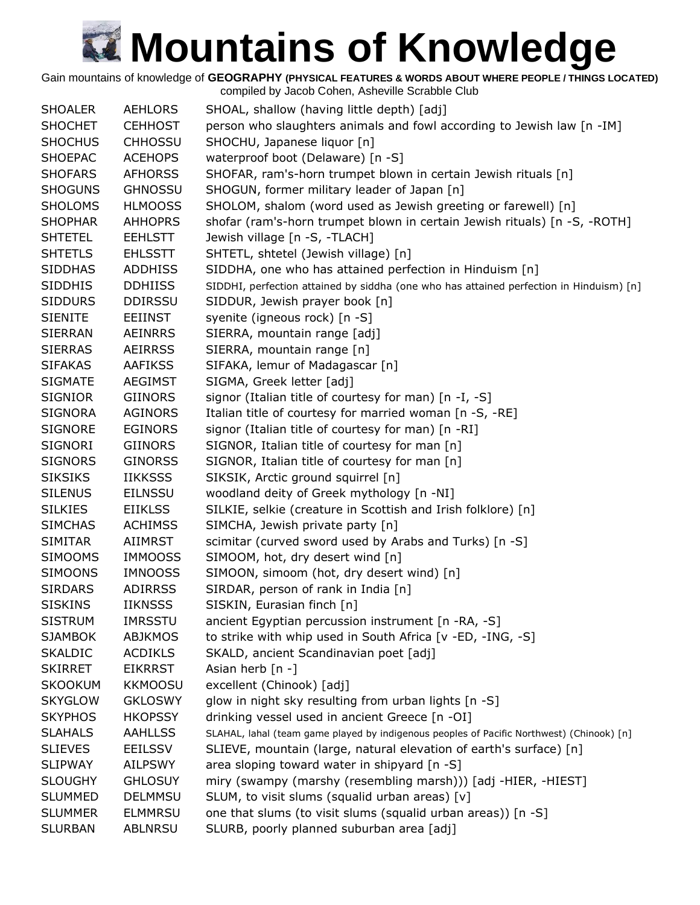# Mountains of Knowledge

Gain mountains of knowledge of **GEOGRAPHY (PHYSICAL FEATURES & WORDS ABOUT WHERE PEOPLE / THINGS LOCATED)**
compiled by Jacob Cohen, Asheville Scrabble Club

| | | |
|---|---|---|
| SHOALER | AEHLORS | SHOAL, shallow (having little depth) [adj] |
| SHOCHET | CEHHOST | person who slaughters animals and fowl according to Jewish law [n -IM] |
| SHOCHUS | CHHOSSU | SHOCHU, Japanese liquor [n] |
| SHOEPAC | ACEHOPS | waterproof boot (Delaware) [n -S] |
| SHOFARS | AFHORSS | SHOFAR, ram's-horn trumpet blown in certain Jewish rituals [n] |
| SHOGUNS | GHNOSSU | SHOGUN, former military leader of Japan [n] |
| SHOLOMS | HLMOOSS | SHOLOM, shalom (word used as Jewish greeting or farewell) [n] |
| SHOPHAR | AHHOPRS | shofar (ram's-horn trumpet blown in certain Jewish rituals) [n -S, -ROTH] |
| SHTETEL | EEHLSTT | Jewish village [n -S, -TLACH] |
| SHTETLS | EHLSSTT | SHTETL, shtetel (Jewish village) [n] |
| SIDDHAS | ADDHISS | SIDDHA, one who has attained perfection in Hinduism [n] |
| SIDDHIS | DDHIISS | SIDDHI, perfection attained by siddha (one who has attained perfection in Hinduism) [n] |
| SIDDURS | DDIRSSU | SIDDUR, Jewish prayer book [n] |
| SIENITE | EEIINST | syenite (igneous rock) [n -S] |
| SIERRAN | AEINRRS | SIERRA, mountain range [adj] |
| SIERRAS | AEIRRSS | SIERRA, mountain range [n] |
| SIFAKAS | AAFIKSS | SIFAKA, lemur of Madagascar [n] |
| SIGMATE | AEGIMST | SIGMA, Greek letter [adj] |
| SIGNIOR | GIINORS | signor (Italian title of courtesy for man) [n -I, -S] |
| SIGNORA | AGINORS | Italian title of courtesy for married woman [n -S, -RE] |
| SIGNORE | EGINORS | signor (Italian title of courtesy for man) [n -RI] |
| SIGNORI | GIINORS | SIGNOR, Italian title of courtesy for man [n] |
| SIGNORS | GINORSS | SIGNOR, Italian title of courtesy for man [n] |
| SIKSIKS | IIKKSSS | SIKSIK, Arctic ground squirrel [n] |
| SILENUS | EILNSSU | woodland deity of Greek mythology [n -NI] |
| SILKIES | EIIKLSS | SILKIE, selkie (creature in Scottish and Irish folklore) [n] |
| SIMCHAS | ACHIMSS | SIMCHA, Jewish private party [n] |
| SIMITAR | AIIMRST | scimitar (curved sword used by Arabs and Turks) [n -S] |
| SIMOOMS | IMMOOSS | SIMOOM, hot, dry desert wind [n] |
| SIMOONS | IMNOOSS | SIMOON, simoom (hot, dry desert wind) [n] |
| SIRDARS | ADIRRSS | SIRDAR, person of rank in India [n] |
| SISKINS | IIKNSSS | SISKIN, Eurasian finch [n] |
| SISTRUM | IMRSSTU | ancient Egyptian percussion instrument [n -RA, -S] |
| SJAMBOK | ABJKMOS | to strike with whip used in South Africa [v -ED, -ING, -S] |
| SKALDIC | ACDIKLS | SKALD, ancient Scandinavian poet [adj] |
| SKIRRET | EIKRRST | Asian herb [n -] |
| SKOOKUM | KKMOOSU | excellent (Chinook) [adj] |
| SKYGLOW | GKLOSWY | glow in night sky resulting from urban lights [n -S] |
| SKYPHOS | HKOPSSY | drinking vessel used in ancient Greece [n -OI] |
| SLAHALS | AAHLLSS | SLAHAL, lahal (team game played by indigenous peoples of Pacific Northwest) (Chinook) [n] |
| SLIEVES | EEILSSV | SLIEVE, mountain (large, natural elevation of earth's surface) [n] |
| SLIPWAY | AILPSWY | area sloping toward water in shipyard [n -S] |
| SLOUGHY | GHLOSUY | miry (swampy (marshy (resembling marsh))) [adj -HIER, -HIEST] |
| SLUMMED | DELMMSU | SLUM, to visit slums (squalid urban areas) [v] |
| SLUMMER | ELMMRSU | one that slums (to visit slums (squalid urban areas)) [n -S] |
| SLURBAN | ABLNRSU | SLURB, poorly planned suburban area [adj] |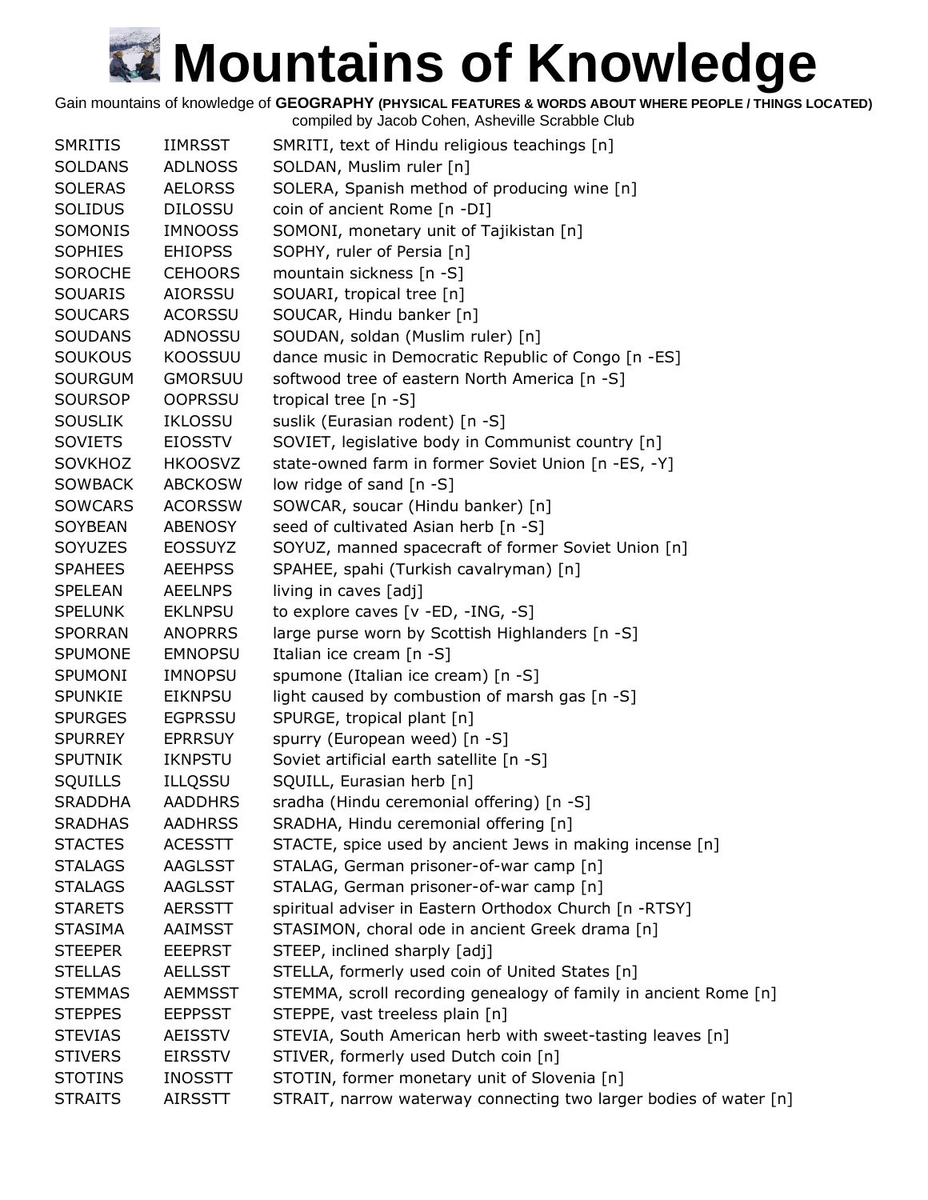# Mountains of Knowledge

Gain mountains of knowledge of **GEOGRAPHY (PHYSICAL FEATURES & WORDS ABOUT WHERE PEOPLE / THINGS LOCATED)**
compiled by Jacob Cohen, Asheville Scrabble Club

| | | |
|---|---|---|
| SMRITIS | IIMRSST | SMRITI, text of Hindu religious teachings [n] |
| SOLDANS | ADLNOSS | SOLDAN, Muslim ruler [n] |
| SOLERAS | AELORSS | SOLERA, Spanish method of producing wine [n] |
| SOLIDUS | DILOSSU | coin of ancient Rome [n -DI] |
| SOMONIS | IMNOOSS | SOMONI, monetary unit of Tajikistan [n] |
| SOPHIES | EHIOPSS | SOPHY, ruler of Persia [n] |
| SOROCHE | CEHOORS | mountain sickness [n -S] |
| SOUARIS | AIORSSU | SOUARI, tropical tree [n] |
| SOUCARS | ACORSSU | SOUCAR, Hindu banker [n] |
| SOUDANS | ADNOSSU | SOUDAN, soldan (Muslim ruler) [n] |
| SOUKOUS | KOOSSUU | dance music in Democratic Republic of Congo [n -ES] |
| SOURGUM | GMORSUU | softwood tree of eastern North America [n -S] |
| SOURSOP | OOPRSSU | tropical tree [n -S] |
| SOUSLIK | IKLOSSU | suslik (Eurasian rodent) [n -S] |
| SOVIETS | EIOSSTV | SOVIET, legislative body in Communist country [n] |
| SOVKHOZ | HKOOSVZ | state-owned farm in former Soviet Union [n -ES, -Y] |
| SOWBACK | ABCKOSW | low ridge of sand [n -S] |
| SOWCARS | ACORSSW | SOWCAR, soucar (Hindu banker) [n] |
| SOYBEAN | ABENOSY | seed of cultivated Asian herb [n -S] |
| SOYUZES | EOSSUYZ | SOYUZ, manned spacecraft of former Soviet Union [n] |
| SPAHEES | AEEHPSS | SPAHEE, spahi (Turkish cavalryman) [n] |
| SPELEAN | AEELNPS | living in caves [adj] |
| SPELUNK | EKLNPSU | to explore caves [v -ED, -ING, -S] |
| SPORRAN | ANOPRRS | large purse worn by Scottish Highlanders [n -S] |
| SPUMONE | EMNOPSU | Italian ice cream [n -S] |
| SPUMONI | IMNOPSU | spumone (Italian ice cream) [n -S] |
| SPUNKIE | EIKNPSU | light caused by combustion of marsh gas [n -S] |
| SPURGES | EGPRSSU | SPURGE, tropical plant [n] |
| SPURREY | EPRRSUY | spurry (European weed) [n -S] |
| SPUTNIK | IKNPSTU | Soviet artificial earth satellite [n -S] |
| SQUILLS | ILLQSSU | SQUILL, Eurasian herb [n] |
| SRADDHA | AADDHRS | sradha (Hindu ceremonial offering) [n -S] |
| SRADHAS | AADHRSS | SRADHA, Hindu ceremonial offering [n] |
| STACTES | ACESSTT | STACTE, spice used by ancient Jews in making incense [n] |
| STALAGS | AAGLSST | STALAG, German prisoner-of-war camp [n] |
| STALAGS | AAGLSST | STALAG, German prisoner-of-war camp [n] |
| STARETS | AERSSTT | spiritual adviser in Eastern Orthodox Church [n -RTSY] |
| STASIMA | AAIMSST | STASIMON, choral ode in ancient Greek drama [n] |
| STEEPER | EEEPRST | STEEP, inclined sharply [adj] |
| STELLAS | AELLSST | STELLA, formerly used coin of United States [n] |
| STEMMAS | AEMMSST | STEMMA, scroll recording genealogy of family in ancient Rome [n] |
| STEPPES | EEPPSST | STEPPE, vast treeless plain [n] |
| STEVIAS | AEISSTV | STEVIA, South American herb with sweet-tasting leaves [n] |
| STIVERS | EIRSSTV | STIVER, formerly used Dutch coin [n] |
| STOTINS | INOSSTT | STOTIN, former monetary unit of Slovenia [n] |
| STRAITS | AIRSSTT | STRAIT, narrow waterway connecting two larger bodies of water [n] |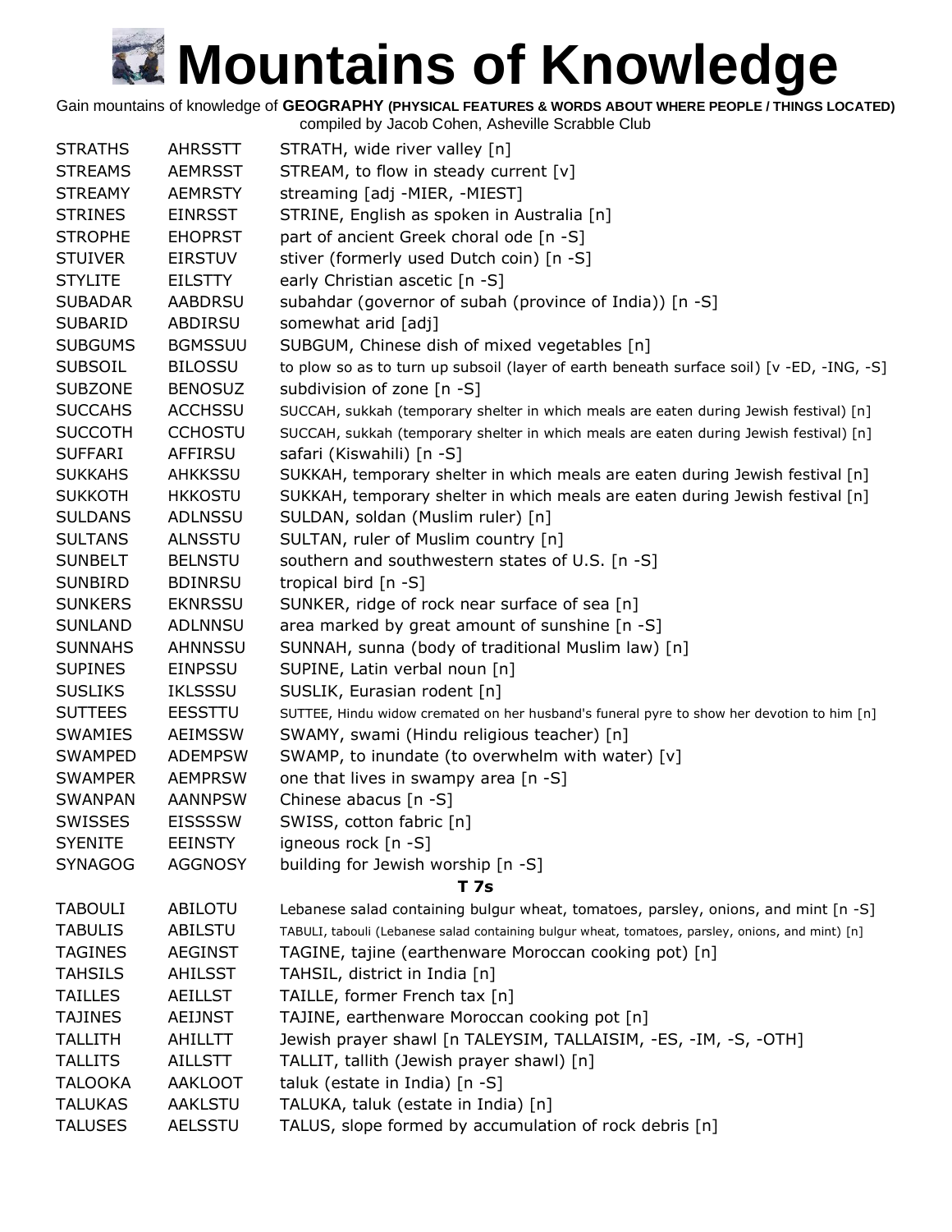# Mountains of Knowledge

Gain mountains of knowledge of **GEOGRAPHY (PHYSICAL FEATURES & WORDS ABOUT WHERE PEOPLE / THINGS LOCATED)**
compiled by Jacob Cohen, Asheville Scrabble Club

| | | |
|---|---|---|
| STRATHS | AHRSSTT | STRATH, wide river valley [n] |
| STREAMS | AEMRSST | STREAM, to flow in steady current [v] |
| STREAMY | AEMRSTY | streaming [adj -MIER, -MIEST] |
| STRINES | EINRSST | STRINE, English as spoken in Australia [n] |
| STROPHE | EHOPRST | part of ancient Greek choral ode [n -S] |
| STUIVER | EIRSTUV | stiver (formerly used Dutch coin) [n -S] |
| STYLITE | EILSTTY | early Christian ascetic [n -S] |
| SUBADAR | AABDRSU | subahdar (governor of subah (province of India)) [n -S] |
| SUBARID | ABDIRSU | somewhat arid [adj] |
| SUBGUMS | BGMSSUU | SUBGUM, Chinese dish of mixed vegetables [n] |
| SUBSOIL | BILOSSU | to plow so as to turn up subsoil (layer of earth beneath surface soil) [v -ED, -ING, -S] |
| SUBZONE | BENOSUZ | subdivision of zone [n -S] |
| SUCCAHS | ACCHSSU | SUCCAH, sukkah (temporary shelter in which meals are eaten during Jewish festival) [n] |
| SUCCOTH | CCHOSTU | SUCCAH, sukkah (temporary shelter in which meals are eaten during Jewish festival) [n] |
| SUFFARI | AFFIRSU | safari (Kiswahili) [n -S] |
| SUKKAHS | AHKKSSU | SUKKAH, temporary shelter in which meals are eaten during Jewish festival [n] |
| SUKKOTH | HKKOSTU | SUKKAH, temporary shelter in which meals are eaten during Jewish festival [n] |
| SULDANS | ADLNSSU | SULDAN, soldan (Muslim ruler) [n] |
| SULTANS | ALNSSTU | SULTAN, ruler of Muslim country [n] |
| SUNBELT | BELNSTU | southern and southwestern states of U.S. [n -S] |
| SUNBIRD | BDINRSU | tropical bird [n -S] |
| SUNKERS | EKNRSSU | SUNKER, ridge of rock near surface of sea [n] |
| SUNLAND | ADLNNSU | area marked by great amount of sunshine [n -S] |
| SUNNAHS | AHNNSSU | SUNNAH, sunna (body of traditional Muslim law) [n] |
| SUPINES | EINPSSU | SUPINE, Latin verbal noun [n] |
| SUSLIKS | IKLSSSU | SUSLIK, Eurasian rodent [n] |
| SUTTEES | EESSTTU | SUTTEE, Hindu widow cremated on her husband's funeral pyre to show her devotion to him [n] |
| SWAMIES | AEIMSSW | SWAMY, swami (Hindu religious teacher) [n] |
| SWAMPED | ADEMPSW | SWAMP, to inundate (to overwhelm with water) [v] |
| SWAMPER | AEMPRSW | one that lives in swampy area [n -S] |
| SWANPAN | AANNPSW | Chinese abacus [n -S] |
| SWISSES | EISSSSW | SWISS, cotton fabric [n] |
| SYENITE | EEINSTY | igneous rock [n -S] |
| SYNAGOG | AGGNOSY | building for Jewish worship [n -S] |

### T 7s

| | | |
|---|---|---|
| TABOULI | ABILOTU | Lebanese salad containing bulgur wheat, tomatoes, parsley, onions, and mint [n -S] |
| TABULIS | ABILSTU | TABULI, tabouli (Lebanese salad containing bulgur wheat, tomatoes, parsley, onions, and mint) [n] |
| TAGINES | AEGINST | TAGINE, tajine (earthenware Moroccan cooking pot) [n] |
| TAHSILS | AHILSST | TAHSIL, district in India [n] |
| TAILLES | AEILLST | TAILLE, former French tax [n] |
| TAJINES | AEIJNST | TAJINE, earthenware Moroccan cooking pot [n] |
| TALLITH | AHILLTT | Jewish prayer shawl [n TALEYSIM, TALLAISIM, -ES, -IM, -S, -OTH] |
| TALLITS | AILLSTT | TALLIT, tallith (Jewish prayer shawl) [n] |
| TALOOKA | AAKLOOT | taluk (estate in India) [n -S] |
| TALUKAS | AAKLSTU | TALUKA, taluk (estate in India) [n] |
| TALUSES | AELSSTU | TALUS, slope formed by accumulation of rock debris [n] |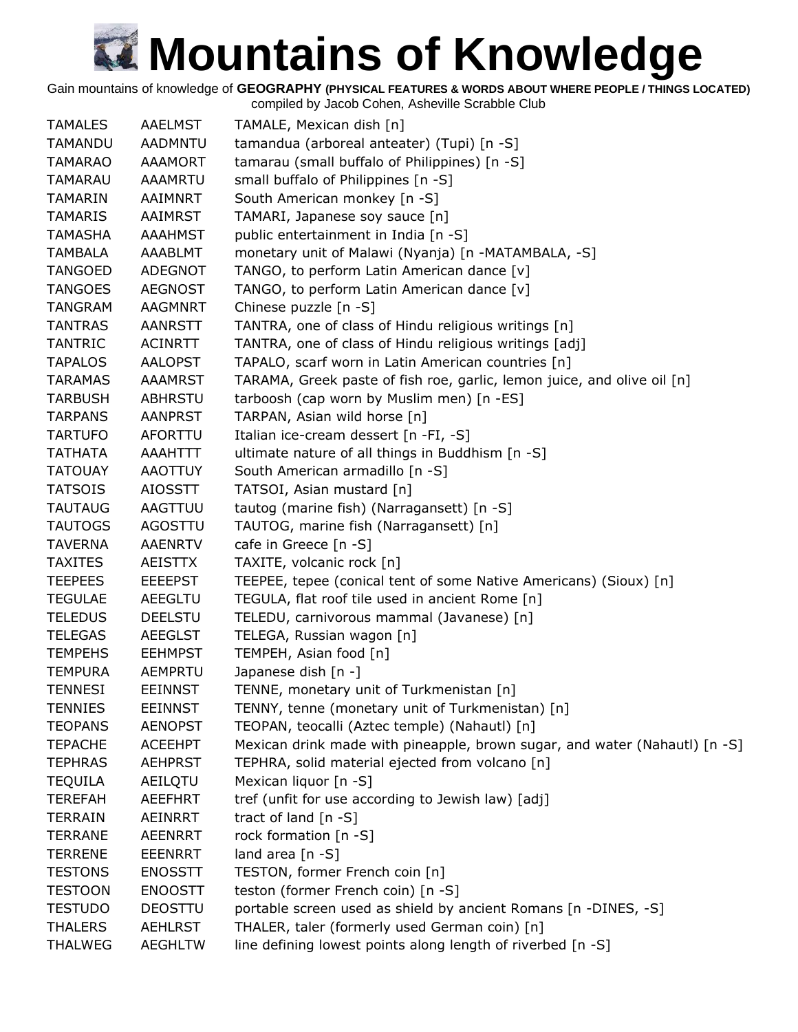# Mountains of Knowledge

Gain mountains of knowledge of **GEOGRAPHY (PHYSICAL FEATURES & WORDS ABOUT WHERE PEOPLE / THINGS LOCATED)**
compiled by Jacob Cohen, Asheville Scrabble Club

| | | |
|---|---|---|
| TAMALES | AAELMST | TAMALE, Mexican dish [n] |
| TAMANDU | AADMNTU | tamandua (arboreal anteater) (Tupi) [n -S] |
| TAMARAO | AAAMORT | tamarau (small buffalo of Philippines) [n -S] |
| TAMARAU | AAAMRTU | small buffalo of Philippines [n -S] |
| TAMARIN | AAIMNRT | South American monkey [n -S] |
| TAMARIS | AAIMRST | TAMARI, Japanese soy sauce [n] |
| TAMASHA | AAAHMST | public entertainment in India [n -S] |
| TAMBALA | AAABLMT | monetary unit of Malawi (Nyanja) [n -MATAMBALA, -S] |
| TANGOED | ADEGNOT | TANGO, to perform Latin American dance [v] |
| TANGOES | AEGNOST | TANGO, to perform Latin American dance [v] |
| TANGRAM | AAGMNRT | Chinese puzzle [n -S] |
| TANTRAS | AANRSTT | TANTRA, one of class of Hindu religious writings [n] |
| TANTRIC | ACINRTT | TANTRA, one of class of Hindu religious writings [adj] |
| TAPALOS | AALOPST | TAPALO, scarf worn in Latin American countries [n] |
| TARAMAS | AAAMRST | TARAMA, Greek paste of fish roe, garlic, lemon juice, and olive oil [n] |
| TARBUSH | ABHRSTU | tarboosh (cap worn by Muslim men) [n -ES] |
| TARPANS | AANPRST | TARPAN, Asian wild horse [n] |
| TARTUFO | AFORTTU | Italian ice-cream dessert [n -FI, -S] |
| TATHATA | AAAHTTT | ultimate nature of all things in Buddhism [n -S] |
| TATOUAY | AAOTTUY | South American armadillo [n -S] |
| TATSOIS | AIOSSTT | TATSOI, Asian mustard [n] |
| TAUTAUG | AAGTTUU | tautog (marine fish) (Narragansett) [n -S] |
| TAUTOGS | AGOSTTU | TAUTOG, marine fish (Narragansett) [n] |
| TAVERNA | AAENRTV | cafe in Greece [n -S] |
| TAXITES | AEISTTX | TAXITE, volcanic rock [n] |
| TEEPEES | EEEEPST | TEEPEE, tepee (conical tent of some Native Americans) (Sioux) [n] |
| TEGULAE | AEEGLTU | TEGULA, flat roof tile used in ancient Rome [n] |
| TELEDUS | DEELSTU | TELEDU, carnivorous mammal (Javanese) [n] |
| TELEGAS | AEEGLST | TELEGA, Russian wagon [n] |
| TEMPEHS | EEHMPST | TEMPEH, Asian food [n] |
| TEMPURA | AEMPRTU | Japanese dish [n -] |
| TENNESI | EEINNST | TENNE, monetary unit of Turkmenistan [n] |
| TENNIES | EEINNST | TENNY, tenne (monetary unit of Turkmenistan) [n] |
| TEOPANS | AENOPST | TEOPAN, teocalli (Aztec temple) (Nahautl) [n] |
| TEPACHE | ACEEHPT | Mexican drink made with pineapple, brown sugar, and water (Nahautl) [n -S] |
| TEPHRAS | AEHPRST | TEPHRA, solid material ejected from volcano [n] |
| TEQUILA | AEILQTU | Mexican liquor [n -S] |
| TEREFAH | AEEFHRT | tref (unfit for use according to Jewish law) [adj] |
| TERRAIN | AEINRRT | tract of land [n -S] |
| TERRANE | AEENRRT | rock formation [n -S] |
| TERRENE | EEENRRT | land area [n -S] |
| TESTONS | ENOSSTT | TESTON, former French coin [n] |
| TESTOON | ENOOSTT | teston (former French coin) [n -S] |
| TESTUDO | DEOSTTU | portable screen used as shield by ancient Romans [n -DINES, -S] |
| THALERS | AEHLRST | THALER, taler (formerly used German coin) [n] |
| THALWEG | AEGHLTW | line defining lowest points along length of riverbed [n -S] |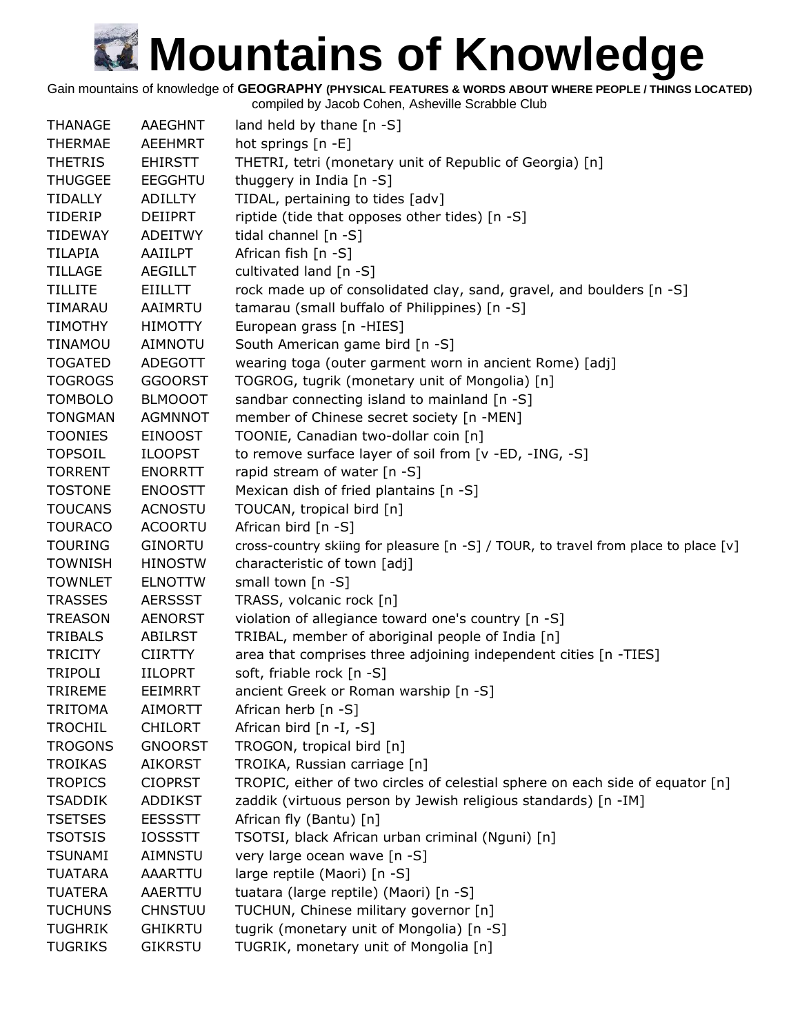# Mountains of Knowledge

Gain mountains of knowledge of **GEOGRAPHY (PHYSICAL FEATURES & WORDS ABOUT WHERE PEOPLE / THINGS LOCATED)**
compiled by Jacob Cohen, Asheville Scrabble Club

| | | |
|---|---|---|
| THANAGE | AAEGHNT | land held by thane [n -S] |
| THERMAE | AEEHMRT | hot springs [n -E] |
| THETRIS | EHIRSTT | THETRI, tetri (monetary unit of Republic of Georgia) [n] |
| THUGGEE | EEGGHTU | thuggery in India [n -S] |
| TIDALLY | ADILLTY | TIDAL, pertaining to tides [adv] |
| TIDERIP | DEIIPRT | riptide (tide that opposes other tides) [n -S] |
| TIDEWAY | ADEITWY | tidal channel [n -S] |
| TILAPIA | AAIILPT | African fish [n -S] |
| TILLAGE | AEGILLT | cultivated land [n -S] |
| TILLITE | EIILLTT | rock made up of consolidated clay, sand, gravel, and boulders [n -S] |
| TIMARAU | AAIMRTU | tamarau (small buffalo of Philippines) [n -S] |
| TIMOTHY | HIMOTTY | European grass [n -HIES] |
| TINAMOU | AIMNOTU | South American game bird [n -S] |
| TOGATED | ADEGOTT | wearing toga (outer garment worn in ancient Rome) [adj] |
| TOGROGS | GGOORST | TOGROG, tugrik (monetary unit of Mongolia) [n] |
| TOMBOLO | BLMOOOT | sandbar connecting island to mainland [n -S] |
| TONGMAN | AGMNNOT | member of Chinese secret society [n -MEN] |
| TOONIES | EINOOST | TOONIE, Canadian two-dollar coin [n] |
| TOPSOIL | ILOOPST | to remove surface layer of soil from [v -ED, -ING, -S] |
| TORRENT | ENORRTT | rapid stream of water [n -S] |
| TOSTONE | ENOOSTT | Mexican dish of fried plantains [n -S] |
| TOUCANS | ACNOSTU | TOUCAN, tropical bird [n] |
| TOURACO | ACOORTU | African bird [n -S] |
| TOURING | GINORTU | cross-country skiing for pleasure [n -S] / TOUR, to travel from place to place [v] |
| TOWNISH | HINOSTW | characteristic of town [adj] |
| TOWNLET | ELNOTTW | small town [n -S] |
| TRASSES | AERSSST | TRASS, volcanic rock [n] |
| TREASON | AENORST | violation of allegiance toward one's country [n -S] |
| TRIBALS | ABILRST | TRIBAL, member of aboriginal people of India [n] |
| TRICITY | CIIRTTY | area that comprises three adjoining independent cities [n -TIES] |
| TRIPOLI | IILOPRT | soft, friable rock [n -S] |
| TRIREME | EEIMRRT | ancient Greek or Roman warship [n -S] |
| TRITOMA | AIMORTT | African herb [n -S] |
| TROCHIL | CHILORT | African bird [n -I, -S] |
| TROGONS | GNOORST | TROGON, tropical bird [n] |
| TROIKAS | AIKORST | TROIKA, Russian carriage [n] |
| TROPICS | CIOPRST | TROPIC, either of two circles of celestial sphere on each side of equator [n] |
| TSADDIK | ADDIKST | zaddik (virtuous person by Jewish religious standards) [n -IM] |
| TSETSES | EESSSTT | African fly (Bantu) [n] |
| TSOTSIS | IOSSSTT | TSOTSI, black African urban criminal (Nguni) [n] |
| TSUNAMI | AIMNSTU | very large ocean wave [n -S] |
| TUATARA | AAARTTU | large reptile (Maori) [n -S] |
| TUATERA | AAERTTU | tuatara (large reptile) (Maori) [n -S] |
| TUCHUNS | CHNSTUU | TUCHUN, Chinese military governor [n] |
| TUGHRIK | GHIKRTU | tugrik (monetary unit of Mongolia) [n -S] |
| TUGRIKS | GIKRSTU | TUGRIK, monetary unit of Mongolia [n] |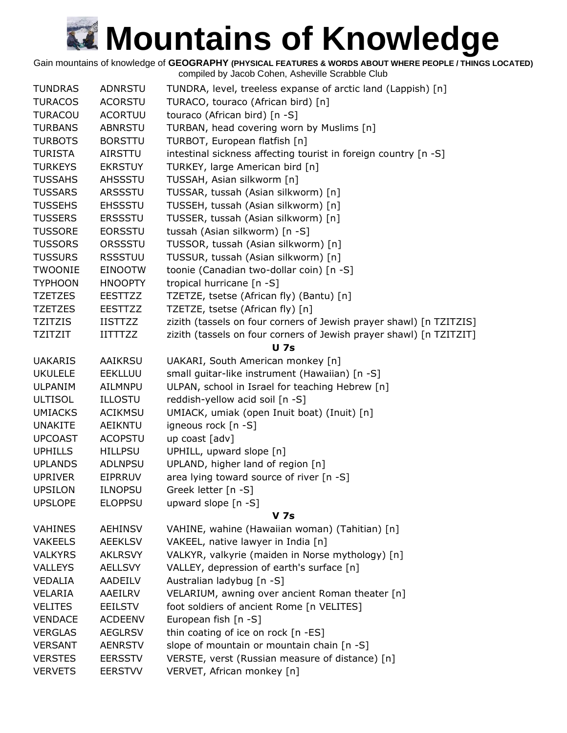# Mountains of Knowledge

Gain mountains of knowledge of **GEOGRAPHY (PHYSICAL FEATURES & WORDS ABOUT WHERE PEOPLE / THINGS LOCATED)**
compiled by Jacob Cohen, Asheville Scrabble Club

| | | |
|---|---|---|
| TUNDRAS | ADNRSTU | TUNDRA, level, treeless expanse of arctic land (Lappish) [n] |
| TURACOS | ACORSTU | TURACO, touraco (African bird) [n] |
| TURACOU | ACORTUU | touraco (African bird) [n -S] |
| TURBANS | ABNRSTU | TURBAN, head covering worn by Muslims [n] |
| TURBOTS | BORSTTU | TURBOT, European flatfish [n] |
| TURISTA | AIRSTTU | intestinal sickness affecting tourist in foreign country [n -S] |
| TURKEYS | EKRSTUY | TURKEY, large American bird [n] |
| TUSSAHS | AHSSSTU | TUSSAH, Asian silkworm [n] |
| TUSSARS | ARSSSTU | TUSSAR, tussah (Asian silkworm) [n] |
| TUSSEHS | EHSSSTU | TUSSEH, tussah (Asian silkworm) [n] |
| TUSSERS | ERSSSTU | TUSSER, tussah (Asian silkworm) [n] |
| TUSSORE | EORSSTU | tussah (Asian silkworm) [n -S] |
| TUSSORS | ORSSSTU | TUSSOR, tussah (Asian silkworm) [n] |
| TUSSURS | RSSSTUU | TUSSUR, tussah (Asian silkworm) [n] |
| TWOONIE | EINOOTW | toonie (Canadian two-dollar coin) [n -S] |
| TYPHOON | HNOOPTY | tropical hurricane [n -S] |
| TZETZES | EESTTZZ | TZETZE, tsetse (African fly) (Bantu) [n] |
| TZETZES | EESTTZZ | TZETZE, tsetse (African fly) [n] |
| TZITZIS | IISTTZZ | zizith (tassels on four corners of Jewish prayer shawl) [n TZITZIS] |
| TZITZIT | IITTTZZ | zizith (tassels on four corners of Jewish prayer shawl) [n TZITZIT] |

**U 7s**

| | | |
|---|---|---|
| UAKARIS | AAIKRSU | UAKARI, South American monkey [n] |
| UKULELE | EEKLLUU | small guitar-like instrument (Hawaiian) [n -S] |
| ULPANIM | AILMNPU | ULPAN, school in Israel for teaching Hebrew [n] |
| ULTISOL | ILLOSTU | reddish-yellow acid soil [n -S] |
| UMIACKS | ACIKMSU | UMIACK, umiak (open Inuit boat) (Inuit) [n] |
| UNAKITE | AEIKNTU | igneous rock [n -S] |
| UPCOAST | ACOPSTU | up coast [adv] |
| UPHILLS | HILLPSU | UPHILL, upward slope [n] |
| UPLANDS | ADLNPSU | UPLAND, higher land of region [n] |
| UPRIVER | EIPRRUV | area lying toward source of river [n -S] |
| UPSILON | ILNOPSU | Greek letter [n -S] |
| UPSLOPE | ELOPPSU | upward slope [n -S] |

**V 7s**

| | | |
|---|---|---|
| VAHINES | AEHINSV | VAHINE, wahine (Hawaiian woman) (Tahitian) [n] |
| VAKEELS | AEEKLSV | VAKEEL, native lawyer in India [n] |
| VALKYRS | AKLRSVY | VALKYR, valkyrie (maiden in Norse mythology) [n] |
| VALLEYS | AELLSVY | VALLEY, depression of earth's surface [n] |
| VEDALIA | AADEILV | Australian ladybug [n -S] |
| VELARIA | AAEILRV | VELARIUM, awning over ancient Roman theater [n] |
| VELITES | EEILSTV | foot soldiers of ancient Rome [n VELITES] |
| VENDACE | ACDEENV | European fish [n -S] |
| VERGLAS | AEGLRSV | thin coating of ice on rock [n -ES] |
| VERSANT | AENRSTV | slope of mountain or mountain chain [n -S] |
| VERSTES | EERSSTV | VERSTE, verst (Russian measure of distance) [n] |
| VERVETS | EERSTVV | VERVET, African monkey [n] |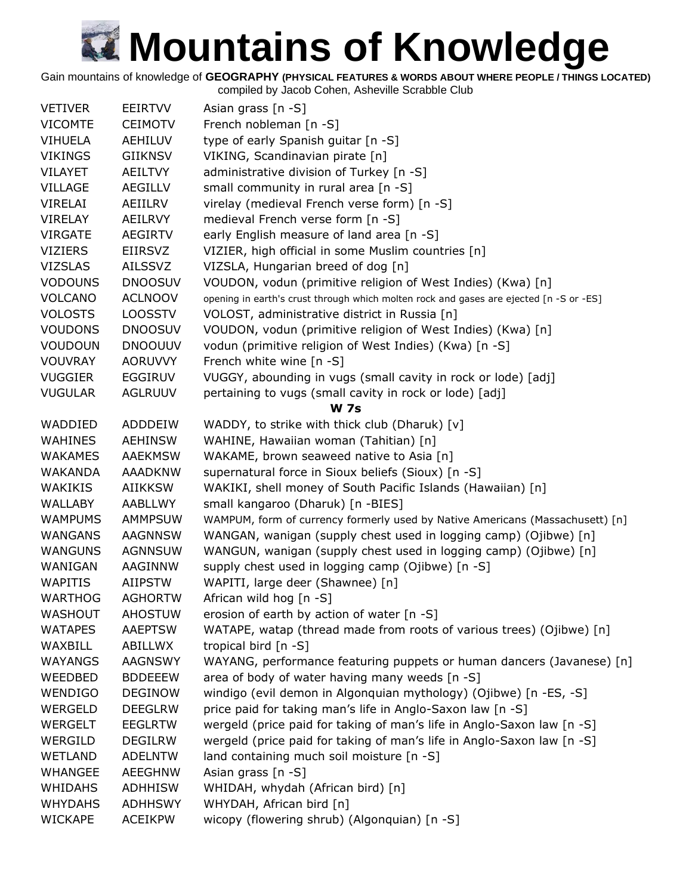# Mountains of Knowledge

Gain mountains of knowledge of **GEOGRAPHY (PHYSICAL FEATURES & WORDS ABOUT WHERE PEOPLE / THINGS LOCATED)**
compiled by Jacob Cohen, Asheville Scrabble Club

| | | |
|---|---|---|
| VETIVER | EEIRTVV | Asian grass [n -S] |
| VICOMTE | CEIMOTV | French nobleman [n -S] |
| VIHUELA | AEHILUV | type of early Spanish guitar [n -S] |
| VIKINGS | GIIKNSV | VIKING, Scandinavian pirate [n] |
| VILAYET | AEILTVY | administrative division of Turkey [n -S] |
| VILLAGE | AEGILLV | small community in rural area [n -S] |
| VIRELAI | AEIILRV | virelay (medieval French verse form) [n -S] |
| VIRELAY | AEILRVY | medieval French verse form [n -S] |
| VIRGATE | AEGIRTV | early English measure of land area [n -S] |
| VIZIERS | EIIRSVZ | VIZIER, high official in some Muslim countries [n] |
| VIZSLAS | AILSSVZ | VIZSLA, Hungarian breed of dog [n] |
| VODOUNS | DNOOSUV | VOUDON, vodun (primitive religion of West Indies) (Kwa) [n] |
| VOLCANO | ACLNOOV | opening in earth's crust through which molten rock and gases are ejected [n -S or -ES] |
| VOLOSTS | LOOSSTV | VOLOST, administrative district in Russia [n] |
| VOUDONS | DNOOSUV | VOUDON, vodun (primitive religion of West Indies) (Kwa) [n] |
| VOUDOUN | DNOOUUV | vodun (primitive religion of West Indies) (Kwa) [n -S] |
| VOUVRAY | AORUVVY | French white wine [n -S] |
| VUGGIER | EGGIRUV | VUGGY, abounding in vugs (small cavity in rock or lode) [adj] |
| VUGULAR | AGLRUUV | pertaining to vugs (small cavity in rock or lode) [adj] |
| | | **W 7s** |
| WADDIED | ADDDEIW | WADDY, to strike with thick club (Dharuk) [v] |
| WAHINES | AEHINSW | WAHINE, Hawaiian woman (Tahitian) [n] |
| WAKAMES | AAEKMSW | WAKAME, brown seaweed native to Asia [n] |
| WAKANDA | AAADKNW | supernatural force in Sioux beliefs (Sioux) [n -S] |
| WAKIKIS | AIIKKSW | WAKIKI, shell money of South Pacific Islands (Hawaiian) [n] |
| WALLABY | AABLLWY | small kangaroo (Dharuk) [n -BIES] |
| WAMPUMS | AMMPSUW | WAMPUM, form of currency formerly used by Native Americans (Massachusett) [n] |
| WANGANS | AAGNNSW | WANGAN, wanigan (supply chest used in logging camp) (Ojibwe) [n] |
| WANGUNS | AGNNSUW | WANGUN, wanigan (supply chest used in logging camp) (Ojibwe) [n] |
| WANIGAN | AAGINNW | supply chest used in logging camp (Ojibwe) [n -S] |
| WAPITIS | AIIPSTW | WAPITI, large deer (Shawnee) [n] |
| WARTHOG | AGHORTW | African wild hog [n -S] |
| WASHOUT | AHOSTUW | erosion of earth by action of water [n -S] |
| WATAPES | AAEPTSW | WATAPE, watap (thread made from roots of various trees) (Ojibwe) [n] |
| WAXBILL | ABILLWX | tropical bird [n -S] |
| WAYANGS | AAGNSWY | WAYANG, performance featuring puppets or human dancers (Javanese) [n] |
| WEEDBED | BDDEEEW | area of body of water having many weeds [n -S] |
| WENDIGO | DEGINOW | windigo (evil demon in Algonquian mythology) (Ojibwe) [n -ES, -S] |
| WERGELD | DEEGLRW | price paid for taking man's life in Anglo-Saxon law [n -S] |
| WERGELT | EEGLRTW | wergeld (price paid for taking of man's life in Anglo-Saxon law [n -S] |
| WERGILD | DEGILRW | wergeld (price paid for taking of man's life in Anglo-Saxon law [n -S] |
| WETLAND | ADELNTW | land containing much soil moisture [n -S] |
| WHANGEE | AEEGHNW | Asian grass [n -S] |
| WHIDAHS | ADHHISW | WHIDAH, whydah (African bird) [n] |
| WHYDAHS | ADHHSWY | WHYDAH, African bird [n] |
| WICKAPE | ACEIKPW | wicopy (flowering shrub) (Algonquian) [n -S] |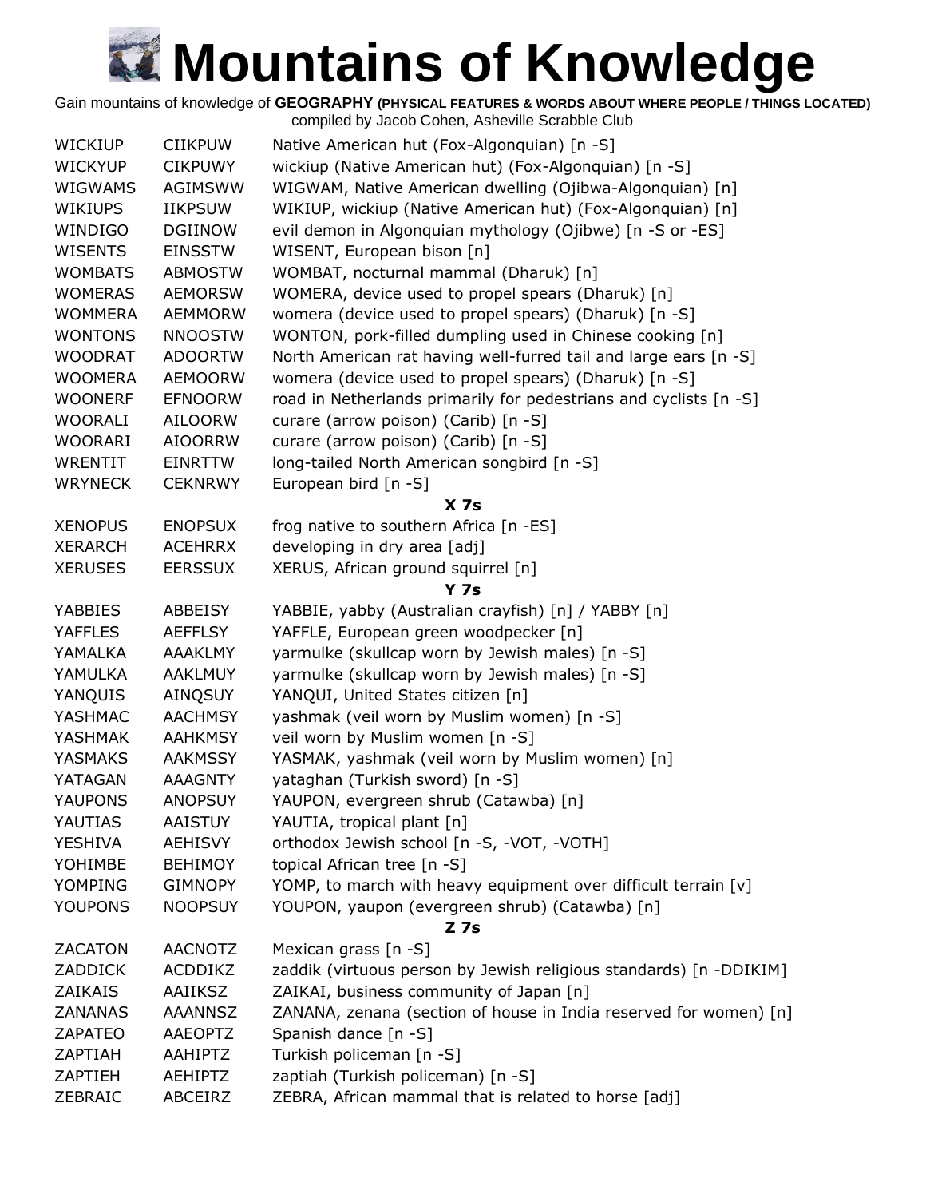# Mountains of Knowledge

Gain mountains of knowledge of **GEOGRAPHY (PHYSICAL FEATURES & WORDS ABOUT WHERE PEOPLE / THINGS LOCATED)**
compiled by Jacob Cohen, Asheville Scrabble Club

| | | |
|---|---|---|
| WICKIUP | CIIKPUW | Native American hut (Fox-Algonquian) [n -S] |
| WICKYUP | CIKPUWY | wickiup (Native American hut) (Fox-Algonquian) [n -S] |
| WIGWAMS | AGIMSWW | WIGWAM, Native American dwelling (Ojibwa-Algonquian) [n] |
| WIKIUPS | IIKPSUW | WIKIUP, wickiup (Native American hut) (Fox-Algonquian) [n] |
| WINDIGO | DGIINOW | evil demon in Algonquian mythology (Ojibwe) [n -S or -ES] |
| WISENTS | EINSSTW | WISENT, European bison [n] |
| WOMBATS | ABMOSTW | WOMBAT, nocturnal mammal (Dharuk) [n] |
| WOMERAS | AEMORSW | WOMERA, device used to propel spears (Dharuk) [n] |
| WOMMERA | AEMMORW | womera (device used to propel spears) (Dharuk) [n -S] |
| WONTONS | NNOOSTW | WONTON, pork-filled dumpling used in Chinese cooking [n] |
| WOODRAT | ADOORTW | North American rat having well-furred tail and large ears [n -S] |
| WOOMERA | AEMOORW | womera (device used to propel spears) (Dharuk) [n -S] |
| WOONERF | EFNOORW | road in Netherlands primarily for pedestrians and cyclists [n -S] |
| WOORALI | AILOORW | curare (arrow poison) (Carib) [n -S] |
| WOORARI | AIOORRW | curare (arrow poison) (Carib) [n -S] |
| WRENTIT | EINRTTW | long-tailed North American songbird [n -S] |
| WRYNECK | CEKNRWY | European bird [n -S] |
| | | **X 7s** |
| XENOPUS | ENOPSUX | frog native to southern Africa [n -ES] |
| XERARCH | ACEHRRX | developing in dry area [adj] |
| XERUSES | EERSSUX | XERUS, African ground squirrel [n] |
| | | **Y 7s** |
| YABBIES | ABBEISY | YABBIE, yabby (Australian crayfish) [n] / YABBY [n] |
| YAFFLES | AEFFLSY | YAFFLE, European green woodpecker [n] |
| YAMALKA | AAAKLMY | yarmulke (skullcap worn by Jewish males) [n -S] |
| YAMULKA | AAKLMUY | yarmulke (skullcap worn by Jewish males) [n -S] |
| YANQUIS | AINQSUY | YANQUI, United States citizen [n] |
| YASHMAC | AACHMSY | yashmak (veil worn by Muslim women) [n -S] |
| YASHMAK | AAHKMSY | veil worn by Muslim women [n -S] |
| YASMAKS | AAKMSSY | YASMAK, yashmak (veil worn by Muslim women) [n] |
| YATAGAN | AAAGNTY | yataghan (Turkish sword) [n -S] |
| YAUPONS | ANOPSUY | YAUPON, evergreen shrub (Catawba) [n] |
| YAUTIAS | AAISTUY | YAUTIA, tropical plant [n] |
| YESHIVA | AEHISVY | orthodox Jewish school [n -S, -VOT, -VOTH] |
| YOHIMBE | BEHIMOY | topical African tree [n -S] |
| YOMPING | GIMNOPY | YOMP, to march with heavy equipment over difficult terrain [v] |
| YOUPONS | NOOPSUY | YOUPON, yaupon (evergreen shrub) (Catawba) [n] |
| | | **Z 7s** |
| ZACATON | AACNOTZ | Mexican grass [n -S] |
| ZADDICK | ACDDIKZ | zaddik (virtuous person by Jewish religious standards) [n -DDIKIM] |
| ZAIKAIS | AAIIKSZ | ZAIKAI, business community of Japan [n] |
| ZANANAS | AAANNSZ | ZANANA, zenana (section of house in India reserved for women) [n] |
| ZAPATEO | AAEOPTZ | Spanish dance [n -S] |
| ZAPTIAH | AAHIPTZ | Turkish policeman [n -S] |
| ZAPTIEH | AEHIPTZ | zaptiah (Turkish policeman) [n -S] |
| ZEBRAIC | ABCEIRZ | ZEBRA, African mammal that is related to horse [adj] |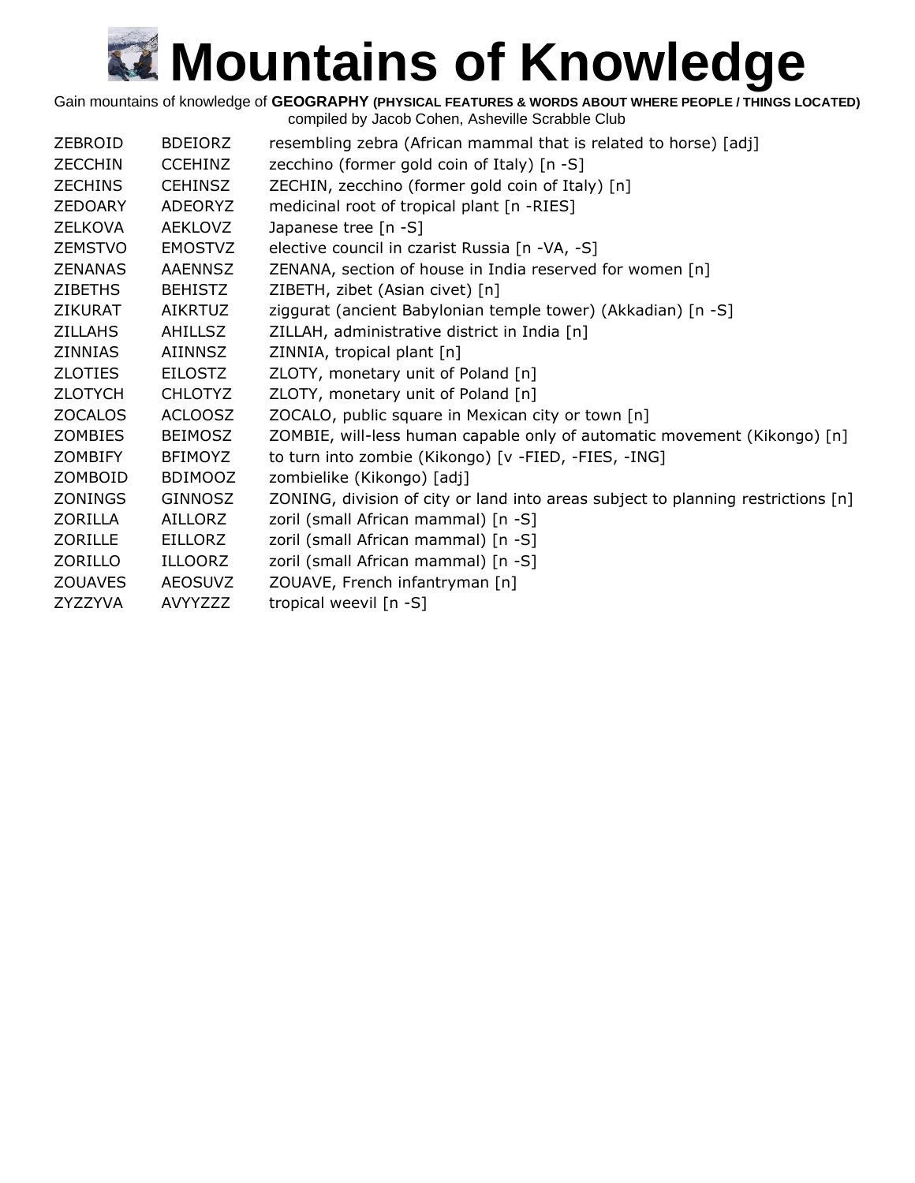# Mountains of Knowledge

Gain mountains of knowledge of **GEOGRAPHY (PHYSICAL FEATURES & WORDS ABOUT WHERE PEOPLE / THINGS LOCATED)**
compiled by Jacob Cohen, Asheville Scrabble Club

| | | |
|---|---|---|
| ZEBROID | BDEIORZ | resembling zebra (African mammal that is related to horse) [adj] |
| ZECCHIN | CCEHINZ | zecchino (former gold coin of Italy) [n -S] |
| ZECHINS | CEHINSZ | ZECHIN, zecchino (former gold coin of Italy) [n] |
| ZEDOARY | ADEORYZ | medicinal root of tropical plant [n -RIES] |
| ZELKOVA | AEKLOVZ | Japanese tree [n -S] |
| ZEMSTVO | EMOSTVZ | elective council in czarist Russia [n -VA, -S] |
| ZENANAS | AAENNSZ | ZENANA, section of house in India reserved for women [n] |
| ZIBETHS | BEHISTZ | ZIBETH, zibet (Asian civet) [n] |
| ZIKURAT | AIKRTUZ | ziggurat (ancient Babylonian temple tower) (Akkadian) [n -S] |
| ZILLAHS | AHILLSZ | ZILLAH, administrative district in India [n] |
| ZINNIAS | AIINNSZ | ZINNIA, tropical plant [n] |
| ZLOTIES | EILOSTZ | ZLOTY, monetary unit of Poland [n] |
| ZLOTYCH | CHLOTYZ | ZLOTY, monetary unit of Poland [n] |
| ZOCALOS | ACLOOSZ | ZOCALO, public square in Mexican city or town [n] |
| ZOMBIES | BEIMOSZ | ZOMBIE, will-less human capable only of automatic movement (Kikongo) [n] |
| ZOMBIFY | BFIMOYZ | to turn into zombie (Kikongo) [v -FIED, -FIES, -ING] |
| ZOMBOID | BDIMOOZ | zombielike (Kikongo) [adj] |
| ZONINGS | GINNOSZ | ZONING, division of city or land into areas subject to planning restrictions [n] |
| ZORILLA | AILLORZ | zoril (small African mammal) [n -S] |
| ZORILLE | EILLORZ | zoril (small African mammal) [n -S] |
| ZORILLO | ILLOORZ | zoril (small African mammal) [n -S] |
| ZOUAVES | AEOSUVZ | ZOUAVE, French infantryman [n] |
| ZYZZYVA | AVYYZZZ | tropical weevil [n -S] |